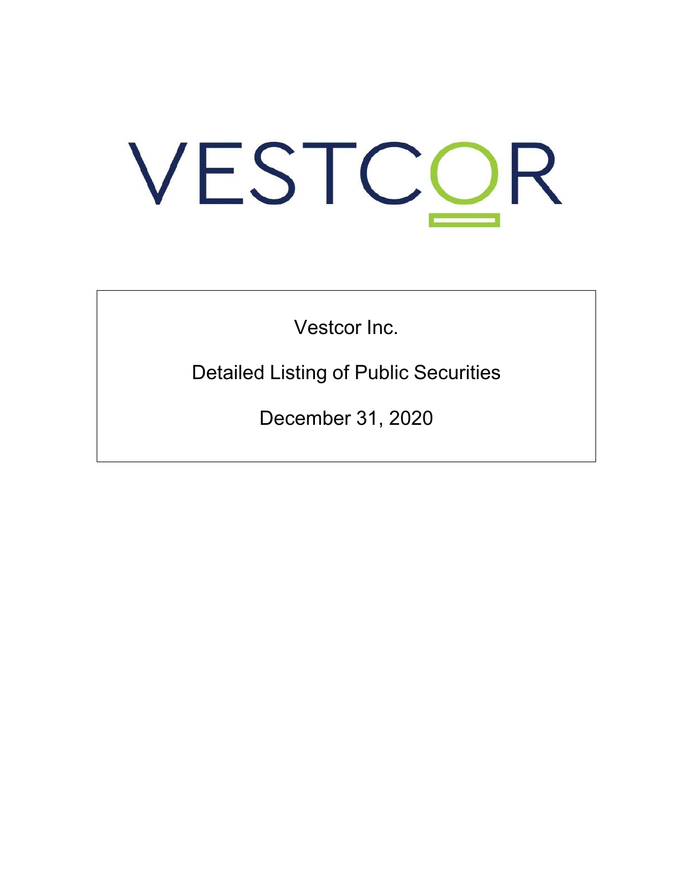# VESTCOR

Vestcor Inc.

Detailed Listing of Public Securities

December 31, 2020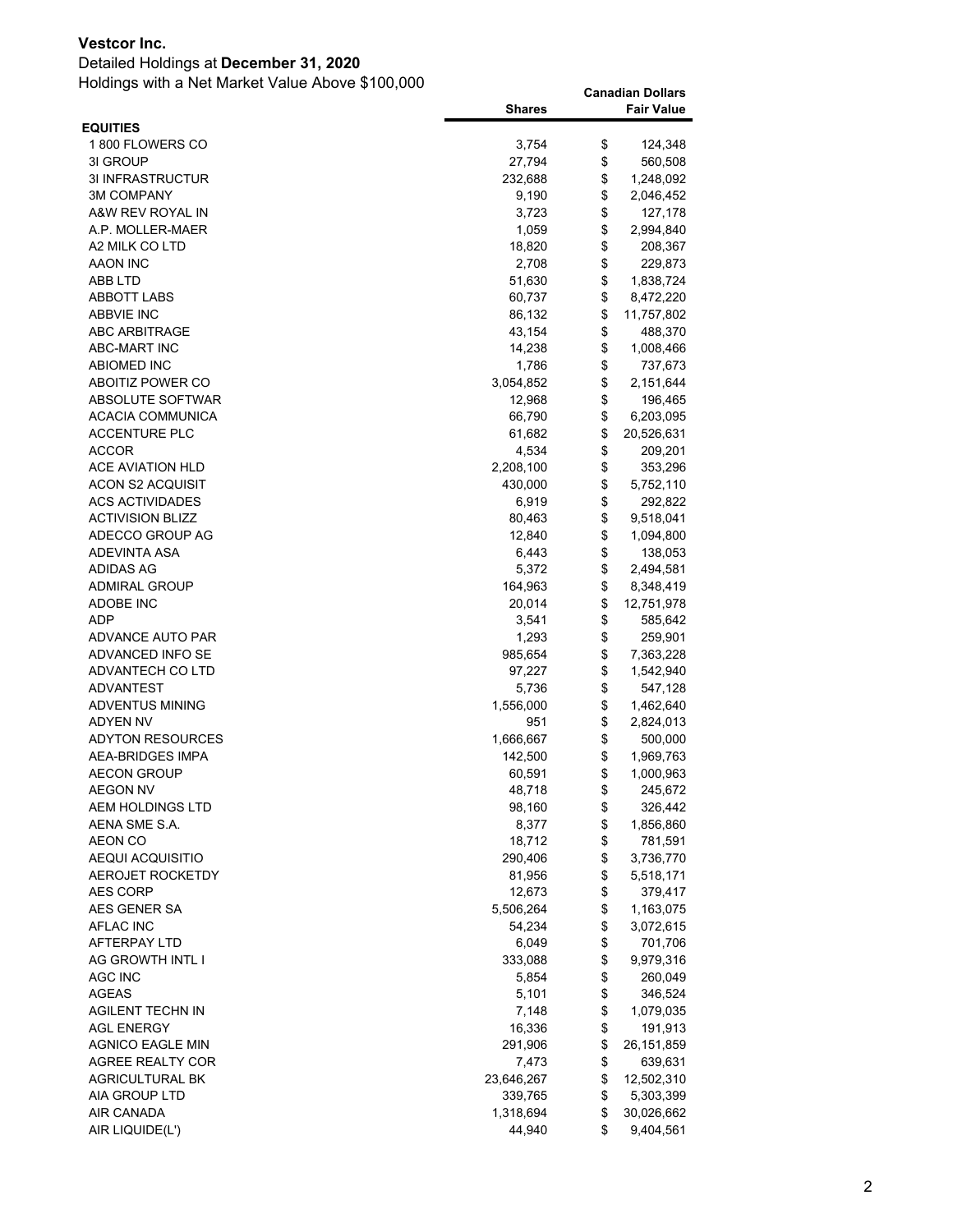**Vestcor Inc.**

Detailed Holdings at **December 31, 2020**

Holdings with a Net Market Value Above $100,000

| | Shares | Canadian Dollars Fair Value |
|---|---|---|
| **EQUITIES** | | |
| 1 800 FLOWERS CO | 3,754 | $ 124,348 |
| 3I GROUP | 27,794 | $ 560,508 |
| 3I INFRASTRUCTUR | 232,688 | $ 1,248,092 |
| 3M COMPANY | 9,190 | $ 2,046,452 |
| A&W REV ROYAL IN | 3,723 | $ 127,178 |
| A.P. MOLLER-MAER | 1,059 | $ 2,994,840 |
| A2 MILK CO LTD | 18,820 | $ 208,367 |
| AAON INC | 2,708 | $ 229,873 |
| ABB LTD | 51,630 | $ 1,838,724 |
| ABBOTT LABS | 60,737 | $ 8,472,220 |
| ABBVIE INC | 86,132 | $ 11,757,802 |
| ABC ARBITRAGE | 43,154 | $ 488,370 |
| ABC-MART INC | 14,238 | $ 1,008,466 |
| ABIOMED INC | 1,786 | $ 737,673 |
| ABOITIZ POWER CO | 3,054,852 | $ 2,151,644 |
| ABSOLUTE SOFTWAR | 12,968 | $ 196,465 |
| ACACIA COMMUNICA | 66,790 | $ 6,203,095 |
| ACCENTURE PLC | 61,682 | $ 20,526,631 |
| ACCOR | 4,534 | $ 209,201 |
| ACE AVIATION HLD | 2,208,100 | $ 353,296 |
| ACON S2 ACQUISIT | 430,000 | $ 5,752,110 |
| ACS ACTIVIDADES | 6,919 | $ 292,822 |
| ACTIVISION BLIZZ | 80,463 | $ 9,518,041 |
| ADECCO GROUP AG | 12,840 | $ 1,094,800 |
| ADEVINTA ASA | 6,443 | $ 138,053 |
| ADIDAS AG | 5,372 | $ 2,494,581 |
| ADMIRAL GROUP | 164,963 | $ 8,348,419 |
| ADOBE INC | 20,014 | $ 12,751,978 |
| ADP | 3,541 | $ 585,642 |
| ADVANCE AUTO PAR | 1,293 | $ 259,901 |
| ADVANCED INFO SE | 985,654 | $ 7,363,228 |
| ADVANTECH CO LTD | 97,227 | $ 1,542,940 |
| ADVANTEST | 5,736 | $ 547,128 |
| ADVENTUS MINING | 1,556,000 | $ 1,462,640 |
| ADYEN NV | 951 | $ 2,824,013 |
| ADYTON RESOURCES | 1,666,667 | $ 500,000 |
| AEA-BRIDGES IMPA | 142,500 | $ 1,969,763 |
| AECON GROUP | 60,591 | $ 1,000,963 |
| AEGON NV | 48,718 | $ 245,672 |
| AEM HOLDINGS LTD | 98,160 | $ 326,442 |
| AENA SME S.A. | 8,377 | $ 1,856,860 |
| AEON CO | 18,712 | $ 781,591 |
| AEQUI ACQUISITIO | 290,406 | $ 3,736,770 |
| AEROJET ROCKETDY | 81,956 | $ 5,518,171 |
| AES CORP | 12,673 | $ 379,417 |
| AES GENER SA | 5,506,264 | $ 1,163,075 |
| AFLAC INC | 54,234 | $ 3,072,615 |
| AFTERPAY LTD | 6,049 | $ 701,706 |
| AG GROWTH INTL I | 333,088 | $ 9,979,316 |
| AGC INC | 5,854 | $ 260,049 |
| AGEAS | 5,101 | $ 346,524 |
| AGILENT TECHN IN | 7,148 | $ 1,079,035 |
| AGL ENERGY | 16,336 | $ 191,913 |
| AGNICO EAGLE MIN | 291,906 | $ 26,151,859 |
| AGREE REALTY COR | 7,473 | $ 639,631 |
| AGRICULTURAL BK | 23,646,267 | $ 12,502,310 |
| AIA GROUP LTD | 339,765 | $ 5,303,399 |
| AIR CANADA | 1,318,694 | $ 30,026,662 |
| AIR LIQUIDE(L') | 44,940 | $ 9,404,561 |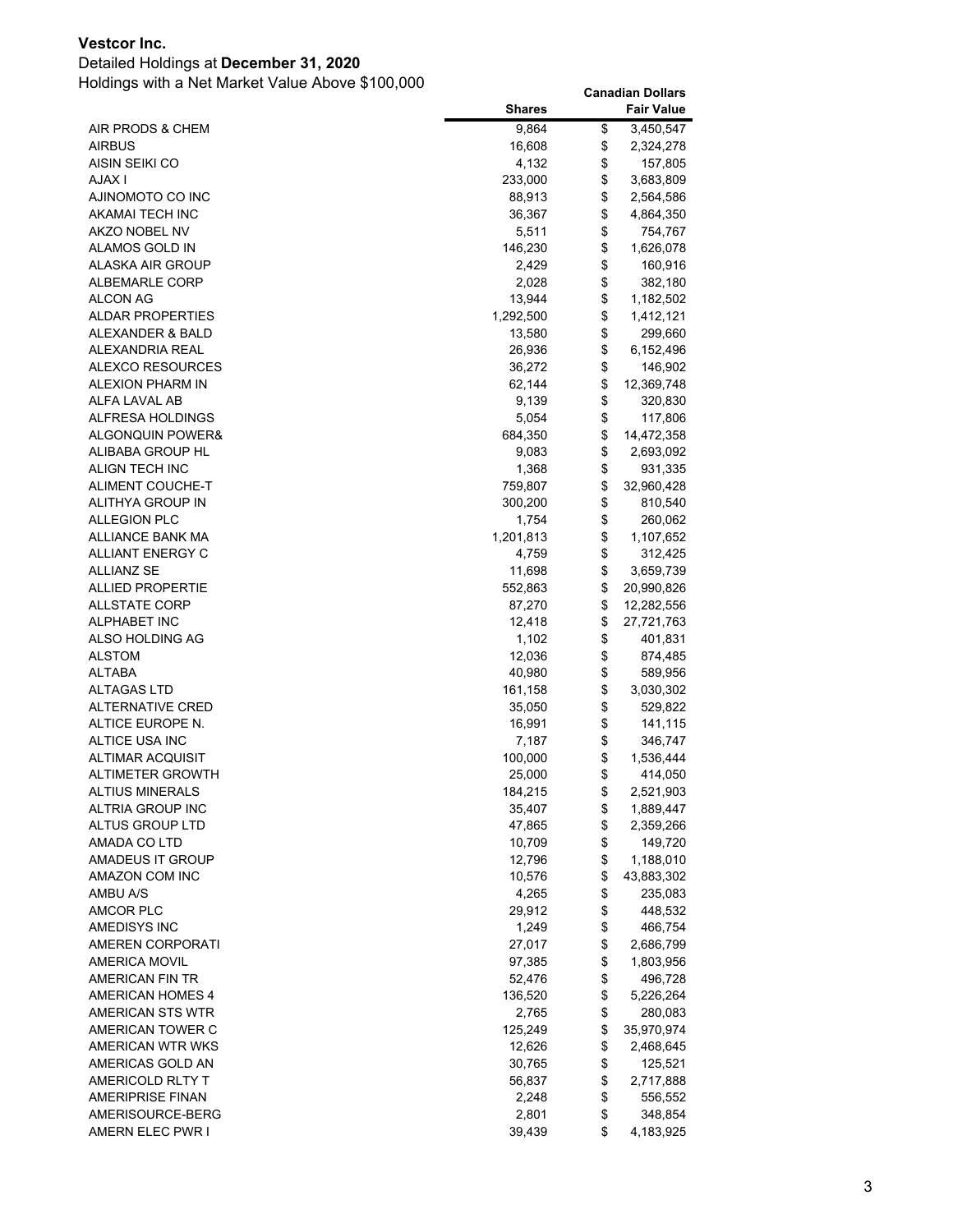**Vestcor Inc.**

Detailed Holdings at **December 31, 2020**

Holdings with a Net Market Value Above $100,000

| | Shares | Canadian Dollars Fair Value |
|---|---|---|
| AIR PRODS & CHEM | 9,864 | $ 3,450,547 |
| AIRBUS | 16,608 | $ 2,324,278 |
| AISIN SEIKI CO | 4,132 | $ 157,805 |
| AJAX I | 233,000 | $ 3,683,809 |
| AJINOMOTO CO INC | 88,913 | $ 2,564,586 |
| AKAMAI TECH INC | 36,367 | $ 4,864,350 |
| AKZO NOBEL NV | 5,511 | $ 754,767 |
| ALAMOS GOLD IN | 146,230 | $ 1,626,078 |
| ALASKA AIR GROUP | 2,429 | $ 160,916 |
| ALBEMARLE CORP | 2,028 | $ 382,180 |
| ALCON AG | 13,944 | $ 1,182,502 |
| ALDAR PROPERTIES | 1,292,500 | $ 1,412,121 |
| ALEXANDER & BALD | 13,580 | $ 299,660 |
| ALEXANDRIA REAL | 26,936 | $ 6,152,496 |
| ALEXCO RESOURCES | 36,272 | $ 146,902 |
| ALEXION PHARM IN | 62,144 | $ 12,369,748 |
| ALFA LAVAL AB | 9,139 | $ 320,830 |
| ALFRESA HOLDINGS | 5,054 | $ 117,806 |
| ALGONQUIN POWER& | 684,350 | $ 14,472,358 |
| ALIBABA GROUP HL | 9,083 | $ 2,693,092 |
| ALIGN TECH INC | 1,368 | $ 931,335 |
| ALIMENT COUCHE-T | 759,807 | $ 32,960,428 |
| ALITHYA GROUP IN | 300,200 | $ 810,540 |
| ALLEGION PLC | 1,754 | $ 260,062 |
| ALLIANCE BANK MA | 1,201,813 | $ 1,107,652 |
| ALLIANT ENERGY C | 4,759 | $ 312,425 |
| ALLIANZ SE | 11,698 | $ 3,659,739 |
| ALLIED PROPERTIE | 552,863 | $ 20,990,826 |
| ALLSTATE CORP | 87,270 | $ 12,282,556 |
| ALPHABET INC | 12,418 | $ 27,721,763 |
| ALSO HOLDING AG | 1,102 | $ 401,831 |
| ALSTOM | 12,036 | $ 874,485 |
| ALTABA | 40,980 | $ 589,956 |
| ALTAGAS LTD | 161,158 | $ 3,030,302 |
| ALTERNATIVE CRED | 35,050 | $ 529,822 |
| ALTICE EUROPE N. | 16,991 | $ 141,115 |
| ALTICE USA INC | 7,187 | $ 346,747 |
| ALTIMAR ACQUISIT | 100,000 | $ 1,536,444 |
| ALTIMETER GROWTH | 25,000 | $ 414,050 |
| ALTIUS MINERALS | 184,215 | $ 2,521,903 |
| ALTRIA GROUP INC | 35,407 | $ 1,889,447 |
| ALTUS GROUP LTD | 47,865 | $ 2,359,266 |
| AMADA CO LTD | 10,709 | $ 149,720 |
| AMADEUS IT GROUP | 12,796 | $ 1,188,010 |
| AMAZON COM INC | 10,576 | $ 43,883,302 |
| AMBU A/S | 4,265 | $ 235,083 |
| AMCOR PLC | 29,912 | $ 448,532 |
| AMEDISYS INC | 1,249 | $ 466,754 |
| AMEREN CORPORATI | 27,017 | $ 2,686,799 |
| AMERICA MOVIL | 97,385 | $ 1,803,956 |
| AMERICAN FIN TR | 52,476 | $ 496,728 |
| AMERICAN HOMES 4 | 136,520 | $ 5,226,264 |
| AMERICAN STS WTR | 2,765 | $ 280,083 |
| AMERICAN TOWER C | 125,249 | $ 35,970,974 |
| AMERICAN WTR WKS | 12,626 | $ 2,468,645 |
| AMERICAS GOLD AN | 30,765 | $ 125,521 |
| AMERICOLD RLTY T | 56,837 | $ 2,717,888 |
| AMERIPRISE FINAN | 2,248 | $ 556,552 |
| AMERISOURCE-BERG | 2,801 | $ 348,854 |
| AMERN ELEC PWR I | 39,439 | $ 4,183,925 |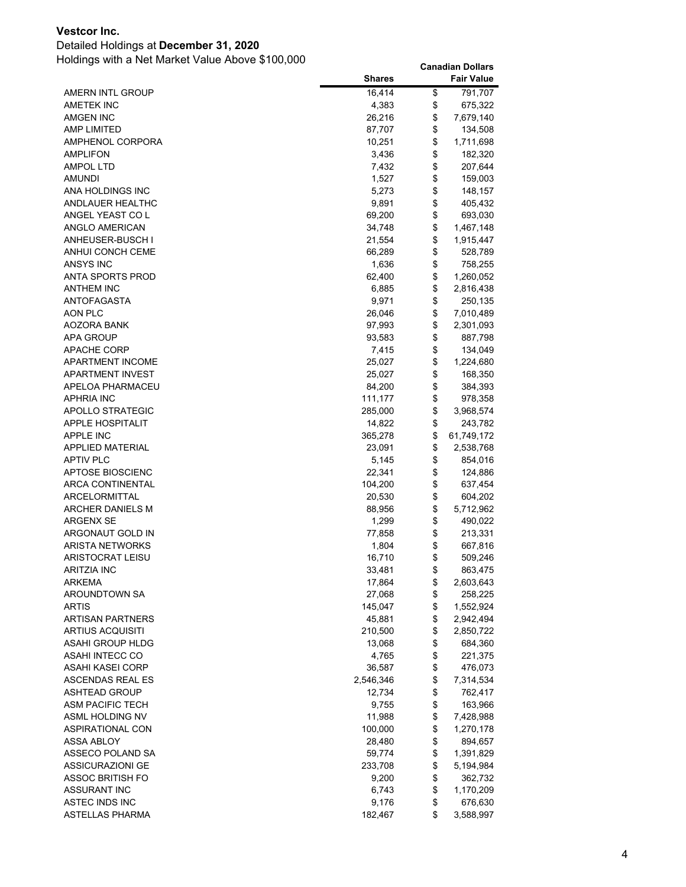**Vestcor Inc.**

Detailed Holdings at **December 31, 2020**

Holdings with a Net Market Value Above $100,000

| | Shares | Canadian Dollars Fair Value |
|---|---:|---:|
| AMERN INTL GROUP | 16,414 | $ 791,707 |
| AMETEK INC | 4,383 | $ 675,322 |
| AMGEN INC | 26,216 | $ 7,679,140 |
| AMP LIMITED | 87,707 | $ 134,508 |
| AMPHENOL CORPORA | 10,251 | $ 1,711,698 |
| AMPLIFON | 3,436 | $ 182,320 |
| AMPOL LTD | 7,432 | $ 207,644 |
| AMUNDI | 1,527 | $ 159,003 |
| ANA HOLDINGS INC | 5,273 | $ 148,157 |
| ANDLAUER HEALTHC | 9,891 | $ 405,432 |
| ANGEL YEAST CO L | 69,200 | $ 693,030 |
| ANGLO AMERICAN | 34,748 | $ 1,467,148 |
| ANHEUSER-BUSCH I | 21,554 | $ 1,915,447 |
| ANHUI CONCH CEME | 66,289 | $ 528,789 |
| ANSYS INC | 1,636 | $ 758,255 |
| ANTA SPORTS PROD | 62,400 | $ 1,260,052 |
| ANTHEM INC | 6,885 | $ 2,816,438 |
| ANTOFAGASTA | 9,971 | $ 250,135 |
| AON PLC | 26,046 | $ 7,010,489 |
| AOZORA BANK | 97,993 | $ 2,301,093 |
| APA GROUP | 93,583 | $ 887,798 |
| APACHE CORP | 7,415 | $ 134,049 |
| APARTMENT INCOME | 25,027 | $ 1,224,680 |
| APARTMENT INVEST | 25,027 | $ 168,350 |
| APELOA PHARMACEU | 84,200 | $ 384,393 |
| APHRIA INC | 111,177 | $ 978,358 |
| APOLLO STRATEGIC | 285,000 | $ 3,968,574 |
| APPLE HOSPITALIT | 14,822 | $ 243,782 |
| APPLE INC | 365,278 | $ 61,749,172 |
| APPLIED MATERIAL | 23,091 | $ 2,538,768 |
| APTIV PLC | 5,145 | $ 854,016 |
| APTOSE BIOSCIENC | 22,341 | $ 124,886 |
| ARCA CONTINENTAL | 104,200 | $ 637,454 |
| ARCELORMITTAL | 20,530 | $ 604,202 |
| ARCHER DANIELS M | 88,956 | $ 5,712,962 |
| ARGENX SE | 1,299 | $ 490,022 |
| ARGONAUT GOLD IN | 77,858 | $ 213,331 |
| ARISTA NETWORKS | 1,804 | $ 667,816 |
| ARISTOCRAT LEISU | 16,710 | $ 509,246 |
| ARITZIA INC | 33,481 | $ 863,475 |
| ARKEMA | 17,864 | $ 2,603,643 |
| AROUNDTOWN SA | 27,068 | $ 258,225 |
| ARTIS | 145,047 | $ 1,552,924 |
| ARTISAN PARTNERS | 45,881 | $ 2,942,494 |
| ARTIUS ACQUISITI | 210,500 | $ 2,850,722 |
| ASAHI GROUP HLDG | 13,068 | $ 684,360 |
| ASAHI INTECC CO | 4,765 | $ 221,375 |
| ASAHI KASEI CORP | 36,587 | $ 476,073 |
| ASCENDAS REAL ES | 2,546,346 | $ 7,314,534 |
| ASHTEAD GROUP | 12,734 | $ 762,417 |
| ASM PACIFIC TECH | 9,755 | $ 163,966 |
| ASML HOLDING NV | 11,988 | $ 7,428,988 |
| ASPIRATIONAL CON | 100,000 | $ 1,270,178 |
| ASSA ABLOY | 28,480 | $ 894,657 |
| ASSECO POLAND SA | 59,774 | $ 1,391,829 |
| ASSICURAZIONI GE | 233,708 | $ 5,194,984 |
| ASSOC BRITISH FO | 9,200 | $ 362,732 |
| ASSURANT INC | 6,743 | $ 1,170,209 |
| ASTEC INDS INC | 9,176 | $ 676,630 |
| ASTELLAS PHARMA | 182,467 | $ 3,588,997 |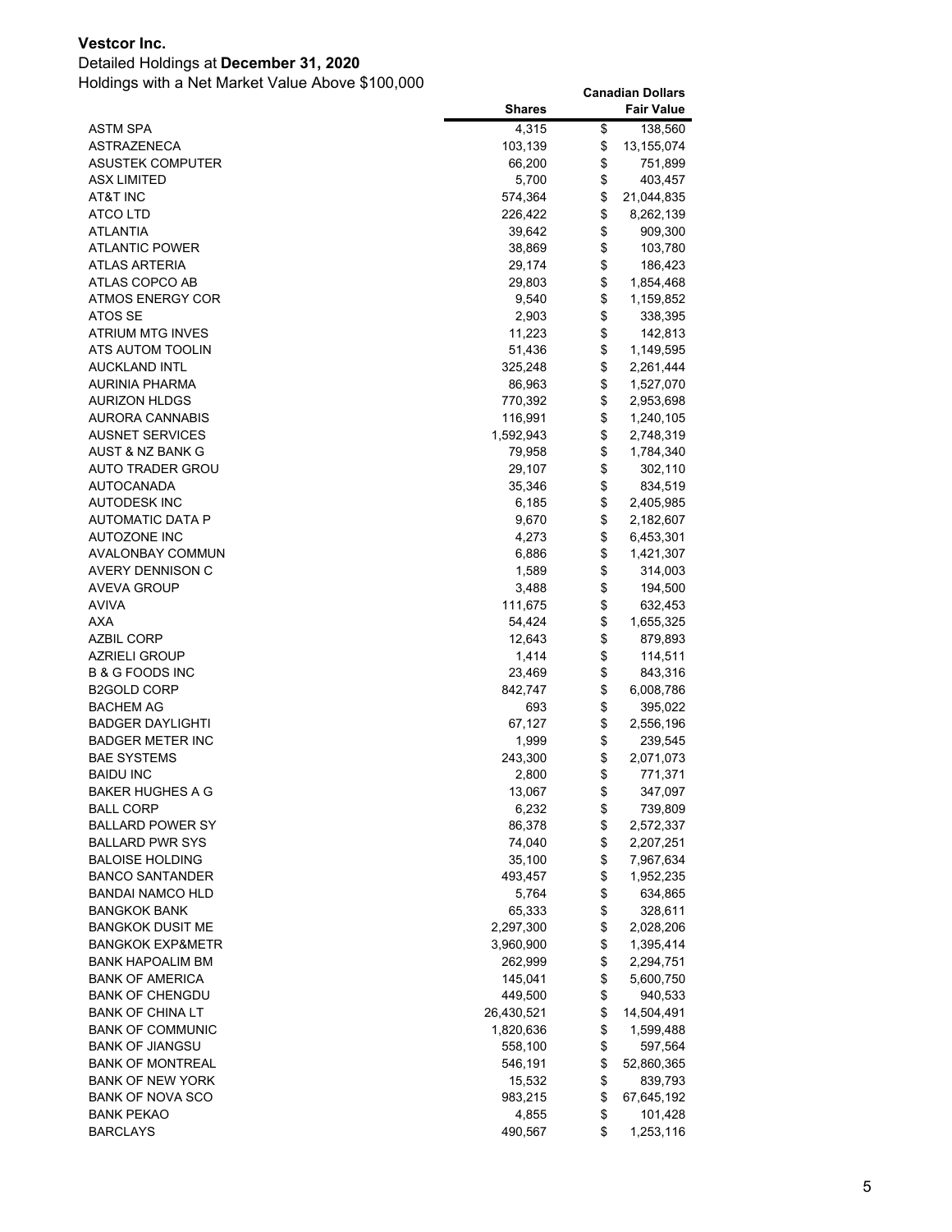**Vestcor Inc.**

Detailed Holdings at **December 31, 2020**

Holdings with a Net Market Value Above $100,000

| | Shares | Canadian Dollars Fair Value |
|---|---:|---:|
| ASTM SPA | 4,315 | $ 138,560 |
| ASTRAZENECA | 103,139 | $ 13,155,074 |
| ASUSTEK COMPUTER | 66,200 | $ 751,899 |
| ASX LIMITED | 5,700 | $ 403,457 |
| AT&T INC | 574,364 | $ 21,044,835 |
| ATCO LTD | 226,422 | $ 8,262,139 |
| ATLANTIA | 39,642 | $ 909,300 |
| ATLANTIC POWER | 38,869 | $ 103,780 |
| ATLAS ARTERIA | 29,174 | $ 186,423 |
| ATLAS COPCO AB | 29,803 | $ 1,854,468 |
| ATMOS ENERGY COR | 9,540 | $ 1,159,852 |
| ATOS SE | 2,903 | $ 338,395 |
| ATRIUM MTG INVES | 11,223 | $ 142,813 |
| ATS AUTOM TOOLIN | 51,436 | $ 1,149,595 |
| AUCKLAND INTL | 325,248 | $ 2,261,444 |
| AURINIA PHARMA | 86,963 | $ 1,527,070 |
| AURIZON HLDGS | 770,392 | $ 2,953,698 |
| AURORA CANNABIS | 116,991 | $ 1,240,105 |
| AUSNET SERVICES | 1,592,943 | $ 2,748,319 |
| AUST & NZ BANK G | 79,958 | $ 1,784,340 |
| AUTO TRADER GROU | 29,107 | $ 302,110 |
| AUTOCANADA | 35,346 | $ 834,519 |
| AUTODESK INC | 6,185 | $ 2,405,985 |
| AUTOMATIC DATA P | 9,670 | $ 2,182,607 |
| AUTOZONE INC | 4,273 | $ 6,453,301 |
| AVALONBAY COMMUN | 6,886 | $ 1,421,307 |
| AVERY DENNISON C | 1,589 | $ 314,003 |
| AVEVA GROUP | 3,488 | $ 194,500 |
| AVIVA | 111,675 | $ 632,453 |
| AXA | 54,424 | $ 1,655,325 |
| AZBIL CORP | 12,643 | $ 879,893 |
| AZRIELI GROUP | 1,414 | $ 114,511 |
| B & G FOODS INC | 23,469 | $ 843,316 |
| B2GOLD CORP | 842,747 | $ 6,008,786 |
| BACHEM AG | 693 | $ 395,022 |
| BADGER DAYLIGHTI | 67,127 | $ 2,556,196 |
| BADGER METER INC | 1,999 | $ 239,545 |
| BAE SYSTEMS | 243,300 | $ 2,071,073 |
| BAIDU INC | 2,800 | $ 771,371 |
| BAKER HUGHES A G | 13,067 | $ 347,097 |
| BALL CORP | 6,232 | $ 739,809 |
| BALLARD POWER SY | 86,378 | $ 2,572,337 |
| BALLARD PWR SYS | 74,040 | $ 2,207,251 |
| BALOISE HOLDING | 35,100 | $ 7,967,634 |
| BANCO SANTANDER | 493,457 | $ 1,952,235 |
| BANDAI NAMCO HLD | 5,764 | $ 634,865 |
| BANGKOK BANK | 65,333 | $ 328,611 |
| BANGKOK DUSIT ME | 2,297,300 | $ 2,028,206 |
| BANGKOK EXP&METR | 3,960,900 | $ 1,395,414 |
| BANK HAPOALIM BM | 262,999 | $ 2,294,751 |
| BANK OF AMERICA | 145,041 | $ 5,600,750 |
| BANK OF CHENGDU | 449,500 | $ 940,533 |
| BANK OF CHINA LT | 26,430,521 | $ 14,504,491 |
| BANK OF COMMUNIC | 1,820,636 | $ 1,599,488 |
| BANK OF JIANGSU | 558,100 | $ 597,564 |
| BANK OF MONTREAL | 546,191 | $ 52,860,365 |
| BANK OF NEW YORK | 15,532 | $ 839,793 |
| BANK OF NOVA SCO | 983,215 | $ 67,645,192 |
| BANK PEKAO | 4,855 | $ 101,428 |
| BARCLAYS | 490,567 | $ 1,253,116 |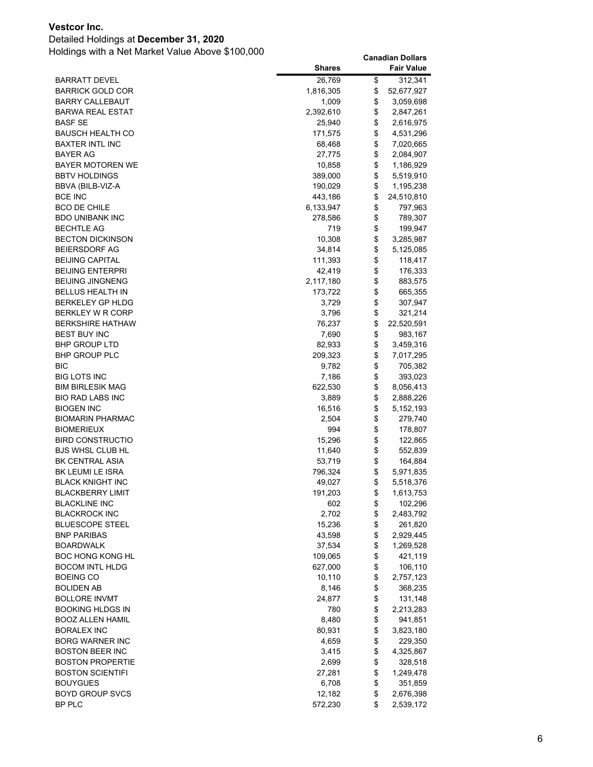**Vestcor Inc.**

Detailed Holdings at **December 31, 2020**

Holdings with a Net Market Value Above $100,000

| | Shares | Canadian Dollars Fair Value |
|---|---|---|
| BARRATT DEVEL | 26,769 | $ 312,341 |
| BARRICK GOLD COR | 1,816,305 | $ 52,677,927 |
| BARRY CALLEBAUT | 1,009 | $ 3,059,698 |
| BARWA REAL ESTAT | 2,392,610 | $ 2,847,261 |
| BASF SE | 25,940 | $ 2,616,975 |
| BAUSCH HEALTH CO | 171,575 | $ 4,531,296 |
| BAXTER INTL INC | 68,468 | $ 7,020,665 |
| BAYER AG | 27,775 | $ 2,084,907 |
| BAYER MOTOREN WE | 10,858 | $ 1,186,929 |
| BBTV HOLDINGS | 389,000 | $ 5,519,910 |
| BBVA (BILB-VIZ-A | 190,029 | $ 1,195,238 |
| BCE INC | 443,186 | $ 24,510,810 |
| BCO DE CHILE | 6,133,947 | $ 797,963 |
| BDO UNIBANK INC | 278,586 | $ 789,307 |
| BECHTLE AG | 719 | $ 199,947 |
| BECTON DICKINSON | 10,308 | $ 3,285,987 |
| BEIERSDORF AG | 34,814 | $ 5,125,085 |
| BEIJING CAPITAL | 111,393 | $ 118,417 |
| BEIJING ENTERPRI | 42,419 | $ 176,333 |
| BEIJING JINGNENG | 2,117,180 | $ 883,575 |
| BELLUS HEALTH IN | 173,722 | $ 665,355 |
| BERKELEY GP HLDG | 3,729 | $ 307,947 |
| BERKLEY W R CORP | 3,796 | $ 321,214 |
| BERKSHIRE HATHAW | 76,237 | $ 22,520,591 |
| BEST BUY INC | 7,690 | $ 983,167 |
| BHP GROUP LTD | 82,933 | $ 3,459,316 |
| BHP GROUP PLC | 209,323 | $ 7,017,295 |
| BIC | 9,782 | $ 705,382 |
| BIG LOTS INC | 7,186 | $ 393,023 |
| BIM BIRLESIK MAG | 622,530 | $ 8,056,413 |
| BIO RAD LABS INC | 3,889 | $ 2,888,226 |
| BIOGEN INC | 16,516 | $ 5,152,193 |
| BIOMARIN PHARMAC | 2,504 | $ 279,740 |
| BIOMERIEUX | 994 | $ 178,807 |
| BIRD CONSTRUCTIO | 15,296 | $ 122,865 |
| BJS WHSL CLUB HL | 11,640 | $ 552,839 |
| BK CENTRAL ASIA | 53,719 | $ 164,884 |
| BK LEUMI LE ISRA | 796,324 | $ 5,971,835 |
| BLACK KNIGHT INC | 49,027 | $ 5,518,376 |
| BLACKBERRY LIMIT | 191,203 | $ 1,613,753 |
| BLACKLINE INC | 602 | $ 102,296 |
| BLACKROCK INC | 2,702 | $ 2,483,792 |
| BLUESCOPE STEEL | 15,236 | $ 261,820 |
| BNP PARIBAS | 43,598 | $ 2,929,445 |
| BOARDWALK | 37,534 | $ 1,269,528 |
| BOC HONG KONG HL | 109,065 | $ 421,119 |
| BOCOM INTL HLDG | 627,000 | $ 106,110 |
| BOEING CO | 10,110 | $ 2,757,123 |
| BOLIDEN AB | 8,146 | $ 368,235 |
| BOLLORE INVMT | 24,877 | $ 131,148 |
| BOOKING HLDGS IN | 780 | $ 2,213,283 |
| BOOZ ALLEN HAMIL | 8,480 | $ 941,851 |
| BORALEX INC | 80,931 | $ 3,823,180 |
| BORG WARNER INC | 4,659 | $ 229,350 |
| BOSTON BEER INC | 3,415 | $ 4,325,867 |
| BOSTON PROPERTIE | 2,699 | $ 328,518 |
| BOSTON SCIENTIFI | 27,281 | $ 1,249,478 |
| BOUYGUES | 6,708 | $ 351,859 |
| BOYD GROUP SVCS | 12,182 | $ 2,676,398 |
| BP PLC | 572,230 | $ 2,539,172 |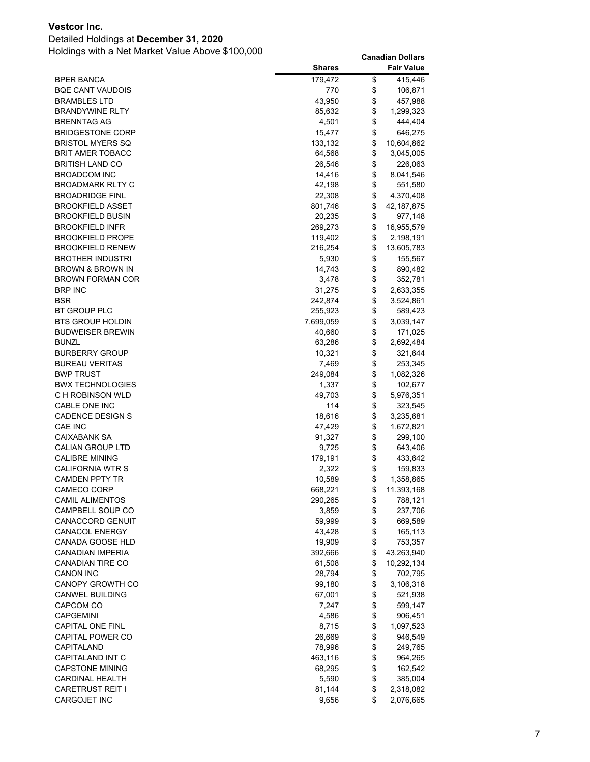**Vestcor Inc.**

Detailed Holdings at **December 31, 2020**

Holdings with a Net Market Value Above $100,000

| | Shares | Canadian Dollars Fair Value |
|---|---|---|
| BPER BANCA | 179,472 | $ 415,446 |
| BQE CANT VAUDOIS | 770 | $ 106,871 |
| BRAMBLES LTD | 43,950 | $ 457,988 |
| BRANDYWINE RLTY | 85,632 | $ 1,299,323 |
| BRENNTAG AG | 4,501 | $ 444,404 |
| BRIDGESTONE CORP | 15,477 | $ 646,275 |
| BRISTOL MYERS SQ | 133,132 | $ 10,604,862 |
| BRIT AMER TOBACC | 64,568 | $ 3,045,005 |
| BRITISH LAND CO | 26,546 | $ 226,063 |
| BROADCOM INC | 14,416 | $ 8,041,546 |
| BROADMARK RLTY C | 42,198 | $ 551,580 |
| BROADRIDGE FINL | 22,308 | $ 4,370,408 |
| BROOKFIELD ASSET | 801,746 | $ 42,187,875 |
| BROOKFIELD BUSIN | 20,235 | $ 977,148 |
| BROOKFIELD INFR | 269,273 | $ 16,955,579 |
| BROOKFIELD PROPE | 119,402 | $ 2,198,191 |
| BROOKFIELD RENEW | 216,254 | $ 13,605,783 |
| BROTHER INDUSTRI | 5,930 | $ 155,567 |
| BROWN & BROWN IN | 14,743 | $ 890,482 |
| BROWN FORMAN COR | 3,478 | $ 352,781 |
| BRP INC | 31,275 | $ 2,633,355 |
| BSR | 242,874 | $ 3,524,861 |
| BT GROUP PLC | 255,923 | $ 589,423 |
| BTS GROUP HOLDIN | 7,699,059 | $ 3,039,147 |
| BUDWEISER BREWIN | 40,660 | $ 171,025 |
| BUNZL | 63,286 | $ 2,692,484 |
| BURBERRY GROUP | 10,321 | $ 321,644 |
| BUREAU VERITAS | 7,469 | $ 253,345 |
| BWP TRUST | 249,084 | $ 1,082,326 |
| BWX TECHNOLOGIES | 1,337 | $ 102,677 |
| C H ROBINSON WLD | 49,703 | $ 5,976,351 |
| CABLE ONE INC | 114 | $ 323,545 |
| CADENCE DESIGN S | 18,616 | $ 3,235,681 |
| CAE INC | 47,429 | $ 1,672,821 |
| CAIXABANK SA | 91,327 | $ 299,100 |
| CALIAN GROUP LTD | 9,725 | $ 643,406 |
| CALIBRE MINING | 179,191 | $ 433,642 |
| CALIFORNIA WTR S | 2,322 | $ 159,833 |
| CAMDEN PPTY TR | 10,589 | $ 1,358,865 |
| CAMECO CORP | 668,221 | $ 11,393,168 |
| CAMIL ALIMENTOS | 290,265 | $ 788,121 |
| CAMPBELL SOUP CO | 3,859 | $ 237,706 |
| CANACCORD GENUIT | 59,999 | $ 669,589 |
| CANACOL ENERGY | 43,428 | $ 165,113 |
| CANADA GOOSE HLD | 19,909 | $ 753,357 |
| CANADIAN IMPERIA | 392,666 | $ 43,263,940 |
| CANADIAN TIRE CO | 61,508 | $ 10,292,134 |
| CANON INC | 28,794 | $ 702,795 |
| CANOPY GROWTH CO | 99,180 | $ 3,106,318 |
| CANWEL BUILDING | 67,001 | $ 521,938 |
| CAPCOM CO | 7,247 | $ 599,147 |
| CAPGEMINI | 4,586 | $ 906,451 |
| CAPITAL ONE FINL | 8,715 | $ 1,097,523 |
| CAPITAL POWER CO | 26,669 | $ 946,549 |
| CAPITALAND | 78,996 | $ 249,765 |
| CAPITALAND INT C | 463,116 | $ 964,265 |
| CAPSTONE MINING | 68,295 | $ 162,542 |
| CARDINAL HEALTH | 5,590 | $ 385,004 |
| CARETRUST REIT I | 81,144 | $ 2,318,082 |
| CARGOJET INC | 9,656 | $ 2,076,665 |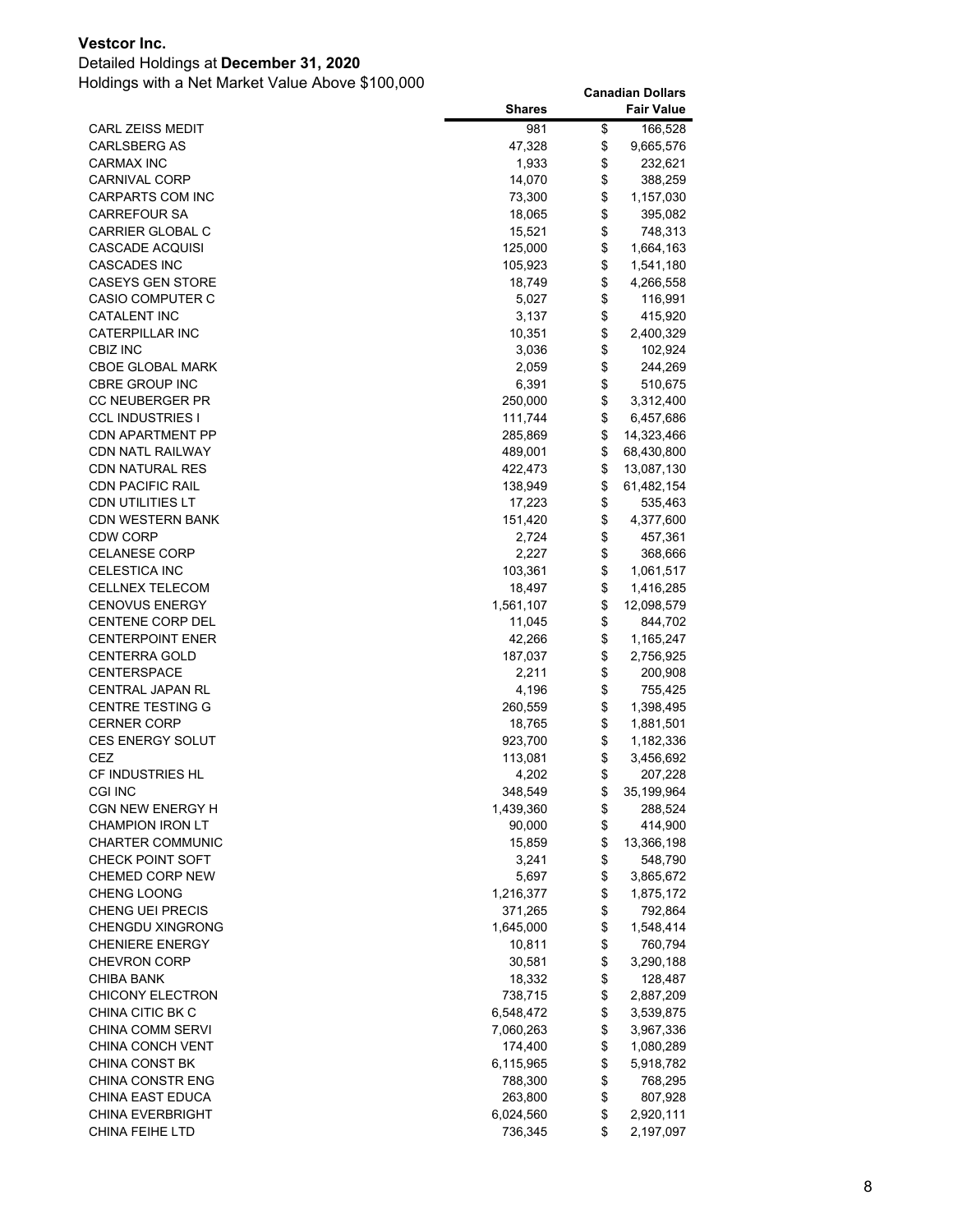**Vestcor Inc.**

Detailed Holdings at **December 31, 2020**

Holdings with a Net Market Value Above $100,000

| | Shares | Canadian Dollars Fair Value |
|---|---|---|
| CARL ZEISS MEDIT | 981 | $ 166,528 |
| CARLSBERG AS | 47,328 | $ 9,665,576 |
| CARMAX INC | 1,933 | $ 232,621 |
| CARNIVAL CORP | 14,070 | $ 388,259 |
| CARPARTS COM INC | 73,300 | $ 1,157,030 |
| CARREFOUR SA | 18,065 | $ 395,082 |
| CARRIER GLOBAL C | 15,521 | $ 748,313 |
| CASCADE ACQUISI | 125,000 | $ 1,664,163 |
| CASCADES INC | 105,923 | $ 1,541,180 |
| CASEYS GEN STORE | 18,749 | $ 4,266,558 |
| CASIO COMPUTER C | 5,027 | $ 116,991 |
| CATALENT INC | 3,137 | $ 415,920 |
| CATERPILLAR INC | 10,351 | $ 2,400,329 |
| CBIZ INC | 3,036 | $ 102,924 |
| CBOE GLOBAL MARK | 2,059 | $ 244,269 |
| CBRE GROUP INC | 6,391 | $ 510,675 |
| CC NEUBERGER PR | 250,000 | $ 3,312,400 |
| CCL INDUSTRIES I | 111,744 | $ 6,457,686 |
| CDN APARTMENT PP | 285,869 | $ 14,323,466 |
| CDN NATL RAILWAY | 489,001 | $ 68,430,800 |
| CDN NATURAL RES | 422,473 | $ 13,087,130 |
| CDN PACIFIC RAIL | 138,949 | $ 61,482,154 |
| CDN UTILITIES LT | 17,223 | $ 535,463 |
| CDN WESTERN BANK | 151,420 | $ 4,377,600 |
| CDW CORP | 2,724 | $ 457,361 |
| CELANESE CORP | 2,227 | $ 368,666 |
| CELESTICA INC | 103,361 | $ 1,061,517 |
| CELLNEX TELECOM | 18,497 | $ 1,416,285 |
| CENOVUS ENERGY | 1,561,107 | $ 12,098,579 |
| CENTENE CORP DEL | 11,045 | $ 844,702 |
| CENTERPOINT ENER | 42,266 | $ 1,165,247 |
| CENTERRA GOLD | 187,037 | $ 2,756,925 |
| CENTERSPACE | 2,211 | $ 200,908 |
| CENTRAL JAPAN RL | 4,196 | $ 755,425 |
| CENTRE TESTING G | 260,559 | $ 1,398,495 |
| CERNER CORP | 18,765 | $ 1,881,501 |
| CES ENERGY SOLUT | 923,700 | $ 1,182,336 |
| CEZ | 113,081 | $ 3,456,692 |
| CF INDUSTRIES HL | 4,202 | $ 207,228 |
| CGI INC | 348,549 | $ 35,199,964 |
| CGN NEW ENERGY H | 1,439,360 | $ 288,524 |
| CHAMPION IRON LT | 90,000 | $ 414,900 |
| CHARTER COMMUNIC | 15,859 | $ 13,366,198 |
| CHECK POINT SOFT | 3,241 | $ 548,790 |
| CHEMED CORP NEW | 5,697 | $ 3,865,672 |
| CHENG LOONG | 1,216,377 | $ 1,875,172 |
| CHENG UEI PRECIS | 371,265 | $ 792,864 |
| CHENGDU XINGRONG | 1,645,000 | $ 1,548,414 |
| CHENIERE ENERGY | 10,811 | $ 760,794 |
| CHEVRON CORP | 30,581 | $ 3,290,188 |
| CHIBA BANK | 18,332 | $ 128,487 |
| CHICONY ELECTRON | 738,715 | $ 2,887,209 |
| CHINA CITIC BK C | 6,548,472 | $ 3,539,875 |
| CHINA COMM SERVI | 7,060,263 | $ 3,967,336 |
| CHINA CONCH VENT | 174,400 | $ 1,080,289 |
| CHINA CONST BK | 6,115,965 | $ 5,918,782 |
| CHINA CONSTR ENG | 788,300 | $ 768,295 |
| CHINA EAST EDUCA | 263,800 | $ 807,928 |
| CHINA EVERBRIGHT | 6,024,560 | $ 2,920,111 |
| CHINA FEIHE LTD | 736,345 | $ 2,197,097 |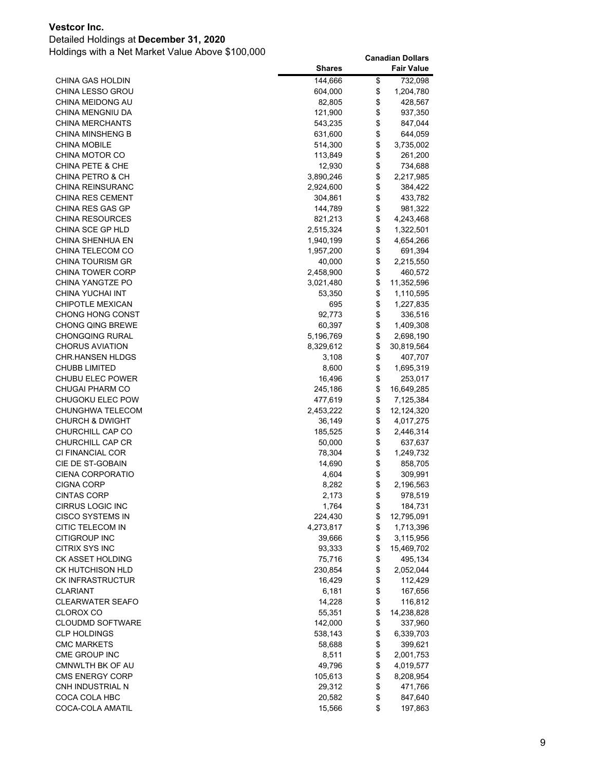**Vestcor Inc.**

Detailed Holdings at **December 31, 2020**

Holdings with a Net Market Value Above $100,000

| | Shares | Canadian Dollars Fair Value |
|---|---|---|
| CHINA GAS HOLDIN | 144,666 | $ 732,098 |
| CHINA LESSO GROU | 604,000 | $ 1,204,780 |
| CHINA MEIDONG AU | 82,805 | $ 428,567 |
| CHINA MENGNIU DA | 121,900 | $ 937,350 |
| CHINA MERCHANTS | 543,235 | $ 847,044 |
| CHINA MINSHENG B | 631,600 | $ 644,059 |
| CHINA MOBILE | 514,300 | $ 3,735,002 |
| CHINA MOTOR CO | 113,849 | $ 261,200 |
| CHINA PETE & CHE | 12,930 | $ 734,688 |
| CHINA PETRO & CH | 3,890,246 | $ 2,217,985 |
| CHINA REINSURANC | 2,924,600 | $ 384,422 |
| CHINA RES CEMENT | 304,861 | $ 433,782 |
| CHINA RES GAS GP | 144,789 | $ 981,322 |
| CHINA RESOURCES | 821,213 | $ 4,243,468 |
| CHINA SCE GP HLD | 2,515,324 | $ 1,322,501 |
| CHINA SHENHUA EN | 1,940,199 | $ 4,654,266 |
| CHINA TELECOM CO | 1,957,200 | $ 691,394 |
| CHINA TOURISM GR | 40,000 | $ 2,215,550 |
| CHINA TOWER CORP | 2,458,900 | $ 460,572 |
| CHINA YANGTZE PO | 3,021,480 | $ 11,352,596 |
| CHINA YUCHAI INT | 53,350 | $ 1,110,595 |
| CHIPOTLE MEXICAN | 695 | $ 1,227,835 |
| CHONG HONG CONST | 92,773 | $ 336,516 |
| CHONG QING BREWE | 60,397 | $ 1,409,308 |
| CHONGQING RURAL | 5,196,769 | $ 2,698,190 |
| CHORUS AVIATION | 8,329,612 | $ 30,819,564 |
| CHR.HANSEN HLDGS | 3,108 | $ 407,707 |
| CHUBB LIMITED | 8,600 | $ 1,695,319 |
| CHUBU ELEC POWER | 16,496 | $ 253,017 |
| CHUGAI PHARM CO | 245,186 | $ 16,649,285 |
| CHUGOKU ELEC POW | 477,619 | $ 7,125,384 |
| CHUNGHWA TELECOM | 2,453,222 | $ 12,124,320 |
| CHURCH & DWIGHT | 36,149 | $ 4,017,275 |
| CHURCHILL CAP CO | 185,525 | $ 2,446,314 |
| CHURCHILL CAP CR | 50,000 | $ 637,637 |
| CI FINANCIAL COR | 78,304 | $ 1,249,732 |
| CIE DE ST-GOBAIN | 14,690 | $ 858,705 |
| CIENA CORPORATIO | 4,604 | $ 309,991 |
| CIGNA CORP | 8,282 | $ 2,196,563 |
| CINTAS CORP | 2,173 | $ 978,519 |
| CIRRUS LOGIC INC | 1,764 | $ 184,731 |
| CISCO SYSTEMS IN | 224,430 | $ 12,795,091 |
| CITIC TELECOM IN | 4,273,817 | $ 1,713,396 |
| CITIGROUP INC | 39,666 | $ 3,115,956 |
| CITRIX SYS INC | 93,333 | $ 15,469,702 |
| CK ASSET HOLDING | 75,716 | $ 495,134 |
| CK HUTCHISON HLD | 230,854 | $ 2,052,044 |
| CK INFRASTRUCTUR | 16,429 | $ 112,429 |
| CLARIANT | 6,181 | $ 167,656 |
| CLEARWATER SEAFO | 14,228 | $ 116,812 |
| CLOROX CO | 55,351 | $ 14,238,828 |
| CLOUDMD SOFTWARE | 142,000 | $ 337,960 |
| CLP HOLDINGS | 538,143 | $ 6,339,703 |
| CMC MARKETS | 58,688 | $ 399,621 |
| CME GROUP INC | 8,511 | $ 2,001,753 |
| CMNWLTH BK OF AU | 49,796 | $ 4,019,577 |
| CMS ENERGY CORP | 105,613 | $ 8,208,954 |
| CNH INDUSTRIAL N | 29,312 | $ 471,766 |
| COCA COLA HBC | 20,582 | $ 847,640 |
| COCA-COLA AMATIL | 15,566 | $ 197,863 |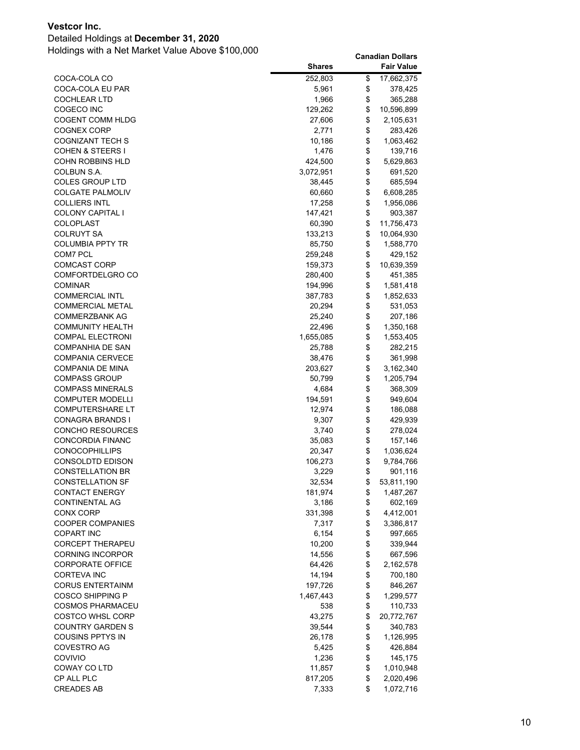**Vestcor Inc.**

Detailed Holdings at **December 31, 2020**

Holdings with a Net Market Value Above $100,000

| | Shares | Canadian Dollars Fair Value |
|---|---|---|
| COCA-COLA CO | 252,803 | $ 17,662,375 |
| COCA-COLA EU PAR | 5,961 | $ 378,425 |
| COCHLEAR LTD | 1,966 | $ 365,288 |
| COGECO INC | 129,262 | $ 10,596,899 |
| COGENT COMM HLDG | 27,606 | $ 2,105,631 |
| COGNEX CORP | 2,771 | $ 283,426 |
| COGNIZANT TECH S | 10,186 | $ 1,063,462 |
| COHEN & STEERS I | 1,476 | $ 139,716 |
| COHN ROBBINS HLD | 424,500 | $ 5,629,863 |
| COLBUN S.A. | 3,072,951 | $ 691,520 |
| COLES GROUP LTD | 38,445 | $ 685,594 |
| COLGATE PALMOLIV | 60,660 | $ 6,608,285 |
| COLLIERS INTL | 17,258 | $ 1,956,086 |
| COLONY CAPITAL I | 147,421 | $ 903,387 |
| COLOPLAST | 60,390 | $ 11,756,473 |
| COLRUYT SA | 133,213 | $ 10,064,930 |
| COLUMBIA PPTY TR | 85,750 | $ 1,588,770 |
| COM7 PCL | 259,248 | $ 429,152 |
| COMCAST CORP | 159,373 | $ 10,639,359 |
| COMFORTDELGRO CO | 280,400 | $ 451,385 |
| COMINAR | 194,996 | $ 1,581,418 |
| COMMERCIAL INTL | 387,783 | $ 1,852,633 |
| COMMERCIAL METAL | 20,294 | $ 531,053 |
| COMMERZBANK AG | 25,240 | $ 207,186 |
| COMMUNITY HEALTH | 22,496 | $ 1,350,168 |
| COMPAL ELECTRONI | 1,655,085 | $ 1,553,405 |
| COMPANHIA DE SAN | 25,788 | $ 282,215 |
| COMPANIA CERVECE | 38,476 | $ 361,998 |
| COMPANIA DE MINA | 203,627 | $ 3,162,340 |
| COMPASS GROUP | 50,799 | $ 1,205,794 |
| COMPASS MINERALS | 4,684 | $ 368,309 |
| COMPUTER MODELLI | 194,591 | $ 949,604 |
| COMPUTERSHARE LT | 12,974 | $ 186,088 |
| CONAGRA BRANDS I | 9,307 | $ 429,939 |
| CONCHO RESOURCES | 3,740 | $ 278,024 |
| CONCORDIA FINANC | 35,083 | $ 157,146 |
| CONOCOPHILLIPS | 20,347 | $ 1,036,624 |
| CONSOLDTD EDISON | 106,273 | $ 9,784,766 |
| CONSTELLATION BR | 3,229 | $ 901,116 |
| CONSTELLATION SF | 32,534 | $ 53,811,190 |
| CONTACT ENERGY | 181,974 | $ 1,487,267 |
| CONTINENTAL AG | 3,186 | $ 602,169 |
| CONX CORP | 331,398 | $ 4,412,001 |
| COOPER COMPANIES | 7,317 | $ 3,386,817 |
| COPART INC | 6,154 | $ 997,665 |
| CORCEPT THERAPEU | 10,200 | $ 339,944 |
| CORNING INCORPOR | 14,556 | $ 667,596 |
| CORPORATE OFFICE | 64,426 | $ 2,162,578 |
| CORTEVA INC | 14,194 | $ 700,180 |
| CORUS ENTERTAINM | 197,726 | $ 846,267 |
| COSCO SHIPPING P | 1,467,443 | $ 1,299,577 |
| COSMOS PHARMACEU | 538 | $ 110,733 |
| COSTCO WHSL CORP | 43,275 | $ 20,772,767 |
| COUNTRY GARDEN S | 39,544 | $ 340,783 |
| COUSINS PPTYS IN | 26,178 | $ 1,126,995 |
| COVESTRO AG | 5,425 | $ 426,884 |
| COVIVIO | 1,236 | $ 145,175 |
| COWAY CO LTD | 11,857 | $ 1,010,948 |
| CP ALL PLC | 817,205 | $ 2,020,496 |
| CREADES AB | 7,333 | $ 1,072,716 |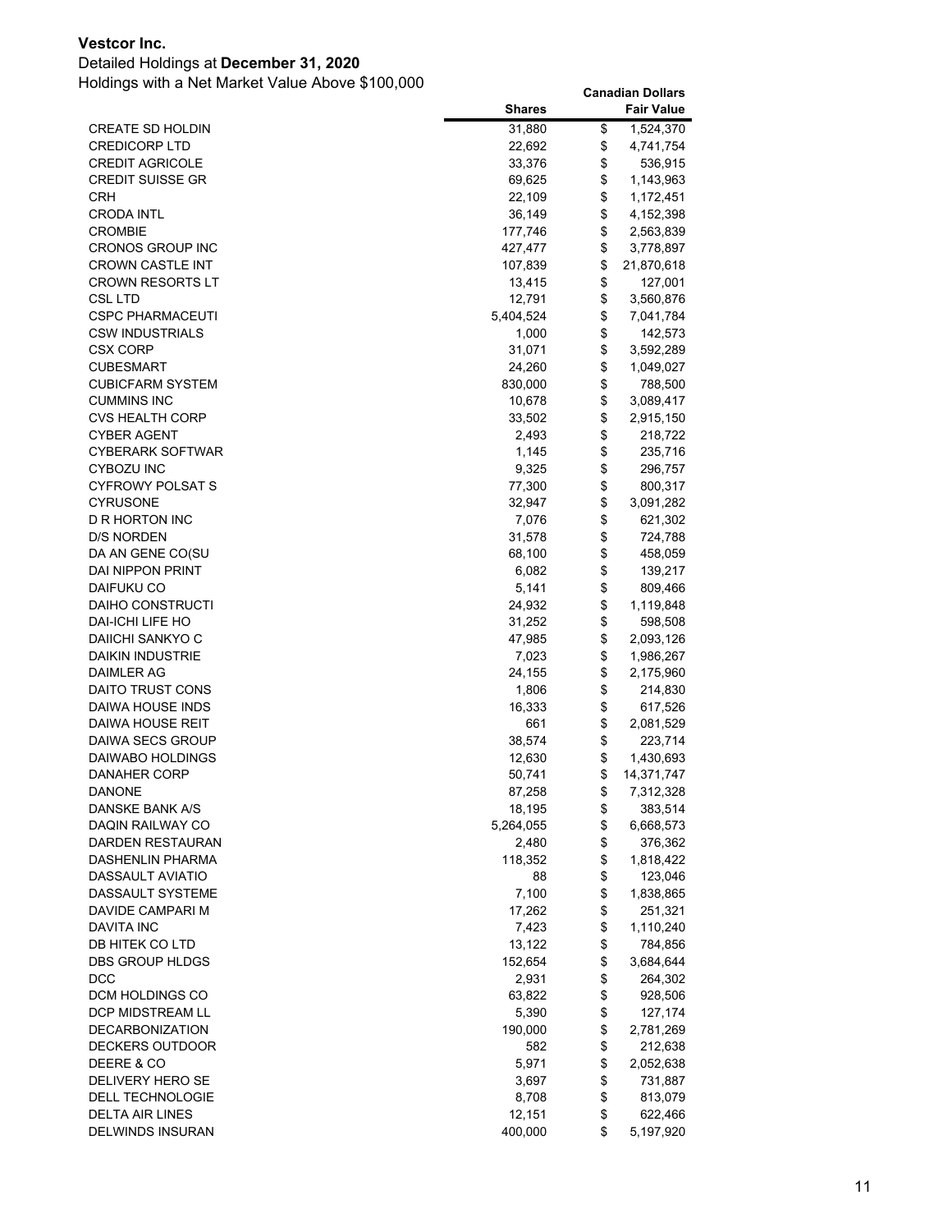**Vestcor Inc.**

Detailed Holdings at **December 31, 2020**

Holdings with a Net Market Value Above $100,000

| | Shares | Canadian Dollars Fair Value |
|---|---|---|
| CREATE SD HOLDIN | 31,880 | $ 1,524,370 |
| CREDICORP LTD | 22,692 | $ 4,741,754 |
| CREDIT AGRICOLE | 33,376 | $ 536,915 |
| CREDIT SUISSE GR | 69,625 | $ 1,143,963 |
| CRH | 22,109 | $ 1,172,451 |
| CRODA INTL | 36,149 | $ 4,152,398 |
| CROMBIE | 177,746 | $ 2,563,839 |
| CRONOS GROUP INC | 427,477 | $ 3,778,897 |
| CROWN CASTLE INT | 107,839 | $ 21,870,618 |
| CROWN RESORTS LT | 13,415 | $ 127,001 |
| CSL LTD | 12,791 | $ 3,560,876 |
| CSPC PHARMACEUTI | 5,404,524 | $ 7,041,784 |
| CSW INDUSTRIALS | 1,000 | $ 142,573 |
| CSX CORP | 31,071 | $ 3,592,289 |
| CUBESMART | 24,260 | $ 1,049,027 |
| CUBICFARM SYSTEM | 830,000 | $ 788,500 |
| CUMMINS INC | 10,678 | $ 3,089,417 |
| CVS HEALTH CORP | 33,502 | $ 2,915,150 |
| CYBER AGENT | 2,493 | $ 218,722 |
| CYBERARK SOFTWAR | 1,145 | $ 235,716 |
| CYBOZU INC | 9,325 | $ 296,757 |
| CYFROWY POLSAT S | 77,300 | $ 800,317 |
| CYRUSONE | 32,947 | $ 3,091,282 |
| D R HORTON INC | 7,076 | $ 621,302 |
| D/S NORDEN | 31,578 | $ 724,788 |
| DA AN GENE CO(SU | 68,100 | $ 458,059 |
| DAI NIPPON PRINT | 6,082 | $ 139,217 |
| DAIFUKU CO | 5,141 | $ 809,466 |
| DAIHO CONSTRUCTI | 24,932 | $ 1,119,848 |
| DAI-ICHI LIFE HO | 31,252 | $ 598,508 |
| DAIICHI SANKYO C | 47,985 | $ 2,093,126 |
| DAIKIN INDUSTRIE | 7,023 | $ 1,986,267 |
| DAIMLER AG | 24,155 | $ 2,175,960 |
| DAITO TRUST CONS | 1,806 | $ 214,830 |
| DAIWA HOUSE INDS | 16,333 | $ 617,526 |
| DAIWA HOUSE REIT | 661 | $ 2,081,529 |
| DAIWA SECS GROUP | 38,574 | $ 223,714 |
| DAIWABO HOLDINGS | 12,630 | $ 1,430,693 |
| DANAHER CORP | 50,741 | $ 14,371,747 |
| DANONE | 87,258 | $ 7,312,328 |
| DANSKE BANK A/S | 18,195 | $ 383,514 |
| DAQIN RAILWAY CO | 5,264,055 | $ 6,668,573 |
| DARDEN RESTAURAN | 2,480 | $ 376,362 |
| DASHENLIN PHARMA | 118,352 | $ 1,818,422 |
| DASSAULT AVIATIO | 88 | $ 123,046 |
| DASSAULT SYSTEME | 7,100 | $ 1,838,865 |
| DAVIDE CAMPARI M | 17,262 | $ 251,321 |
| DAVITA INC | 7,423 | $ 1,110,240 |
| DB HITEK CO LTD | 13,122 | $ 784,856 |
| DBS GROUP HLDGS | 152,654 | $ 3,684,644 |
| DCC | 2,931 | $ 264,302 |
| DCM HOLDINGS CO | 63,822 | $ 928,506 |
| DCP MIDSTREAM LL | 5,390 | $ 127,174 |
| DECARBONIZATION | 190,000 | $ 2,781,269 |
| DECKERS OUTDOOR | 582 | $ 212,638 |
| DEERE & CO | 5,971 | $ 2,052,638 |
| DELIVERY HERO SE | 3,697 | $ 731,887 |
| DELL TECHNOLOGIE | 8,708 | $ 813,079 |
| DELTA AIR LINES | 12,151 | $ 622,466 |
| DELWINDS INSURAN | 400,000 | $ 5,197,920 |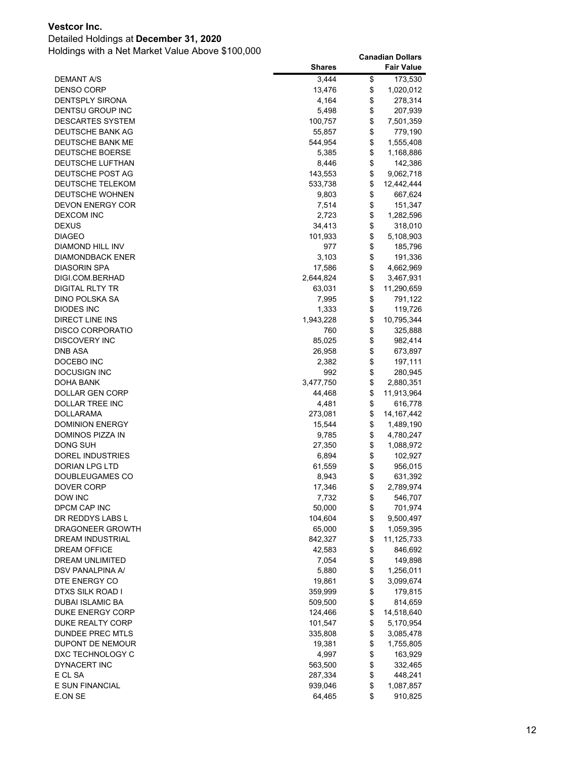**Vestcor Inc.**

Detailed Holdings at **December 31, 2020**

Holdings with a Net Market Value Above $100,000

| | Shares | Canadian Dollars Fair Value |
|---|---|---|
| DEMANT A/S | 3,444 | $ 173,530 |
| DENSO CORP | 13,476 | $ 1,020,012 |
| DENTSPLY SIRONA | 4,164 | $ 278,314 |
| DENTSU GROUP INC | 5,498 | $ 207,939 |
| DESCARTES SYSTEM | 100,757 | $ 7,501,359 |
| DEUTSCHE BANK AG | 55,857 | $ 779,190 |
| DEUTSCHE BANK ME | 544,954 | $ 1,555,408 |
| DEUTSCHE BOERSE | 5,385 | $ 1,168,886 |
| DEUTSCHE LUFTHAN | 8,446 | $ 142,386 |
| DEUTSCHE POST AG | 143,553 | $ 9,062,718 |
| DEUTSCHE TELEKOM | 533,738 | $ 12,442,444 |
| DEUTSCHE WOHNEN | 9,803 | $ 667,624 |
| DEVON ENERGY COR | 7,514 | $ 151,347 |
| DEXCOM INC | 2,723 | $ 1,282,596 |
| DEXUS | 34,413 | $ 318,010 |
| DIAGEO | 101,933 | $ 5,108,903 |
| DIAMOND HILL INV | 977 | $ 185,796 |
| DIAMONDBACK ENER | 3,103 | $ 191,336 |
| DIASORIN SPA | 17,586 | $ 4,662,969 |
| DIGI.COM.BERHAD | 2,644,824 | $ 3,467,931 |
| DIGITAL RLTY TR | 63,031 | $ 11,290,659 |
| DINO POLSKA SA | 7,995 | $ 791,122 |
| DIODES INC | 1,333 | $ 119,726 |
| DIRECT LINE INS | 1,943,228 | $ 10,795,344 |
| DISCO CORPORATIO | 760 | $ 325,888 |
| DISCOVERY INC | 85,025 | $ 982,414 |
| DNB ASA | 26,958 | $ 673,897 |
| DOCEBO INC | 2,382 | $ 197,111 |
| DOCUSIGN INC | 992 | $ 280,945 |
| DOHA BANK | 3,477,750 | $ 2,880,351 |
| DOLLAR GEN CORP | 44,468 | $ 11,913,964 |
| DOLLAR TREE INC | 4,481 | $ 616,778 |
| DOLLARAMA | 273,081 | $ 14,167,442 |
| DOMINION ENERGY | 15,544 | $ 1,489,190 |
| DOMINOS PIZZA IN | 9,785 | $ 4,780,247 |
| DONG SUH | 27,350 | $ 1,088,972 |
| DOREL INDUSTRIES | 6,894 | $ 102,927 |
| DORIAN LPG LTD | 61,559 | $ 956,015 |
| DOUBLEUGAMES CO | 8,943 | $ 631,392 |
| DOVER CORP | 17,346 | $ 2,789,974 |
| DOW INC | 7,732 | $ 546,707 |
| DPCM CAP INC | 50,000 | $ 701,974 |
| DR REDDYS LABS L | 104,604 | $ 9,500,497 |
| DRAGONEER GROWTH | 65,000 | $ 1,059,395 |
| DREAM INDUSTRIAL | 842,327 | $ 11,125,733 |
| DREAM OFFICE | 42,583 | $ 846,692 |
| DREAM UNLIMITED | 7,054 | $ 149,898 |
| DSV PANALPINA A/ | 5,880 | $ 1,256,011 |
| DTE ENERGY CO | 19,861 | $ 3,099,674 |
| DTXS SILK ROAD I | 359,999 | $ 179,815 |
| DUBAI ISLAMIC BA | 509,500 | $ 814,659 |
| DUKE ENERGY CORP | 124,466 | $ 14,518,640 |
| DUKE REALTY CORP | 101,547 | $ 5,170,954 |
| DUNDEE PREC MTLS | 335,808 | $ 3,085,478 |
| DUPONT DE NEMOUR | 19,381 | $ 1,755,805 |
| DXC TECHNOLOGY C | 4,997 | $ 163,929 |
| DYNACERT INC | 563,500 | $ 332,465 |
| E CL SA | 287,334 | $ 448,241 |
| E SUN FINANCIAL | 939,046 | $ 1,087,857 |
| E.ON SE | 64,465 | $ 910,825 |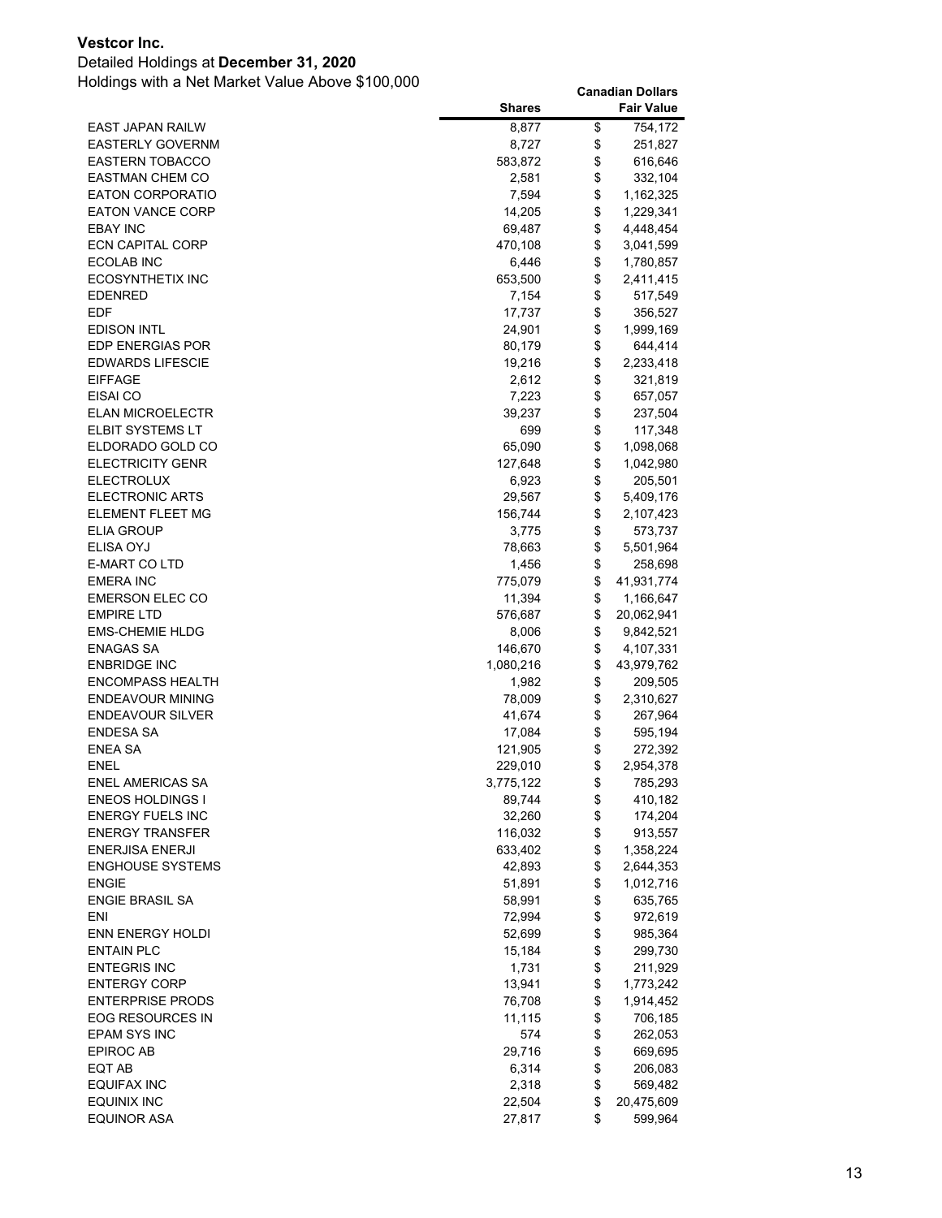**Vestcor Inc.**

Detailed Holdings at **December 31, 2020**

Holdings with a Net Market Value Above $100,000

| | Shares | Canadian Dollars Fair Value |
|---|---|---|
| EAST JAPAN RAILW | 8,877 | $ 754,172 |
| EASTERLY GOVERNM | 8,727 | $ 251,827 |
| EASTERN TOBACCO | 583,872 | $ 616,646 |
| EASTMAN CHEM CO | 2,581 | $ 332,104 |
| EATON CORPORATIO | 7,594 | $ 1,162,325 |
| EATON VANCE CORP | 14,205 | $ 1,229,341 |
| EBAY INC | 69,487 | $ 4,448,454 |
| ECN CAPITAL CORP | 470,108 | $ 3,041,599 |
| ECOLAB INC | 6,446 | $ 1,780,857 |
| ECOSYNTHETIX INC | 653,500 | $ 2,411,415 |
| EDENRED | 7,154 | $ 517,549 |
| EDF | 17,737 | $ 356,527 |
| EDISON INTL | 24,901 | $ 1,999,169 |
| EDP ENERGIAS POR | 80,179 | $ 644,414 |
| EDWARDS LIFESCIE | 19,216 | $ 2,233,418 |
| EIFFAGE | 2,612 | $ 321,819 |
| EISAI CO | 7,223 | $ 657,057 |
| ELAN MICROELECTR | 39,237 | $ 237,504 |
| ELBIT SYSTEMS LT | 699 | $ 117,348 |
| ELDORADO GOLD CO | 65,090 | $ 1,098,068 |
| ELECTRICITY GENR | 127,648 | $ 1,042,980 |
| ELECTROLUX | 6,923 | $ 205,501 |
| ELECTRONIC ARTS | 29,567 | $ 5,409,176 |
| ELEMENT FLEET MG | 156,744 | $ 2,107,423 |
| ELIA GROUP | 3,775 | $ 573,737 |
| ELISA OYJ | 78,663 | $ 5,501,964 |
| E-MART CO LTD | 1,456 | $ 258,698 |
| EMERA INC | 775,079 | $ 41,931,774 |
| EMERSON ELEC CO | 11,394 | $ 1,166,647 |
| EMPIRE LTD | 576,687 | $ 20,062,941 |
| EMS-CHEMIE HLDG | 8,006 | $ 9,842,521 |
| ENAGAS SA | 146,670 | $ 4,107,331 |
| ENBRIDGE INC | 1,080,216 | $ 43,979,762 |
| ENCOMPASS HEALTH | 1,982 | $ 209,505 |
| ENDEAVOUR MINING | 78,009 | $ 2,310,627 |
| ENDEAVOUR SILVER | 41,674 | $ 267,964 |
| ENDESA SA | 17,084 | $ 595,194 |
| ENEA SA | 121,905 | $ 272,392 |
| ENEL | 229,010 | $ 2,954,378 |
| ENEL AMERICAS SA | 3,775,122 | $ 785,293 |
| ENEOS HOLDINGS I | 89,744 | $ 410,182 |
| ENERGY FUELS INC | 32,260 | $ 174,204 |
| ENERGY TRANSFER | 116,032 | $ 913,557 |
| ENERJISA ENERJI | 633,402 | $ 1,358,224 |
| ENGHOUSE SYSTEMS | 42,893 | $ 2,644,353 |
| ENGIE | 51,891 | $ 1,012,716 |
| ENGIE BRASIL SA | 58,991 | $ 635,765 |
| ENI | 72,994 | $ 972,619 |
| ENN ENERGY HOLDI | 52,699 | $ 985,364 |
| ENTAIN PLC | 15,184 | $ 299,730 |
| ENTEGRIS INC | 1,731 | $ 211,929 |
| ENTERGY CORP | 13,941 | $ 1,773,242 |
| ENTERPRISE PRODS | 76,708 | $ 1,914,452 |
| EOG RESOURCES IN | 11,115 | $ 706,185 |
| EPAM SYS INC | 574 | $ 262,053 |
| EPIROC AB | 29,716 | $ 669,695 |
| EQT AB | 6,314 | $ 206,083 |
| EQUIFAX INC | 2,318 | $ 569,482 |
| EQUINIX INC | 22,504 | $ 20,475,609 |
| EQUINOR ASA | 27,817 | $ 599,964 |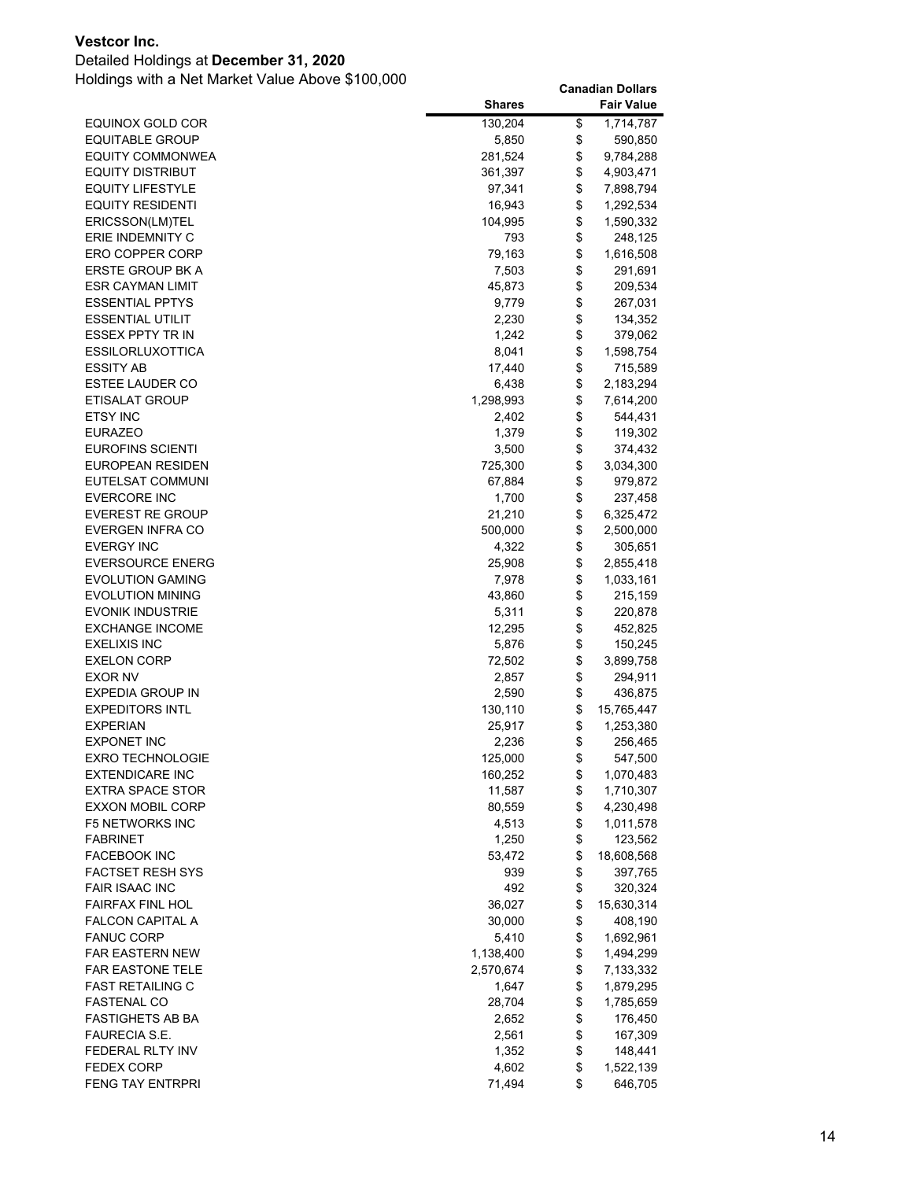**Vestcor Inc.**

Detailed Holdings at **December 31, 2020**

Holdings with a Net Market Value Above $100,000

| | Shares | Canadian Dollars Fair Value |
|---|---|---|
| EQUINOX GOLD COR | 130,204 | $ 1,714,787 |
| EQUITABLE GROUP | 5,850 | $ 590,850 |
| EQUITY COMMONWEA | 281,524 | $ 9,784,288 |
| EQUITY DISTRIBUT | 361,397 | $ 4,903,471 |
| EQUITY LIFESTYLE | 97,341 | $ 7,898,794 |
| EQUITY RESIDENTI | 16,943 | $ 1,292,534 |
| ERICSSON(LM)TEL | 104,995 | $ 1,590,332 |
| ERIE INDEMNITY C | 793 | $ 248,125 |
| ERO COPPER CORP | 79,163 | $ 1,616,508 |
| ERSTE GROUP BK A | 7,503 | $ 291,691 |
| ESR CAYMAN LIMIT | 45,873 | $ 209,534 |
| ESSENTIAL PPTYS | 9,779 | $ 267,031 |
| ESSENTIAL UTILIT | 2,230 | $ 134,352 |
| ESSEX PPTY TR IN | 1,242 | $ 379,062 |
| ESSILORLUXOTTICA | 8,041 | $ 1,598,754 |
| ESSITY AB | 17,440 | $ 715,589 |
| ESTEE LAUDER CO | 6,438 | $ 2,183,294 |
| ETISALAT GROUP | 1,298,993 | $ 7,614,200 |
| ETSY INC | 2,402 | $ 544,431 |
| EURAZEO | 1,379 | $ 119,302 |
| EUROFINS SCIENTI | 3,500 | $ 374,432 |
| EUROPEAN RESIDEN | 725,300 | $ 3,034,300 |
| EUTELSAT COMMUNI | 67,884 | $ 979,872 |
| EVERCORE INC | 1,700 | $ 237,458 |
| EVEREST RE GROUP | 21,210 | $ 6,325,472 |
| EVERGEN INFRA CO | 500,000 | $ 2,500,000 |
| EVERGY INC | 4,322 | $ 305,651 |
| EVERSOURCE ENERG | 25,908 | $ 2,855,418 |
| EVOLUTION GAMING | 7,978 | $ 1,033,161 |
| EVOLUTION MINING | 43,860 | $ 215,159 |
| EVONIK INDUSTRIE | 5,311 | $ 220,878 |
| EXCHANGE INCOME | 12,295 | $ 452,825 |
| EXELIXIS INC | 5,876 | $ 150,245 |
| EXELON CORP | 72,502 | $ 3,899,758 |
| EXOR NV | 2,857 | $ 294,911 |
| EXPEDIA GROUP IN | 2,590 | $ 436,875 |
| EXPEDITORS INTL | 130,110 | $ 15,765,447 |
| EXPERIAN | 25,917 | $ 1,253,380 |
| EXPONET INC | 2,236 | $ 256,465 |
| EXRO TECHNOLOGIE | 125,000 | $ 547,500 |
| EXTENDICARE INC | 160,252 | $ 1,070,483 |
| EXTRA SPACE STOR | 11,587 | $ 1,710,307 |
| EXXON MOBIL CORP | 80,559 | $ 4,230,498 |
| F5 NETWORKS INC | 4,513 | $ 1,011,578 |
| FABRINET | 1,250 | $ 123,562 |
| FACEBOOK INC | 53,472 | $ 18,608,568 |
| FACTSET RESH SYS | 939 | $ 397,765 |
| FAIR ISAAC INC | 492 | $ 320,324 |
| FAIRFAX FINL HOL | 36,027 | $ 15,630,314 |
| FALCON CAPITAL A | 30,000 | $ 408,190 |
| FANUC CORP | 5,410 | $ 1,692,961 |
| FAR EASTERN NEW | 1,138,400 | $ 1,494,299 |
| FAR EASTONE TELE | 2,570,674 | $ 7,133,332 |
| FAST RETAILING C | 1,647 | $ 1,879,295 |
| FASTENAL CO | 28,704 | $ 1,785,659 |
| FASTIGHETS AB BA | 2,652 | $ 176,450 |
| FAURECIA S.E. | 2,561 | $ 167,309 |
| FEDERAL RLTY INV | 1,352 | $ 148,441 |
| FEDEX CORP | 4,602 | $ 1,522,139 |
| FENG TAY ENTRPRI | 71,494 | $ 646,705 |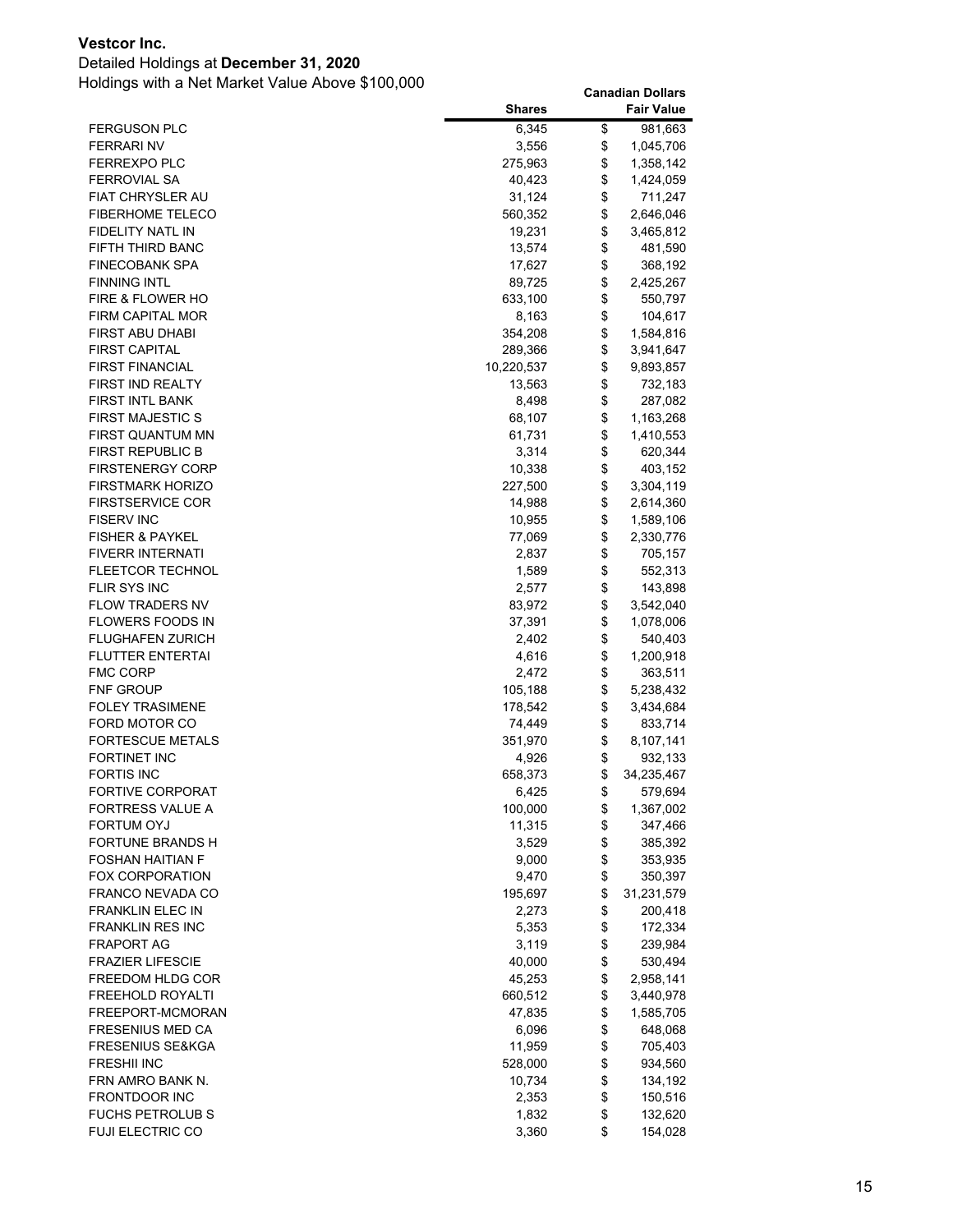**Vestcor Inc.**

Detailed Holdings at **December 31, 2020**

Holdings with a Net Market Value Above $100,000

| | Shares | Canadian Dollars Fair Value |
|---|---|---|
| FERGUSON PLC | 6,345 | $ 981,663 |
| FERRARI NV | 3,556 | $ 1,045,706 |
| FERREXPO PLC | 275,963 | $ 1,358,142 |
| FERROVIAL SA | 40,423 | $ 1,424,059 |
| FIAT CHRYSLER AU | 31,124 | $ 711,247 |
| FIBERHOME TELECO | 560,352 | $ 2,646,046 |
| FIDELITY NATL IN | 19,231 | $ 3,465,812 |
| FIFTH THIRD BANC | 13,574 | $ 481,590 |
| FINECOBANK SPA | 17,627 | $ 368,192 |
| FINNING INTL | 89,725 | $ 2,425,267 |
| FIRE & FLOWER HO | 633,100 | $ 550,797 |
| FIRM CAPITAL MOR | 8,163 | $ 104,617 |
| FIRST ABU DHABI | 354,208 | $ 1,584,816 |
| FIRST CAPITAL | 289,366 | $ 3,941,647 |
| FIRST FINANCIAL | 10,220,537 | $ 9,893,857 |
| FIRST IND REALTY | 13,563 | $ 732,183 |
| FIRST INTL BANK | 8,498 | $ 287,082 |
| FIRST MAJESTIC S | 68,107 | $ 1,163,268 |
| FIRST QUANTUM MN | 61,731 | $ 1,410,553 |
| FIRST REPUBLIC B | 3,314 | $ 620,344 |
| FIRSTENERGY CORP | 10,338 | $ 403,152 |
| FIRSTMARK HORIZO | 227,500 | $ 3,304,119 |
| FIRSTSERVICE COR | 14,988 | $ 2,614,360 |
| FISERV INC | 10,955 | $ 1,589,106 |
| FISHER & PAYKEL | 77,069 | $ 2,330,776 |
| FIVERR INTERNATI | 2,837 | $ 705,157 |
| FLEETCOR TECHNOL | 1,589 | $ 552,313 |
| FLIR SYS INC | 2,577 | $ 143,898 |
| FLOW TRADERS NV | 83,972 | $ 3,542,040 |
| FLOWERS FOODS IN | 37,391 | $ 1,078,006 |
| FLUGHAFEN ZURICH | 2,402 | $ 540,403 |
| FLUTTER ENTERTAI | 4,616 | $ 1,200,918 |
| FMC CORP | 2,472 | $ 363,511 |
| FNF GROUP | 105,188 | $ 5,238,432 |
| FOLEY TRASIMENE | 178,542 | $ 3,434,684 |
| FORD MOTOR CO | 74,449 | $ 833,714 |
| FORTESCUE METALS | 351,970 | $ 8,107,141 |
| FORTINET INC | 4,926 | $ 932,133 |
| FORTIS INC | 658,373 | $ 34,235,467 |
| FORTIVE CORPORAT | 6,425 | $ 579,694 |
| FORTRESS VALUE A | 100,000 | $ 1,367,002 |
| FORTUM OYJ | 11,315 | $ 347,466 |
| FORTUNE BRANDS H | 3,529 | $ 385,392 |
| FOSHAN HAITIAN F | 9,000 | $ 353,935 |
| FOX CORPORATION | 9,470 | $ 350,397 |
| FRANCO NEVADA CO | 195,697 | $ 31,231,579 |
| FRANKLIN ELEC IN | 2,273 | $ 200,418 |
| FRANKLIN RES INC | 5,353 | $ 172,334 |
| FRAPORT AG | 3,119 | $ 239,984 |
| FRAZIER LIFESCIE | 40,000 | $ 530,494 |
| FREEDOM HLDG COR | 45,253 | $ 2,958,141 |
| FREEHOLD ROYALTI | 660,512 | $ 3,440,978 |
| FREEPORT-MCMORAN | 47,835 | $ 1,585,705 |
| FRESENIUS MED CA | 6,096 | $ 648,068 |
| FRESENIUS SE&KGA | 11,959 | $ 705,403 |
| FRESHII INC | 528,000 | $ 934,560 |
| FRN AMRO BANK N. | 10,734 | $ 134,192 |
| FRONTDOOR INC | 2,353 | $ 150,516 |
| FUCHS PETROLUB S | 1,832 | $ 132,620 |
| FUJI ELECTRIC CO | 3,360 | $ 154,028 |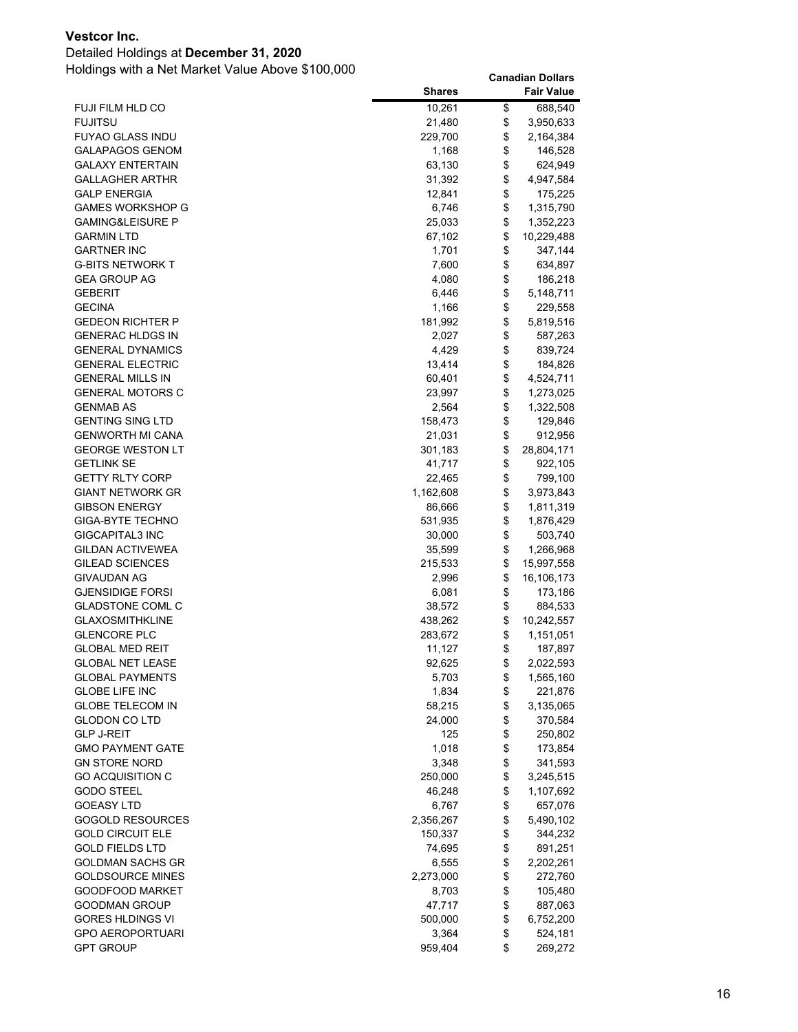**Vestcor Inc.**

Detailed Holdings at **December 31, 2020**

Holdings with a Net Market Value Above $100,000

| | Shares | Canadian Dollars Fair Value |
|---|---:|---:|
| FUJI FILM HLD CO | 10,261 | $ 688,540 |
| FUJITSU | 21,480 | $ 3,950,633 |
| FUYAO GLASS INDU | 229,700 | $ 2,164,384 |
| GALAPAGOS GENOM | 1,168 | $ 146,528 |
| GALAXY ENTERTAIN | 63,130 | $ 624,949 |
| GALLAGHER ARTHR | 31,392 | $ 4,947,584 |
| GALP ENERGIA | 12,841 | $ 175,225 |
| GAMES WORKSHOP G | 6,746 | $ 1,315,790 |
| GAMING&LEISURE P | 25,033 | $ 1,352,223 |
| GARMIN LTD | 67,102 | $ 10,229,488 |
| GARTNER INC | 1,701 | $ 347,144 |
| G-BITS NETWORK T | 7,600 | $ 634,897 |
| GEA GROUP AG | 4,080 | $ 186,218 |
| GEBERIT | 6,446 | $ 5,148,711 |
| GECINA | 1,166 | $ 229,558 |
| GEDEON RICHTER P | 181,992 | $ 5,819,516 |
| GENERAC HLDGS IN | 2,027 | $ 587,263 |
| GENERAL DYNAMICS | 4,429 | $ 839,724 |
| GENERAL ELECTRIC | 13,414 | $ 184,826 |
| GENERAL MILLS IN | 60,401 | $ 4,524,711 |
| GENERAL MOTORS C | 23,997 | $ 1,273,025 |
| GENMAB AS | 2,564 | $ 1,322,508 |
| GENTING SING LTD | 158,473 | $ 129,846 |
| GENWORTH MI CANA | 21,031 | $ 912,956 |
| GEORGE WESTON LT | 301,183 | $ 28,804,171 |
| GETLINK SE | 41,717 | $ 922,105 |
| GETTY RLTY CORP | 22,465 | $ 799,100 |
| GIANT NETWORK GR | 1,162,608 | $ 3,973,843 |
| GIBSON ENERGY | 86,666 | $ 1,811,319 |
| GIGA-BYTE TECHNO | 531,935 | $ 1,876,429 |
| GIGCAPITAL3 INC | 30,000 | $ 503,740 |
| GILDAN ACTIVEWEA | 35,599 | $ 1,266,968 |
| GILEAD SCIENCES | 215,533 | $ 15,997,558 |
| GIVAUDAN AG | 2,996 | $ 16,106,173 |
| GJENSIDIGE FORSI | 6,081 | $ 173,186 |
| GLADSTONE COML C | 38,572 | $ 884,533 |
| GLAXOSMITHKLINE | 438,262 | $ 10,242,557 |
| GLENCORE PLC | 283,672 | $ 1,151,051 |
| GLOBAL MED REIT | 11,127 | $ 187,897 |
| GLOBAL NET LEASE | 92,625 | $ 2,022,593 |
| GLOBAL PAYMENTS | 5,703 | $ 1,565,160 |
| GLOBE LIFE INC | 1,834 | $ 221,876 |
| GLOBE TELECOM IN | 58,215 | $ 3,135,065 |
| GLODON CO LTD | 24,000 | $ 370,584 |
| GLP J-REIT | 125 | $ 250,802 |
| GMO PAYMENT GATE | 1,018 | $ 173,854 |
| GN STORE NORD | 3,348 | $ 341,593 |
| GO ACQUISITION C | 250,000 | $ 3,245,515 |
| GODO STEEL | 46,248 | $ 1,107,692 |
| GOEASY LTD | 6,767 | $ 657,076 |
| GOGOLD RESOURCES | 2,356,267 | $ 5,490,102 |
| GOLD CIRCUIT ELE | 150,337 | $ 344,232 |
| GOLD FIELDS LTD | 74,695 | $ 891,251 |
| GOLDMAN SACHS GR | 6,555 | $ 2,202,261 |
| GOLDSOURCE MINES | 2,273,000 | $ 272,760 |
| GOODFOOD MARKET | 8,703 | $ 105,480 |
| GOODMAN GROUP | 47,717 | $ 887,063 |
| GORES HLDINGS VI | 500,000 | $ 6,752,200 |
| GPO AEROPORTUARI | 3,364 | $ 524,181 |
| GPT GROUP | 959,404 | $ 269,272 |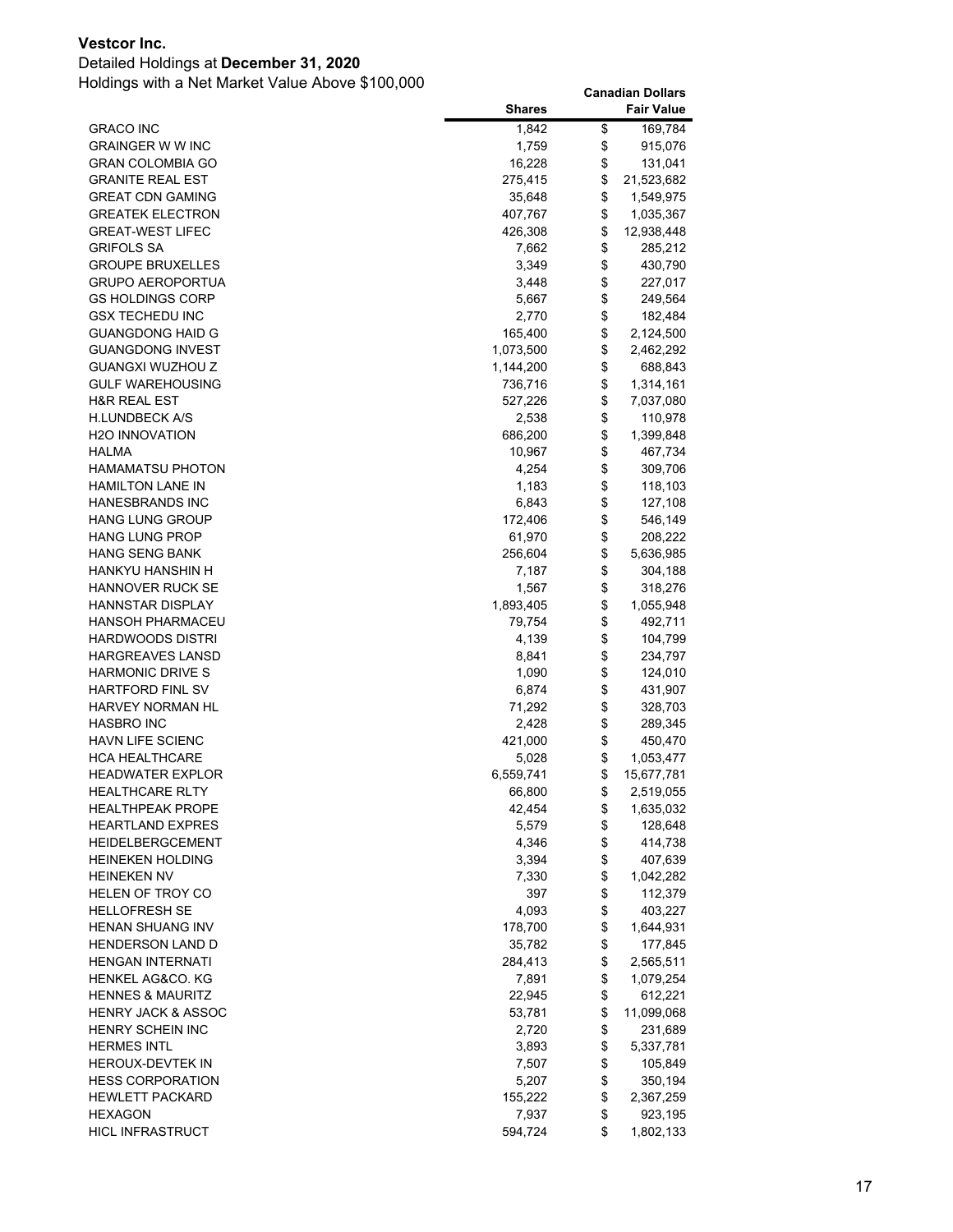**Vestcor Inc.**

Detailed Holdings at **December 31, 2020**

Holdings with a Net Market Value Above $100,000

| | Shares | Canadian Dollars Fair Value |
|---|---|---|
| GRACO INC | 1,842 | $ 169,784 |
| GRAINGER W W INC | 1,759 | $ 915,076 |
| GRAN COLOMBIA GO | 16,228 | $ 131,041 |
| GRANITE REAL EST | 275,415 | $ 21,523,682 |
| GREAT CDN GAMING | 35,648 | $ 1,549,975 |
| GREATEK ELECTRON | 407,767 | $ 1,035,367 |
| GREAT-WEST LIFEC | 426,308 | $ 12,938,448 |
| GRIFOLS SA | 7,662 | $ 285,212 |
| GROUPE BRUXELLES | 3,349 | $ 430,790 |
| GRUPO AEROPORTUA | 3,448 | $ 227,017 |
| GS HOLDINGS CORP | 5,667 | $ 249,564 |
| GSX TECHEDU INC | 2,770 | $ 182,484 |
| GUANGDONG HAID G | 165,400 | $ 2,124,500 |
| GUANGDONG INVEST | 1,073,500 | $ 2,462,292 |
| GUANGXI WUZHOU Z | 1,144,200 | $ 688,843 |
| GULF WAREHOUSING | 736,716 | $ 1,314,161 |
| H&R REAL EST | 527,226 | $ 7,037,080 |
| H.LUNDBECK A/S | 2,538 | $ 110,978 |
| H2O INNOVATION | 686,200 | $ 1,399,848 |
| HALMA | 10,967 | $ 467,734 |
| HAMAMATSU PHOTON | 4,254 | $ 309,706 |
| HAMILTON LANE IN | 1,183 | $ 118,103 |
| HANESBRANDS INC | 6,843 | $ 127,108 |
| HANG LUNG GROUP | 172,406 | $ 546,149 |
| HANG LUNG PROP | 61,970 | $ 208,222 |
| HANG SENG BANK | 256,604 | $ 5,636,985 |
| HANKYU HANSHIN H | 7,187 | $ 304,188 |
| HANNOVER RUCK SE | 1,567 | $ 318,276 |
| HANNSTAR DISPLAY | 1,893,405 | $ 1,055,948 |
| HANSOH PHARMACEU | 79,754 | $ 492,711 |
| HARDWOODS DISTRI | 4,139 | $ 104,799 |
| HARGREAVES LANSD | 8,841 | $ 234,797 |
| HARMONIC DRIVE S | 1,090 | $ 124,010 |
| HARTFORD FINL SV | 6,874 | $ 431,907 |
| HARVEY NORMAN HL | 71,292 | $ 328,703 |
| HASBRO INC | 2,428 | $ 289,345 |
| HAVN LIFE SCIENC | 421,000 | $ 450,470 |
| HCA HEALTHCARE | 5,028 | $ 1,053,477 |
| HEADWATER EXPLOR | 6,559,741 | $ 15,677,781 |
| HEALTHCARE RLTY | 66,800 | $ 2,519,055 |
| HEALTHPEAK PROPE | 42,454 | $ 1,635,032 |
| HEARTLAND EXPRES | 5,579 | $ 128,648 |
| HEIDELBERGCEMENT | 4,346 | $ 414,738 |
| HEINEKEN HOLDING | 3,394 | $ 407,639 |
| HEINEKEN NV | 7,330 | $ 1,042,282 |
| HELEN OF TROY CO | 397 | $ 112,379 |
| HELLOFRESH SE | 4,093 | $ 403,227 |
| HENAN SHUANG INV | 178,700 | $ 1,644,931 |
| HENDERSON LAND D | 35,782 | $ 177,845 |
| HENGAN INTERNATI | 284,413 | $ 2,565,511 |
| HENKEL AG&CO. KG | 7,891 | $ 1,079,254 |
| HENNES & MAURITZ | 22,945 | $ 612,221 |
| HENRY JACK & ASSOC | 53,781 | $ 11,099,068 |
| HENRY SCHEIN INC | 2,720 | $ 231,689 |
| HERMES INTL | 3,893 | $ 5,337,781 |
| HEROUX-DEVTEK IN | 7,507 | $ 105,849 |
| HESS CORPORATION | 5,207 | $ 350,194 |
| HEWLETT PACKARD | 155,222 | $ 2,367,259 |
| HEXAGON | 7,937 | $ 923,195 |
| HICL INFRASTRUCT | 594,724 | $ 1,802,133 |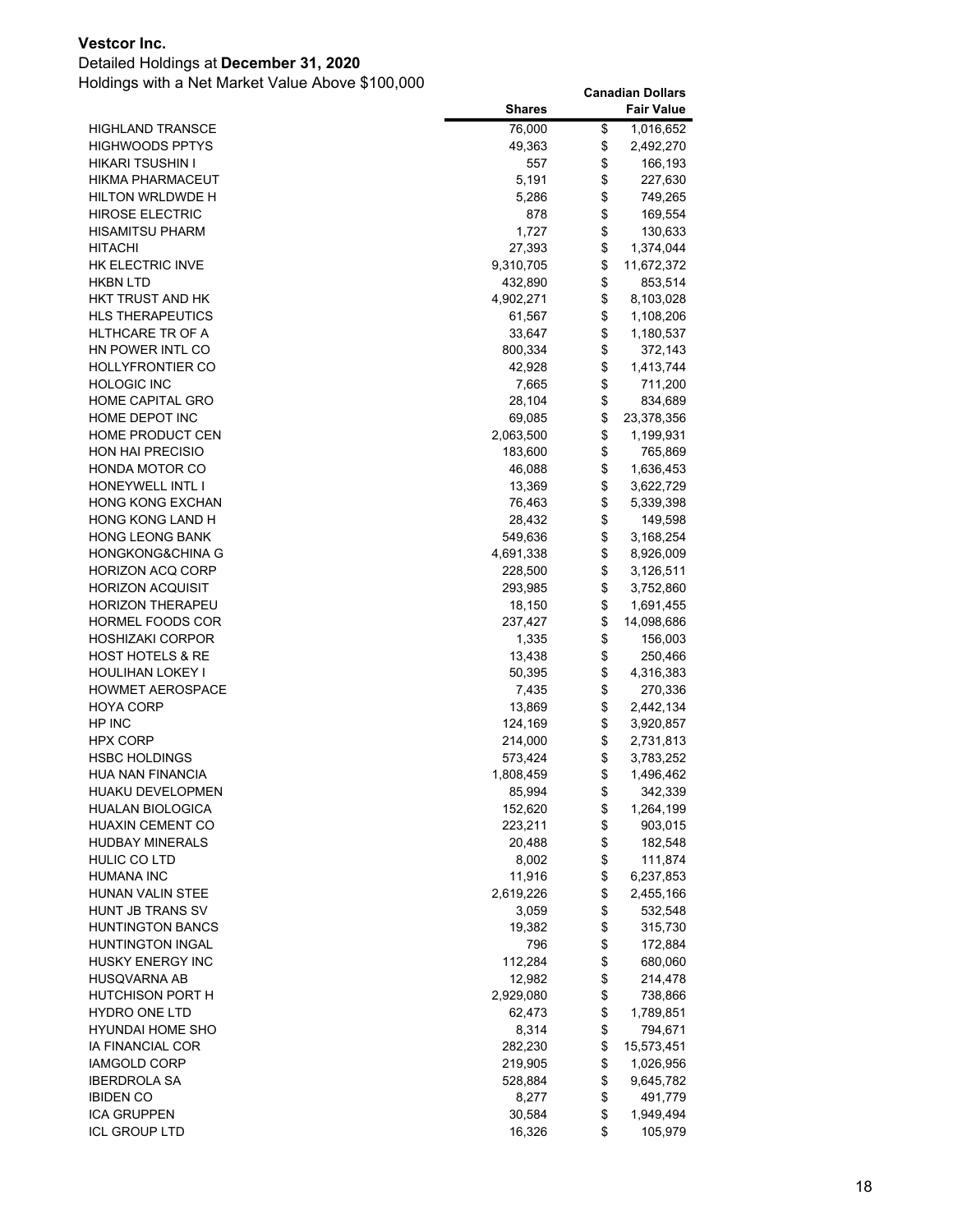**Vestcor Inc.**

Detailed Holdings at **December 31, 2020**

Holdings with a Net Market Value Above $100,000

| | Shares | Canadian Dollars Fair Value |
|---|---:|---:|
| HIGHLAND TRANSCE | 76,000 | $ 1,016,652 |
| HIGHWOODS PPTYS | 49,363 | $ 2,492,270 |
| HIKARI TSUSHIN I | 557 | $ 166,193 |
| HIKMA PHARMACEUT | 5,191 | $ 227,630 |
| HILTON WRLDWDE H | 5,286 | $ 749,265 |
| HIROSE ELECTRIC | 878 | $ 169,554 |
| HISAMITSU PHARM | 1,727 | $ 130,633 |
| HITACHI | 27,393 | $ 1,374,044 |
| HK ELECTRIC INVE | 9,310,705 | $ 11,672,372 |
| HKBN LTD | 432,890 | $ 853,514 |
| HKT TRUST AND HK | 4,902,271 | $ 8,103,028 |
| HLS THERAPEUTICS | 61,567 | $ 1,108,206 |
| HLTHCARE TR OF A | 33,647 | $ 1,180,537 |
| HN POWER INTL CO | 800,334 | $ 372,143 |
| HOLLYFRONTIER CO | 42,928 | $ 1,413,744 |
| HOLOGIC INC | 7,665 | $ 711,200 |
| HOME CAPITAL GRO | 28,104 | $ 834,689 |
| HOME DEPOT INC | 69,085 | $ 23,378,356 |
| HOME PRODUCT CEN | 2,063,500 | $ 1,199,931 |
| HON HAI PRECISIO | 183,600 | $ 765,869 |
| HONDA MOTOR CO | 46,088 | $ 1,636,453 |
| HONEYWELL INTL I | 13,369 | $ 3,622,729 |
| HONG KONG EXCHAN | 76,463 | $ 5,339,398 |
| HONG KONG LAND H | 28,432 | $ 149,598 |
| HONG LEONG BANK | 549,636 | $ 3,168,254 |
| HONGKONG&CHINA G | 4,691,338 | $ 8,926,009 |
| HORIZON ACQ CORP | 228,500 | $ 3,126,511 |
| HORIZON ACQUISIT | 293,985 | $ 3,752,860 |
| HORIZON THERAPEU | 18,150 | $ 1,691,455 |
| HORMEL FOODS COR | 237,427 | $ 14,098,686 |
| HOSHIZAKI CORPOR | 1,335 | $ 156,003 |
| HOST HOTELS & RE | 13,438 | $ 250,466 |
| HOULIHAN LOKEY I | 50,395 | $ 4,316,383 |
| HOWMET AEROSPACE | 7,435 | $ 270,336 |
| HOYA CORP | 13,869 | $ 2,442,134 |
| HP INC | 124,169 | $ 3,920,857 |
| HPX CORP | 214,000 | $ 2,731,813 |
| HSBC HOLDINGS | 573,424 | $ 3,783,252 |
| HUA NAN FINANCIA | 1,808,459 | $ 1,496,462 |
| HUAKU DEVELOPMEN | 85,994 | $ 342,339 |
| HUALAN BIOLOGICA | 152,620 | $ 1,264,199 |
| HUAXIN CEMENT CO | 223,211 | $ 903,015 |
| HUDBAY MINERALS | 20,488 | $ 182,548 |
| HULIC CO LTD | 8,002 | $ 111,874 |
| HUMANA INC | 11,916 | $ 6,237,853 |
| HUNAN VALIN STEE | 2,619,226 | $ 2,455,166 |
| HUNT JB TRANS SV | 3,059 | $ 532,548 |
| HUNTINGTON BANCS | 19,382 | $ 315,730 |
| HUNTINGTON INGAL | 796 | $ 172,884 |
| HUSKY ENERGY INC | 112,284 | $ 680,060 |
| HUSQVARNA AB | 12,982 | $ 214,478 |
| HUTCHISON PORT H | 2,929,080 | $ 738,866 |
| HYDRO ONE LTD | 62,473 | $ 1,789,851 |
| HYUNDAI HOME SHO | 8,314 | $ 794,671 |
| IA FINANCIAL COR | 282,230 | $ 15,573,451 |
| IAMGOLD CORP | 219,905 | $ 1,026,956 |
| IBERDROLA SA | 528,884 | $ 9,645,782 |
| IBIDEN CO | 8,277 | $ 491,779 |
| ICA GRUPPEN | 30,584 | $ 1,949,494 |
| ICL GROUP LTD | 16,326 | $ 105,979 |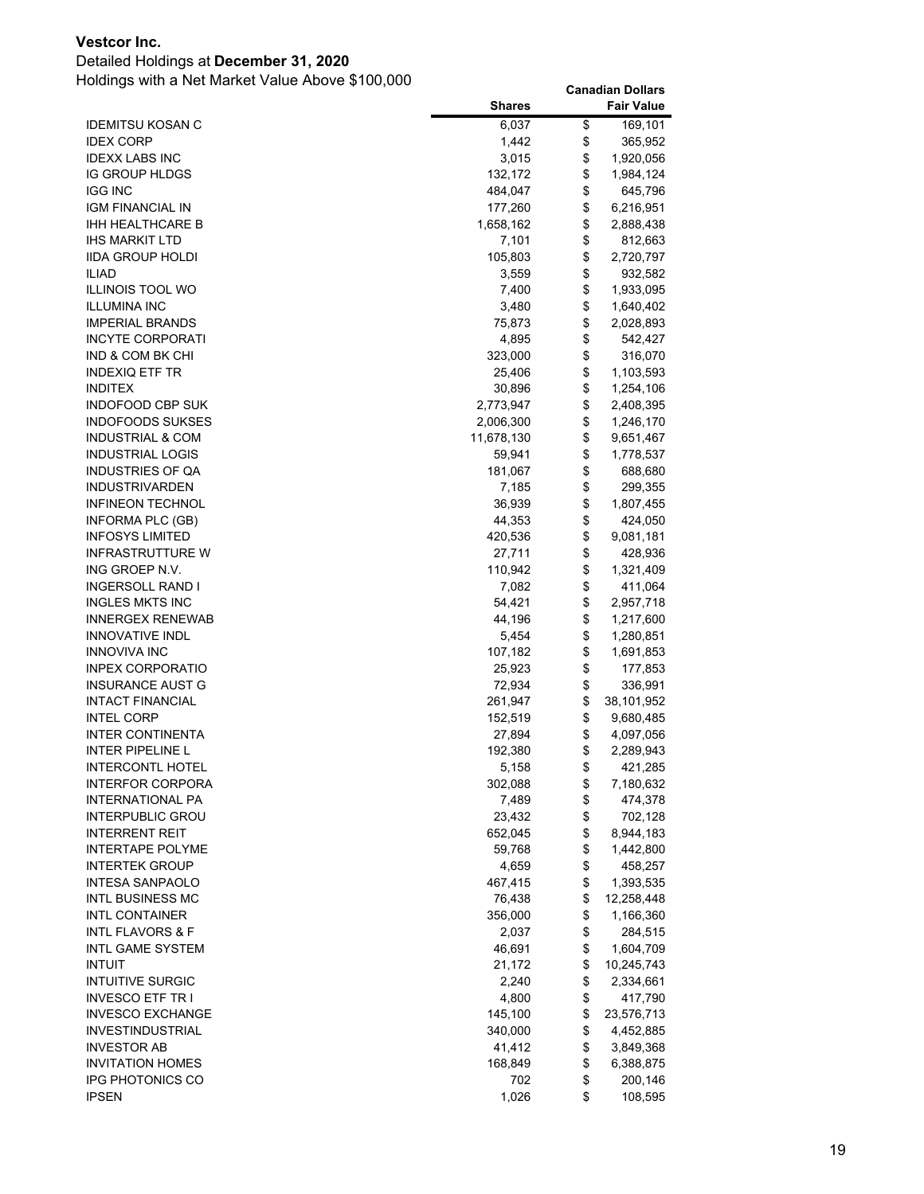**Vestcor Inc.**

Detailed Holdings at **December 31, 2020**

Holdings with a Net Market Value Above $100,000

| | Shares | Canadian Dollars Fair Value |
|---|---|---|
| IDEMITSU KOSAN C | 6,037 | $ 169,101 |
| IDEX CORP | 1,442 | $ 365,952 |
| IDEXX LABS INC | 3,015 | $ 1,920,056 |
| IG GROUP HLDGS | 132,172 | $ 1,984,124 |
| IGG INC | 484,047 | $ 645,796 |
| IGM FINANCIAL IN | 177,260 | $ 6,216,951 |
| IHH HEALTHCARE B | 1,658,162 | $ 2,888,438 |
| IHS MARKIT LTD | 7,101 | $ 812,663 |
| IIDA GROUP HOLDI | 105,803 | $ 2,720,797 |
| ILIAD | 3,559 | $ 932,582 |
| ILLINOIS TOOL WO | 7,400 | $ 1,933,095 |
| ILLUMINA INC | 3,480 | $ 1,640,402 |
| IMPERIAL BRANDS | 75,873 | $ 2,028,893 |
| INCYTE CORPORATI | 4,895 | $ 542,427 |
| IND & COM BK CHI | 323,000 | $ 316,070 |
| INDEXIQ ETF TR | 25,406 | $ 1,103,593 |
| INDITEX | 30,896 | $ 1,254,106 |
| INDOFOOD CBP SUK | 2,773,947 | $ 2,408,395 |
| INDOFOODS SUKSES | 2,006,300 | $ 1,246,170 |
| INDUSTRIAL & COM | 11,678,130 | $ 9,651,467 |
| INDUSTRIAL LOGIS | 59,941 | $ 1,778,537 |
| INDUSTRIES OF QA | 181,067 | $ 688,680 |
| INDUSTRIVARDEN | 7,185 | $ 299,355 |
| INFINEON TECHNOL | 36,939 | $ 1,807,455 |
| INFORMA PLC (GB) | 44,353 | $ 424,050 |
| INFOSYS LIMITED | 420,536 | $ 9,081,181 |
| INFRASTRUTTURE W | 27,711 | $ 428,936 |
| ING GROEP N.V. | 110,942 | $ 1,321,409 |
| INGERSOLL RAND I | 7,082 | $ 411,064 |
| INGLES MKTS INC | 54,421 | $ 2,957,718 |
| INNERGEX RENEWAB | 44,196 | $ 1,217,600 |
| INNOVATIVE INDL | 5,454 | $ 1,280,851 |
| INNOVIVA INC | 107,182 | $ 1,691,853 |
| INPEX CORPORATIO | 25,923 | $ 177,853 |
| INSURANCE AUST G | 72,934 | $ 336,991 |
| INTACT FINANCIAL | 261,947 | $ 38,101,952 |
| INTEL CORP | 152,519 | $ 9,680,485 |
| INTER CONTINENTA | 27,894 | $ 4,097,056 |
| INTER PIPELINE L | 192,380 | $ 2,289,943 |
| INTERCONTL HOTEL | 5,158 | $ 421,285 |
| INTERFOR CORPORA | 302,088 | $ 7,180,632 |
| INTERNATIONAL PA | 7,489 | $ 474,378 |
| INTERPUBLIC GROU | 23,432 | $ 702,128 |
| INTERRENT REIT | 652,045 | $ 8,944,183 |
| INTERTAPE POLYME | 59,768 | $ 1,442,800 |
| INTERTEK GROUP | 4,659 | $ 458,257 |
| INTESA SANPAOLO | 467,415 | $ 1,393,535 |
| INTL BUSINESS MC | 76,438 | $ 12,258,448 |
| INTL CONTAINER | 356,000 | $ 1,166,360 |
| INTL FLAVORS & F | 2,037 | $ 284,515 |
| INTL GAME SYSTEM | 46,691 | $ 1,604,709 |
| INTUIT | 21,172 | $ 10,245,743 |
| INTUITIVE SURGIC | 2,240 | $ 2,334,661 |
| INVESCO ETF TR I | 4,800 | $ 417,790 |
| INVESCO EXCHANGE | 145,100 | $ 23,576,713 |
| INVESTINDUSTRIAL | 340,000 | $ 4,452,885 |
| INVESTOR AB | 41,412 | $ 3,849,368 |
| INVITATION HOMES | 168,849 | $ 6,388,875 |
| IPG PHOTONICS CO | 702 | $ 200,146 |
| IPSEN | 1,026 | $ 108,595 |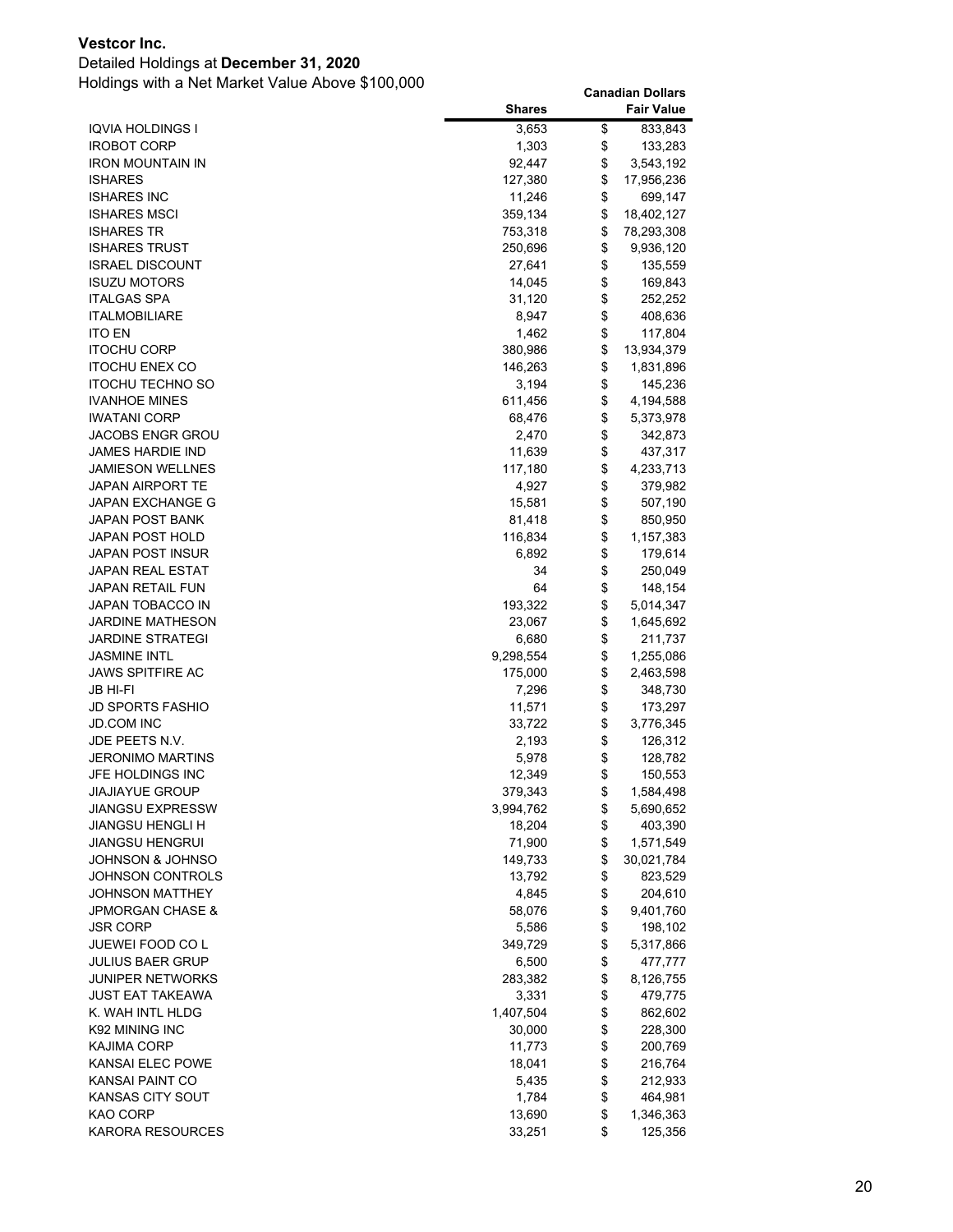**Vestcor Inc.**

Detailed Holdings at **December 31, 2020**

Holdings with a Net Market Value Above $100,000

| | Shares | Canadian Dollars Fair Value |
|---|---|---|
| IQVIA HOLDINGS I | 3,653 | $ 833,843 |
| IROBOT CORP | 1,303 | $ 133,283 |
| IRON MOUNTAIN IN | 92,447 | $ 3,543,192 |
| ISHARES | 127,380 | $ 17,956,236 |
| ISHARES INC | 11,246 | $ 699,147 |
| ISHARES MSCI | 359,134 | $ 18,402,127 |
| ISHARES TR | 753,318 | $ 78,293,308 |
| ISHARES TRUST | 250,696 | $ 9,936,120 |
| ISRAEL DISCOUNT | 27,641 | $ 135,559 |
| ISUZU MOTORS | 14,045 | $ 169,843 |
| ITALGAS SPA | 31,120 | $ 252,252 |
| ITALMOBILIARE | 8,947 | $ 408,636 |
| ITO EN | 1,462 | $ 117,804 |
| ITOCHU CORP | 380,986 | $ 13,934,379 |
| ITOCHU ENEX CO | 146,263 | $ 1,831,896 |
| ITOCHU TECHNO SO | 3,194 | $ 145,236 |
| IVANHOE MINES | 611,456 | $ 4,194,588 |
| IWATANI CORP | 68,476 | $ 5,373,978 |
| JACOBS ENGR GROU | 2,470 | $ 342,873 |
| JAMES HARDIE IND | 11,639 | $ 437,317 |
| JAMIESON WELLNES | 117,180 | $ 4,233,713 |
| JAPAN AIRPORT TE | 4,927 | $ 379,982 |
| JAPAN EXCHANGE G | 15,581 | $ 507,190 |
| JAPAN POST BANK | 81,418 | $ 850,950 |
| JAPAN POST HOLD | 116,834 | $ 1,157,383 |
| JAPAN POST INSUR | 6,892 | $ 179,614 |
| JAPAN REAL ESTAT | 34 | $ 250,049 |
| JAPAN RETAIL FUN | 64 | $ 148,154 |
| JAPAN TOBACCO IN | 193,322 | $ 5,014,347 |
| JARDINE MATHESON | 23,067 | $ 1,645,692 |
| JARDINE STRATEGI | 6,680 | $ 211,737 |
| JASMINE INTL | 9,298,554 | $ 1,255,086 |
| JAWS SPITFIRE AC | 175,000 | $ 2,463,598 |
| JB HI-FI | 7,296 | $ 348,730 |
| JD SPORTS FASHIO | 11,571 | $ 173,297 |
| JD.COM INC | 33,722 | $ 3,776,345 |
| JDE PEETS N.V. | 2,193 | $ 126,312 |
| JERONIMO MARTINS | 5,978 | $ 128,782 |
| JFE HOLDINGS INC | 12,349 | $ 150,553 |
| JIAJIAYUE GROUP | 379,343 | $ 1,584,498 |
| JIANGSU EXPRESSW | 3,994,762 | $ 5,690,652 |
| JIANGSU HENGLI H | 18,204 | $ 403,390 |
| JIANGSU HENGRUI | 71,900 | $ 1,571,549 |
| JOHNSON & JOHNSO | 149,733 | $ 30,021,784 |
| JOHNSON CONTROLS | 13,792 | $ 823,529 |
| JOHNSON MATTHEY | 4,845 | $ 204,610 |
| JPMORGAN CHASE & | 58,076 | $ 9,401,760 |
| JSR CORP | 5,586 | $ 198,102 |
| JUEWEI FOOD CO L | 349,729 | $ 5,317,866 |
| JULIUS BAER GRUP | 6,500 | $ 477,777 |
| JUNIPER NETWORKS | 283,382 | $ 8,126,755 |
| JUST EAT TAKEAWA | 3,331 | $ 479,775 |
| K. WAH INTL HLDG | 1,407,504 | $ 862,602 |
| K92 MINING INC | 30,000 | $ 228,300 |
| KAJIMA CORP | 11,773 | $ 200,769 |
| KANSAI ELEC POWE | 18,041 | $ 216,764 |
| KANSAI PAINT CO | 5,435 | $ 212,933 |
| KANSAS CITY SOUT | 1,784 | $ 464,981 |
| KAO CORP | 13,690 | $ 1,346,363 |
| KARORA RESOURCES | 33,251 | $ 125,356 |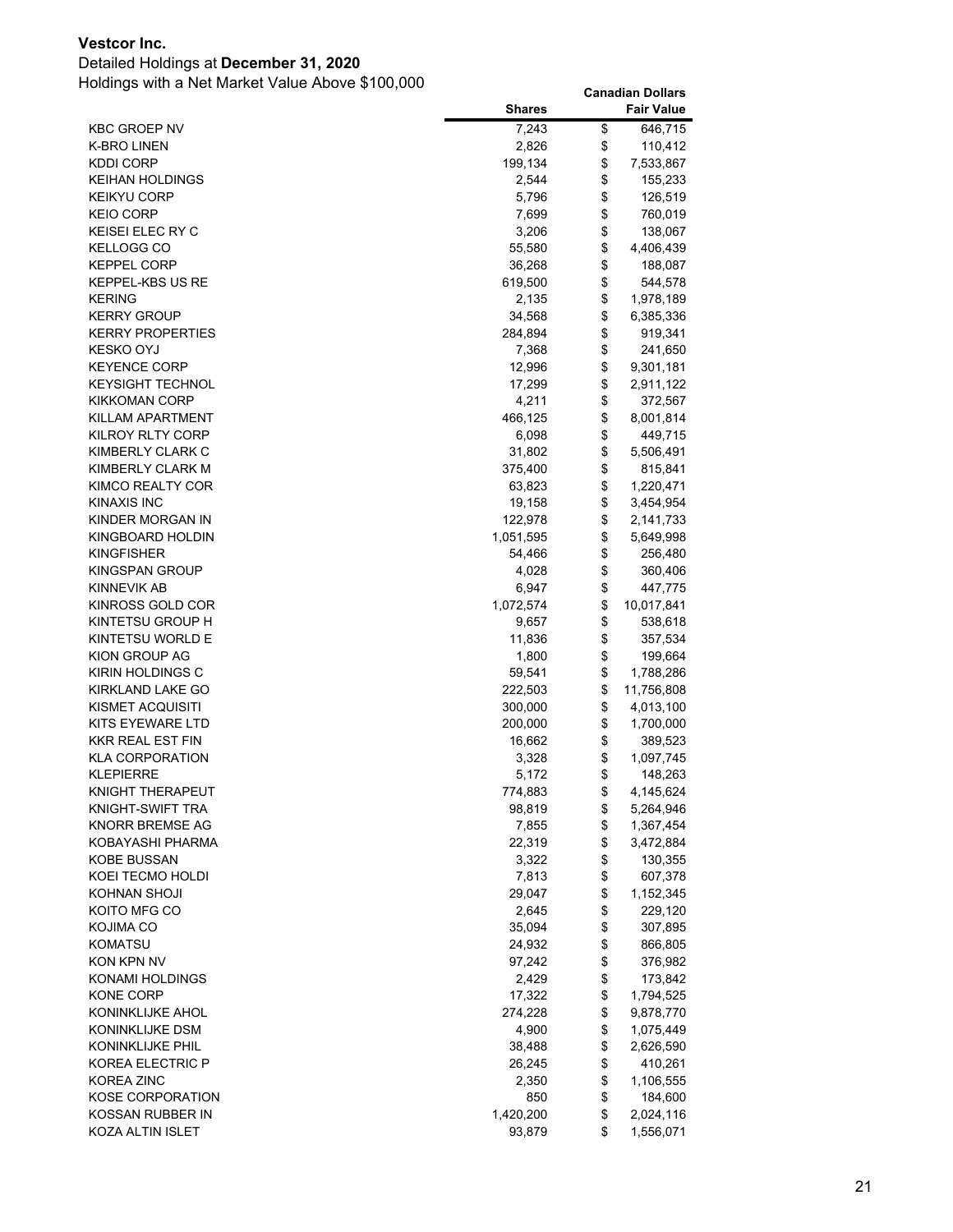**Vestcor Inc.**

Detailed Holdings at **December 31, 2020**

Holdings with a Net Market Value Above $100,000

| | Shares | Canadian Dollars Fair Value |
|---|---|---|
| KBC GROEP NV | 7,243 | $ 646,715 |
| K-BRO LINEN | 2,826 | $ 110,412 |
| KDDI CORP | 199,134 | $ 7,533,867 |
| KEIHAN HOLDINGS | 2,544 | $ 155,233 |
| KEIKYU CORP | 5,796 | $ 126,519 |
| KEIO CORP | 7,699 | $ 760,019 |
| KEISEI ELEC RY C | 3,206 | $ 138,067 |
| KELLOGG CO | 55,580 | $ 4,406,439 |
| KEPPEL CORP | 36,268 | $ 188,087 |
| KEPPEL-KBS US RE | 619,500 | $ 544,578 |
| KERING | 2,135 | $ 1,978,189 |
| KERRY GROUP | 34,568 | $ 6,385,336 |
| KERRY PROPERTIES | 284,894 | $ 919,341 |
| KESKO OYJ | 7,368 | $ 241,650 |
| KEYENCE CORP | 12,996 | $ 9,301,181 |
| KEYSIGHT TECHNOL | 17,299 | $ 2,911,122 |
| KIKKOMAN CORP | 4,211 | $ 372,567 |
| KILLAM APARTMENT | 466,125 | $ 8,001,814 |
| KILROY RLTY CORP | 6,098 | $ 449,715 |
| KIMBERLY CLARK C | 31,802 | $ 5,506,491 |
| KIMBERLY CLARK M | 375,400 | $ 815,841 |
| KIMCO REALTY COR | 63,823 | $ 1,220,471 |
| KINAXIS INC | 19,158 | $ 3,454,954 |
| KINDER MORGAN IN | 122,978 | $ 2,141,733 |
| KINGBOARD HOLDIN | 1,051,595 | $ 5,649,998 |
| KINGFISHER | 54,466 | $ 256,480 |
| KINGSPAN GROUP | 4,028 | $ 360,406 |
| KINNEVIK AB | 6,947 | $ 447,775 |
| KINROSS GOLD COR | 1,072,574 | $ 10,017,841 |
| KINTETSU GROUP H | 9,657 | $ 538,618 |
| KINTETSU WORLD E | 11,836 | $ 357,534 |
| KION GROUP AG | 1,800 | $ 199,664 |
| KIRIN HOLDINGS C | 59,541 | $ 1,788,286 |
| KIRKLAND LAKE GO | 222,503 | $ 11,756,808 |
| KISMET ACQUISITI | 300,000 | $ 4,013,100 |
| KITS EYEWARE LTD | 200,000 | $ 1,700,000 |
| KKR REAL EST FIN | 16,662 | $ 389,523 |
| KLA CORPORATION | 3,328 | $ 1,097,745 |
| KLEPIERRE | 5,172 | $ 148,263 |
| KNIGHT THERAPEUT | 774,883 | $ 4,145,624 |
| KNIGHT-SWIFT TRA | 98,819 | $ 5,264,946 |
| KNORR BREMSE AG | 7,855 | $ 1,367,454 |
| KOBAYASHI PHARMA | 22,319 | $ 3,472,884 |
| KOBE BUSSAN | 3,322 | $ 130,355 |
| KOEI TECMO HOLDI | 7,813 | $ 607,378 |
| KOHNAN SHOJI | 29,047 | $ 1,152,345 |
| KOITO MFG CO | 2,645 | $ 229,120 |
| KOJIMA CO | 35,094 | $ 307,895 |
| KOMATSU | 24,932 | $ 866,805 |
| KON KPN NV | 97,242 | $ 376,982 |
| KONAMI HOLDINGS | 2,429 | $ 173,842 |
| KONE CORP | 17,322 | $ 1,794,525 |
| KONINKLIJKE AHOL | 274,228 | $ 9,878,770 |
| KONINKLIJKE DSM | 4,900 | $ 1,075,449 |
| KONINKLIJKE PHIL | 38,488 | $ 2,626,590 |
| KOREA ELECTRIC P | 26,245 | $ 410,261 |
| KOREA ZINC | 2,350 | $ 1,106,555 |
| KOSE CORPORATION | 850 | $ 184,600 |
| KOSSAN RUBBER IN | 1,420,200 | $ 2,024,116 |
| KOZA ALTIN ISLET | 93,879 | $ 1,556,071 |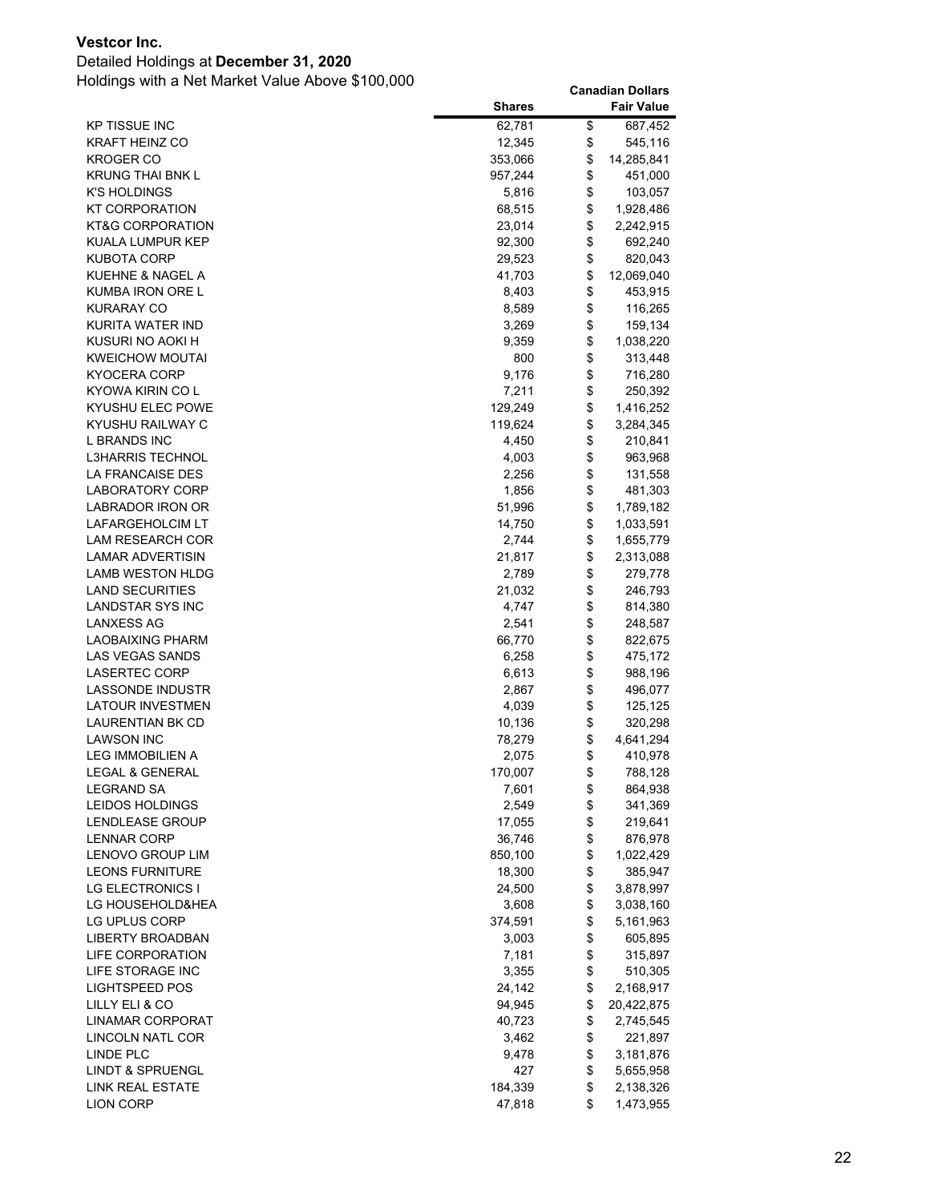**Vestcor Inc.**

Detailed Holdings at **December 31, 2020**

Holdings with a Net Market Value Above $100,000

| | Shares | Canadian Dollars Fair Value |
|---|---|---|
| KP TISSUE INC | 62,781 | $ 687,452 |
| KRAFT HEINZ CO | 12,345 | $ 545,116 |
| KROGER CO | 353,066 | $ 14,285,841 |
| KRUNG THAI BNK L | 957,244 | $ 451,000 |
| K'S HOLDINGS | 5,816 | $ 103,057 |
| KT CORPORATION | 68,515 | $ 1,928,486 |
| KT&G CORPORATION | 23,014 | $ 2,242,915 |
| KUALA LUMPUR KEP | 92,300 | $ 692,240 |
| KUBOTA CORP | 29,523 | $ 820,043 |
| KUEHNE & NAGEL A | 41,703 | $ 12,069,040 |
| KUMBA IRON ORE L | 8,403 | $ 453,915 |
| KURARAY CO | 8,589 | $ 116,265 |
| KURITA WATER IND | 3,269 | $ 159,134 |
| KUSURI NO AOKI H | 9,359 | $ 1,038,220 |
| KWEICHOW MOUTAI | 800 | $ 313,448 |
| KYOCERA CORP | 9,176 | $ 716,280 |
| KYOWA KIRIN CO L | 7,211 | $ 250,392 |
| KYUSHU ELEC POWE | 129,249 | $ 1,416,252 |
| KYUSHU RAILWAY C | 119,624 | $ 3,284,345 |
| L BRANDS INC | 4,450 | $ 210,841 |
| L3HARRIS TECHNOL | 4,003 | $ 963,968 |
| LA FRANCAISE DES | 2,256 | $ 131,558 |
| LABORATORY CORP | 1,856 | $ 481,303 |
| LABRADOR IRON OR | 51,996 | $ 1,789,182 |
| LAFARGEHOLCIM LT | 14,750 | $ 1,033,591 |
| LAM RESEARCH COR | 2,744 | $ 1,655,779 |
| LAMAR ADVERTISIN | 21,817 | $ 2,313,088 |
| LAMB WESTON HLDG | 2,789 | $ 279,778 |
| LAND SECURITIES | 21,032 | $ 246,793 |
| LANDSTAR SYS INC | 4,747 | $ 814,380 |
| LANXESS AG | 2,541 | $ 248,587 |
| LAOBAIXING PHARM | 66,770 | $ 822,675 |
| LAS VEGAS SANDS | 6,258 | $ 475,172 |
| LASERTEC CORP | 6,613 | $ 988,196 |
| LASSONDE INDUSTR | 2,867 | $ 496,077 |
| LATOUR INVESTMEN | 4,039 | $ 125,125 |
| LAURENTIAN BK CD | 10,136 | $ 320,298 |
| LAWSON INC | 78,279 | $ 4,641,294 |
| LEG IMMOBILIEN A | 2,075 | $ 410,978 |
| LEGAL & GENERAL | 170,007 | $ 788,128 |
| LEGRAND SA | 7,601 | $ 864,938 |
| LEIDOS HOLDINGS | 2,549 | $ 341,369 |
| LENDLEASE GROUP | 17,055 | $ 219,641 |
| LENNAR CORP | 36,746 | $ 876,978 |
| LENOVO GROUP LIM | 850,100 | $ 1,022,429 |
| LEONS FURNITURE | 18,300 | $ 385,947 |
| LG ELECTRONICS I | 24,500 | $ 3,878,997 |
| LG HOUSEHOLD&HEA | 3,608 | $ 3,038,160 |
| LG UPLUS CORP | 374,591 | $ 5,161,963 |
| LIBERTY BROADBAN | 3,003 | $ 605,895 |
| LIFE CORPORATION | 7,181 | $ 315,897 |
| LIFE STORAGE INC | 3,355 | $ 510,305 |
| LIGHTSPEED POS | 24,142 | $ 2,168,917 |
| LILLY ELI & CO | 94,945 | $ 20,422,875 |
| LINAMAR CORPORAT | 40,723 | $ 2,745,545 |
| LINCOLN NATL COR | 3,462 | $ 221,897 |
| LINDE PLC | 9,478 | $ 3,181,876 |
| LINDT & SPRUENGL | 427 | $ 5,655,958 |
| LINK REAL ESTATE | 184,339 | $ 2,138,326 |
| LION CORP | 47,818 | $ 1,473,955 |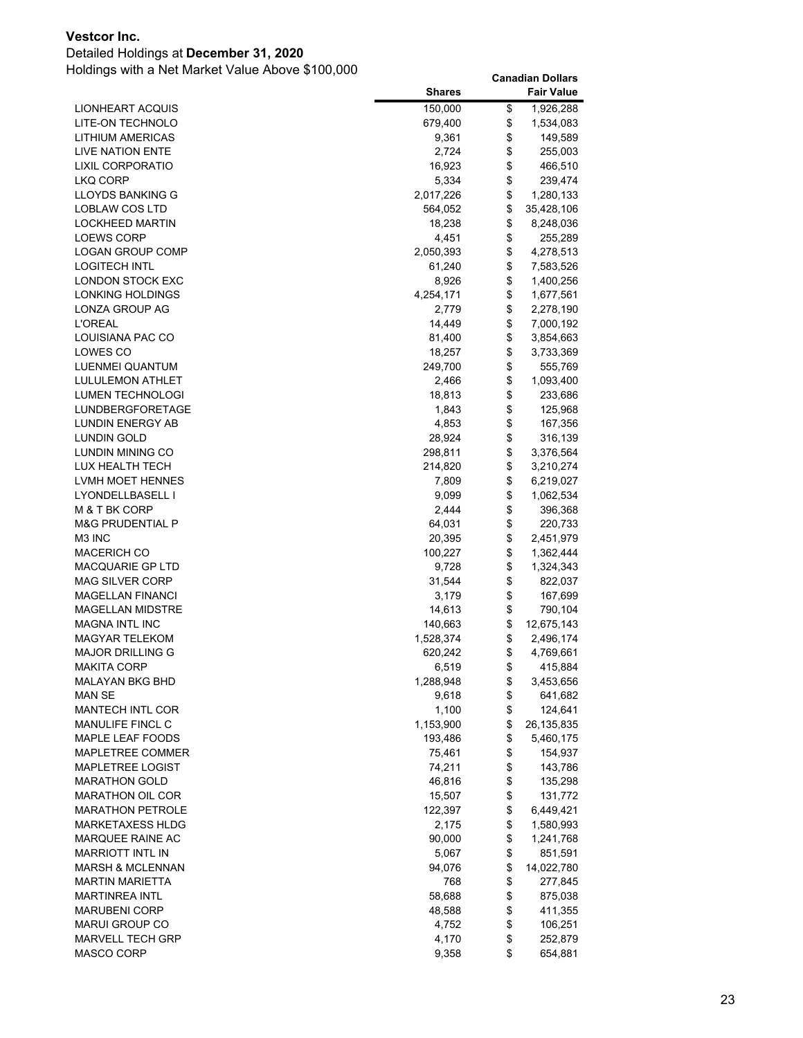**Vestcor Inc.**

Detailed Holdings at **December 31, 2020**

Holdings with a Net Market Value Above $100,000

| | Shares | Canadian Dollars Fair Value |
|---|---|---|
| LIONHEART ACQUIS | 150,000 | $ 1,926,288 |
| LITE-ON TECHNOLO | 679,400 | $ 1,534,083 |
| LITHIUM AMERICAS | 9,361 | $ 149,589 |
| LIVE NATION ENTE | 2,724 | $ 255,003 |
| LIXIL CORPORATIO | 16,923 | $ 466,510 |
| LKQ CORP | 5,334 | $ 239,474 |
| LLOYDS BANKING G | 2,017,226 | $ 1,280,133 |
| LOBLAW COS LTD | 564,052 | $ 35,428,106 |
| LOCKHEED MARTIN | 18,238 | $ 8,248,036 |
| LOEWS CORP | 4,451 | $ 255,289 |
| LOGAN GROUP COMP | 2,050,393 | $ 4,278,513 |
| LOGITECH INTL | 61,240 | $ 7,583,526 |
| LONDON STOCK EXC | 8,926 | $ 1,400,256 |
| LONKING HOLDINGS | 4,254,171 | $ 1,677,561 |
| LONZA GROUP AG | 2,779 | $ 2,278,190 |
| L'OREAL | 14,449 | $ 7,000,192 |
| LOUISIANA PAC CO | 81,400 | $ 3,854,663 |
| LOWES CO | 18,257 | $ 3,733,369 |
| LUENMEI QUANTUM | 249,700 | $ 555,769 |
| LULULEMON ATHLET | 2,466 | $ 1,093,400 |
| LUMEN TECHNOLOGI | 18,813 | $ 233,686 |
| LUNDBERGFORETAGE | 1,843 | $ 125,968 |
| LUNDIN ENERGY AB | 4,853 | $ 167,356 |
| LUNDIN GOLD | 28,924 | $ 316,139 |
| LUNDIN MINING CO | 298,811 | $ 3,376,564 |
| LUX HEALTH TECH | 214,820 | $ 3,210,274 |
| LVMH MOET HENNES | 7,809 | $ 6,219,027 |
| LYONDELLBASELL I | 9,099 | $ 1,062,534 |
| M & T BK CORP | 2,444 | $ 396,368 |
| M&G PRUDENTIAL P | 64,031 | $ 220,733 |
| M3 INC | 20,395 | $ 2,451,979 |
| MACERICH CO | 100,227 | $ 1,362,444 |
| MACQUARIE GP LTD | 9,728 | $ 1,324,343 |
| MAG SILVER CORP | 31,544 | $ 822,037 |
| MAGELLAN FINANCI | 3,179 | $ 167,699 |
| MAGELLAN MIDSTRE | 14,613 | $ 790,104 |
| MAGNA INTL INC | 140,663 | $ 12,675,143 |
| MAGYAR TELEKOM | 1,528,374 | $ 2,496,174 |
| MAJOR DRILLING G | 620,242 | $ 4,769,661 |
| MAKITA CORP | 6,519 | $ 415,884 |
| MALAYAN BKG BHD | 1,288,948 | $ 3,453,656 |
| MAN SE | 9,618 | $ 641,682 |
| MANTECH INTL COR | 1,100 | $ 124,641 |
| MANULIFE FINCL C | 1,153,900 | $ 26,135,835 |
| MAPLE LEAF FOODS | 193,486 | $ 5,460,175 |
| MAPLETREE COMMER | 75,461 | $ 154,937 |
| MAPLETREE LOGIST | 74,211 | $ 143,786 |
| MARATHON GOLD | 46,816 | $ 135,298 |
| MARATHON OIL COR | 15,507 | $ 131,772 |
| MARATHON PETROLE | 122,397 | $ 6,449,421 |
| MARKETAXESS HLDG | 2,175 | $ 1,580,993 |
| MARQUEE RAINE AC | 90,000 | $ 1,241,768 |
| MARRIOTT INTL IN | 5,067 | $ 851,591 |
| MARSH & MCLENNAN | 94,076 | $ 14,022,780 |
| MARTIN MARIETTA | 768 | $ 277,845 |
| MARTINREA INTL | 58,688 | $ 875,038 |
| MARUBENI CORP | 48,588 | $ 411,355 |
| MARUI GROUP CO | 4,752 | $ 106,251 |
| MARVELL TECH GRP | 4,170 | $ 252,879 |
| MASCO CORP | 9,358 | $ 654,881 |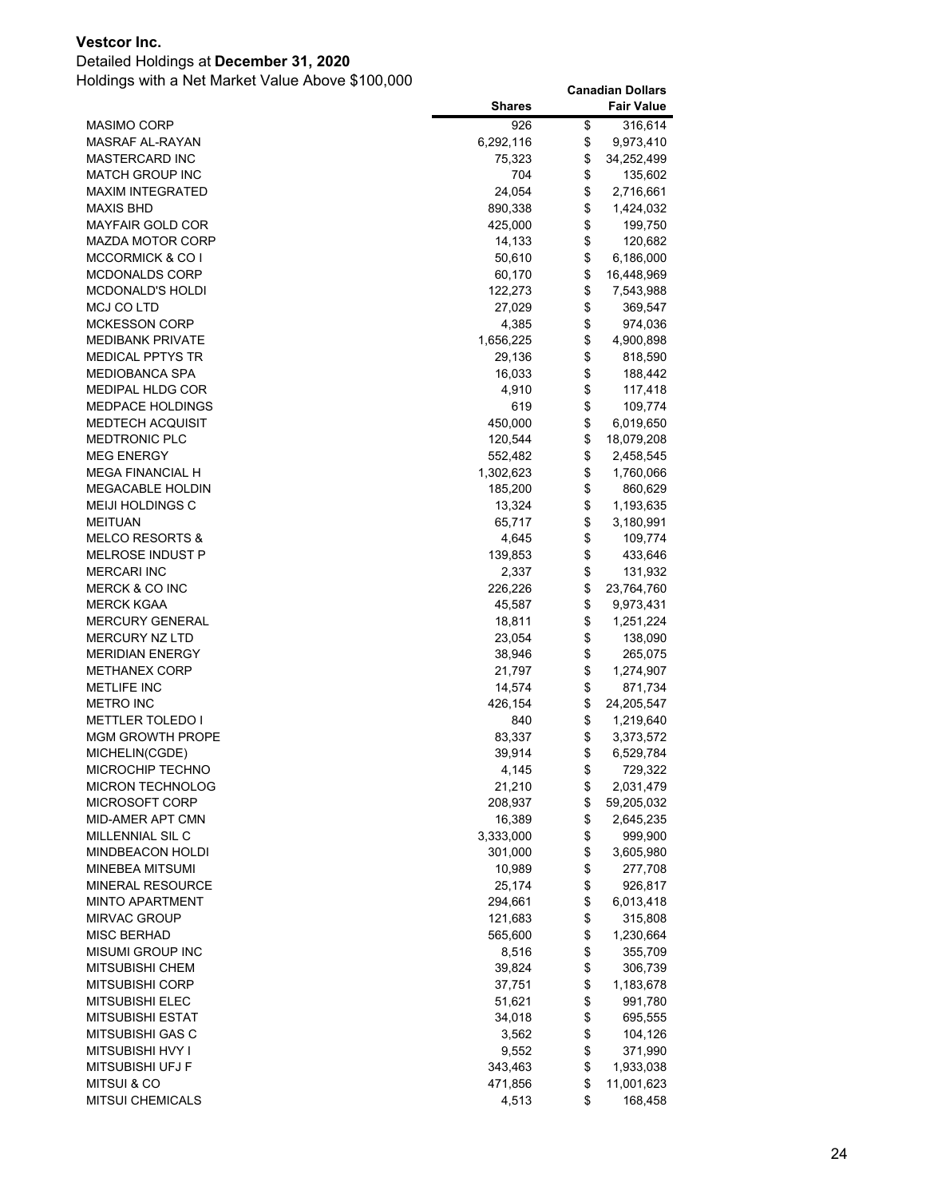**Vestcor Inc.**

Detailed Holdings at **December 31, 2020**

Holdings with a Net Market Value Above $100,000

| | Shares | Canadian Dollars Fair Value |
|---|---|---|
| MASIMO CORP | 926 | $ 316,614 |
| MASRAF AL-RAYAN | 6,292,116 | $ 9,973,410 |
| MASTERCARD INC | 75,323 | $ 34,252,499 |
| MATCH GROUP INC | 704 | $ 135,602 |
| MAXIM INTEGRATED | 24,054 | $ 2,716,661 |
| MAXIS BHD | 890,338 | $ 1,424,032 |
| MAYFAIR GOLD COR | 425,000 | $ 199,750 |
| MAZDA MOTOR CORP | 14,133 | $ 120,682 |
| MCCORMICK & CO I | 50,610 | $ 6,186,000 |
| MCDONALDS CORP | 60,170 | $ 16,448,969 |
| MCDONALD'S HOLDI | 122,273 | $ 7,543,988 |
| MCJ CO LTD | 27,029 | $ 369,547 |
| MCKESSON CORP | 4,385 | $ 974,036 |
| MEDIBANK PRIVATE | 1,656,225 | $ 4,900,898 |
| MEDICAL PPTYS TR | 29,136 | $ 818,590 |
| MEDIOBANCA SPA | 16,033 | $ 188,442 |
| MEDIPAL HLDG COR | 4,910 | $ 117,418 |
| MEDPACE HOLDINGS | 619 | $ 109,774 |
| MEDTECH ACQUISIT | 450,000 | $ 6,019,650 |
| MEDTRONIC PLC | 120,544 | $ 18,079,208 |
| MEG ENERGY | 552,482 | $ 2,458,545 |
| MEGA FINANCIAL H | 1,302,623 | $ 1,760,066 |
| MEGACABLE HOLDIN | 185,200 | $ 860,629 |
| MEIJI HOLDINGS C | 13,324 | $ 1,193,635 |
| MEITUAN | 65,717 | $ 3,180,991 |
| MELCO RESORTS & | 4,645 | $ 109,774 |
| MELROSE INDUST P | 139,853 | $ 433,646 |
| MERCARI INC | 2,337 | $ 131,932 |
| MERCK & CO INC | 226,226 | $ 23,764,760 |
| MERCK KGAA | 45,587 | $ 9,973,431 |
| MERCURY GENERAL | 18,811 | $ 1,251,224 |
| MERCURY NZ LTD | 23,054 | $ 138,090 |
| MERIDIAN ENERGY | 38,946 | $ 265,075 |
| METHANEX CORP | 21,797 | $ 1,274,907 |
| METLIFE INC | 14,574 | $ 871,734 |
| METRO INC | 426,154 | $ 24,205,547 |
| METTLER TOLEDO I | 840 | $ 1,219,640 |
| MGM GROWTH PROPE | 83,337 | $ 3,373,572 |
| MICHELIN(CGDE) | 39,914 | $ 6,529,784 |
| MICROCHIP TECHNO | 4,145 | $ 729,322 |
| MICRON TECHNOLOG | 21,210 | $ 2,031,479 |
| MICROSOFT CORP | 208,937 | $ 59,205,032 |
| MID-AMER APT CMN | 16,389 | $ 2,645,235 |
| MILLENNIAL SIL C | 3,333,000 | $ 999,900 |
| MINDBEACON HOLDI | 301,000 | $ 3,605,980 |
| MINEBEA MITSUMI | 10,989 | $ 277,708 |
| MINERAL RESOURCE | 25,174 | $ 926,817 |
| MINTO APARTMENT | 294,661 | $ 6,013,418 |
| MIRVAC GROUP | 121,683 | $ 315,808 |
| MISC BERHAD | 565,600 | $ 1,230,664 |
| MISUMI GROUP INC | 8,516 | $ 355,709 |
| MITSUBISHI CHEM | 39,824 | $ 306,739 |
| MITSUBISHI CORP | 37,751 | $ 1,183,678 |
| MITSUBISHI ELEC | 51,621 | $ 991,780 |
| MITSUBISHI ESTAT | 34,018 | $ 695,555 |
| MITSUBISHI GAS C | 3,562 | $ 104,126 |
| MITSUBISHI HVY I | 9,552 | $ 371,990 |
| MITSUBISHI UFJ F | 343,463 | $ 1,933,038 |
| MITSUI & CO | 471,856 | $ 11,001,623 |
| MITSUI CHEMICALS | 4,513 | $ 168,458 |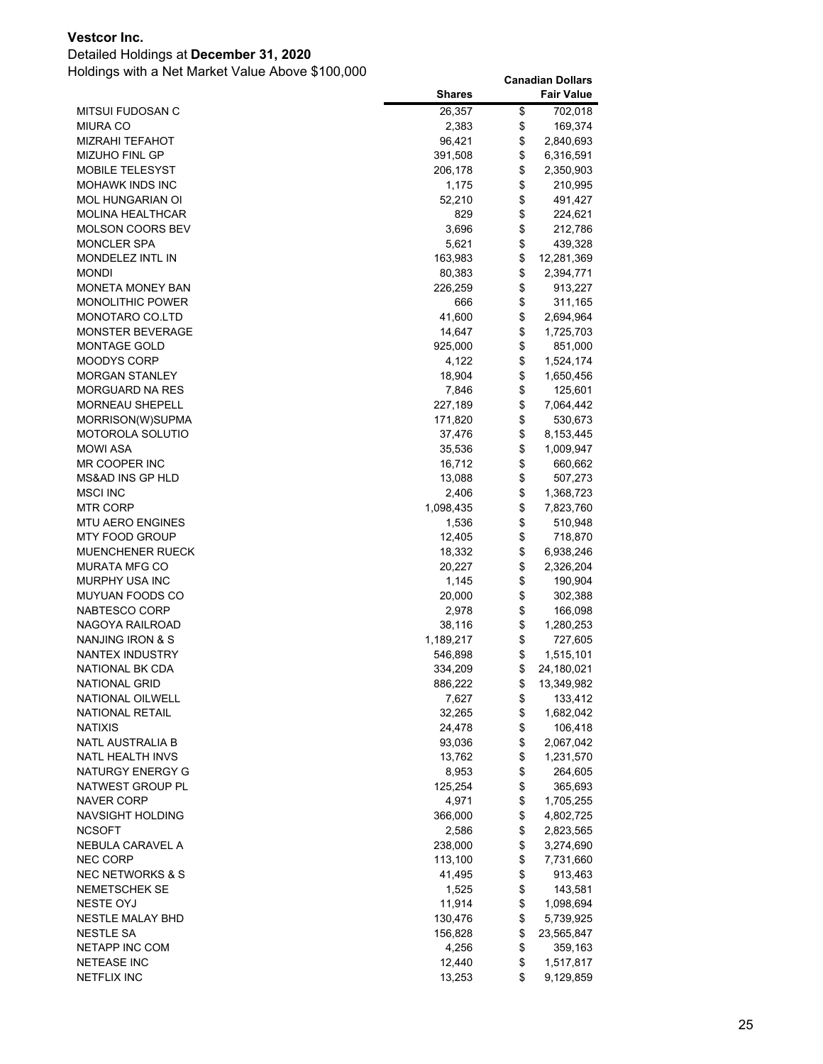**Vestcor Inc.**

Detailed Holdings at **December 31, 2020**

Holdings with a Net Market Value Above $100,000

| | Shares | Canadian Dollars Fair Value |
|---|---|---|
| MITSUI FUDOSAN C | 26,357 | $ 702,018 |
| MIURA CO | 2,383 | $ 169,374 |
| MIZRAHI TEFAHOT | 96,421 | $ 2,840,693 |
| MIZUHO FINL GP | 391,508 | $ 6,316,591 |
| MOBILE TELESYST | 206,178 | $ 2,350,903 |
| MOHAWK INDS INC | 1,175 | $ 210,995 |
| MOL HUNGARIAN OI | 52,210 | $ 491,427 |
| MOLINA HEALTHCAR | 829 | $ 224,621 |
| MOLSON COORS BEV | 3,696 | $ 212,786 |
| MONCLER SPA | 5,621 | $ 439,328 |
| MONDELEZ INTL IN | 163,983 | $ 12,281,369 |
| MONDI | 80,383 | $ 2,394,771 |
| MONETA MONEY BAN | 226,259 | $ 913,227 |
| MONOLITHIC POWER | 666 | $ 311,165 |
| MONOTARO CO.LTD | 41,600 | $ 2,694,964 |
| MONSTER BEVERAGE | 14,647 | $ 1,725,703 |
| MONTAGE GOLD | 925,000 | $ 851,000 |
| MOODYS CORP | 4,122 | $ 1,524,174 |
| MORGAN STANLEY | 18,904 | $ 1,650,456 |
| MORGUARD NA RES | 7,846 | $ 125,601 |
| MORNEAU SHEPELL | 227,189 | $ 7,064,442 |
| MORRISON(W)SUPMA | 171,820 | $ 530,673 |
| MOTOROLA SOLUTIO | 37,476 | $ 8,153,445 |
| MOWI ASA | 35,536 | $ 1,009,947 |
| MR COOPER INC | 16,712 | $ 660,662 |
| MS&AD INS GP HLD | 13,088 | $ 507,273 |
| MSCI INC | 2,406 | $ 1,368,723 |
| MTR CORP | 1,098,435 | $ 7,823,760 |
| MTU AERO ENGINES | 1,536 | $ 510,948 |
| MTY FOOD GROUP | 12,405 | $ 718,870 |
| MUENCHENER RUECK | 18,332 | $ 6,938,246 |
| MURATA MFG CO | 20,227 | $ 2,326,204 |
| MURPHY USA INC | 1,145 | $ 190,904 |
| MUYUAN FOODS CO | 20,000 | $ 302,388 |
| NABTESCO CORP | 2,978 | $ 166,098 |
| NAGOYA RAILROAD | 38,116 | $ 1,280,253 |
| NANJING IRON & S | 1,189,217 | $ 727,605 |
| NANTEX INDUSTRY | 546,898 | $ 1,515,101 |
| NATIONAL BK CDA | 334,209 | $ 24,180,021 |
| NATIONAL GRID | 886,222 | $ 13,349,982 |
| NATIONAL OILWELL | 7,627 | $ 133,412 |
| NATIONAL RETAIL | 32,265 | $ 1,682,042 |
| NATIXIS | 24,478 | $ 106,418 |
| NATL AUSTRALIA B | 93,036 | $ 2,067,042 |
| NATL HEALTH INVS | 13,762 | $ 1,231,570 |
| NATURGY ENERGY G | 8,953 | $ 264,605 |
| NATWEST GROUP PL | 125,254 | $ 365,693 |
| NAVER CORP | 4,971 | $ 1,705,255 |
| NAVSIGHT HOLDING | 366,000 | $ 4,802,725 |
| NCSOFT | 2,586 | $ 2,823,565 |
| NEBULA CARAVEL A | 238,000 | $ 3,274,690 |
| NEC CORP | 113,100 | $ 7,731,660 |
| NEC NETWORKS & S | 41,495 | $ 913,463 |
| NEMETSCHEK SE | 1,525 | $ 143,581 |
| NESTE OYJ | 11,914 | $ 1,098,694 |
| NESTLE MALAY BHD | 130,476 | $ 5,739,925 |
| NESTLE SA | 156,828 | $ 23,565,847 |
| NETAPP INC COM | 4,256 | $ 359,163 |
| NETEASE INC | 12,440 | $ 1,517,817 |
| NETFLIX INC | 13,253 | $ 9,129,859 |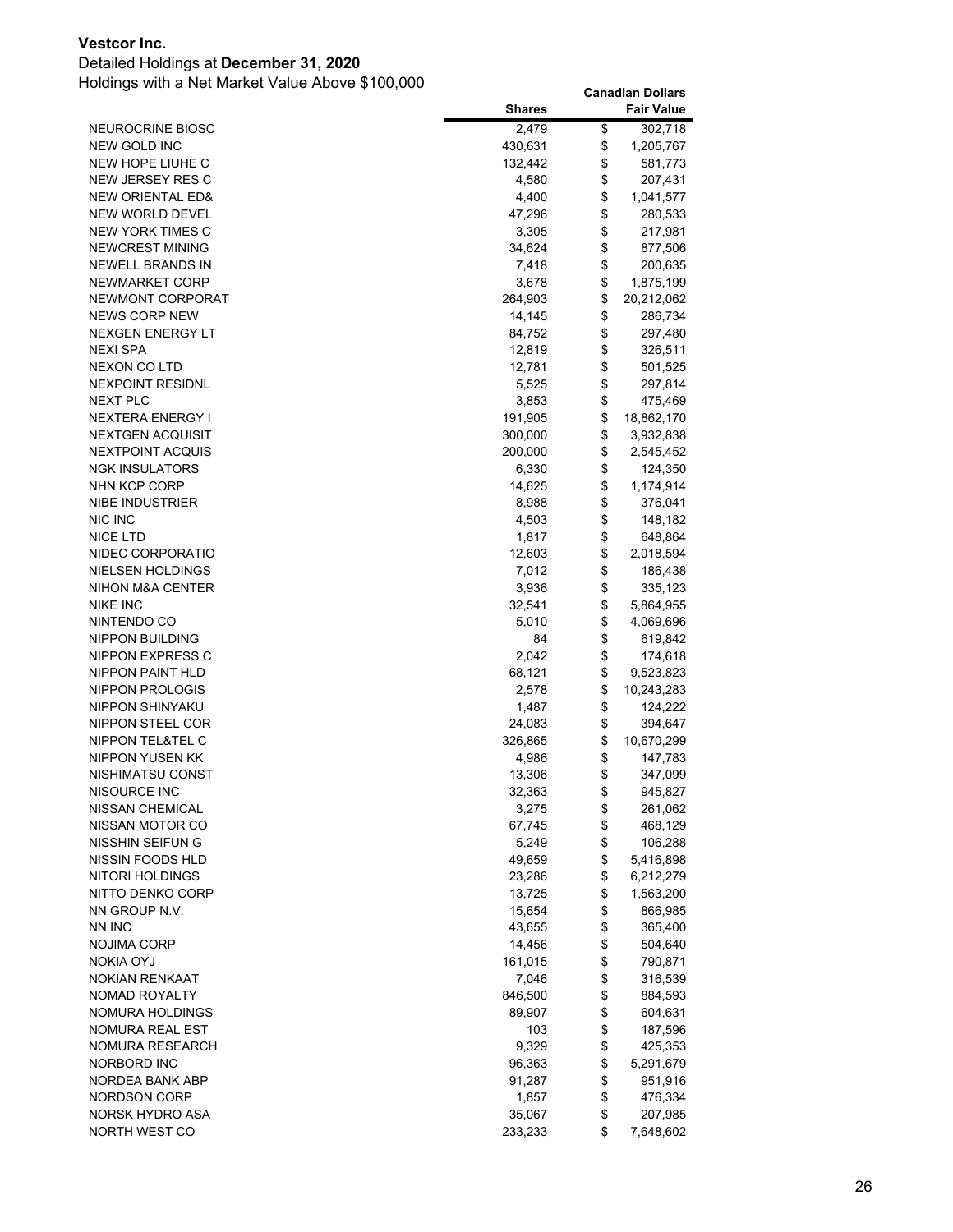**Vestcor Inc.**

Detailed Holdings at **December 31, 2020**

Holdings with a Net Market Value Above $100,000

| | Shares | Canadian Dollars Fair Value |
|---|---|---|
| NEUROCRINE BIOSC | 2,479 | $ 302,718 |
| NEW GOLD INC | 430,631 | $ 1,205,767 |
| NEW HOPE LIUHE C | 132,442 | $ 581,773 |
| NEW JERSEY RES C | 4,580 | $ 207,431 |
| NEW ORIENTAL ED& | 4,400 | $ 1,041,577 |
| NEW WORLD DEVEL | 47,296 | $ 280,533 |
| NEW YORK TIMES C | 3,305 | $ 217,981 |
| NEWCREST MINING | 34,624 | $ 877,506 |
| NEWELL BRANDS IN | 7,418 | $ 200,635 |
| NEWMARKET CORP | 3,678 | $ 1,875,199 |
| NEWMONT CORPORAT | 264,903 | $ 20,212,062 |
| NEWS CORP NEW | 14,145 | $ 286,734 |
| NEXGEN ENERGY LT | 84,752 | $ 297,480 |
| NEXI SPA | 12,819 | $ 326,511 |
| NEXON CO LTD | 12,781 | $ 501,525 |
| NEXPOINT RESIDNL | 5,525 | $ 297,814 |
| NEXT PLC | 3,853 | $ 475,469 |
| NEXTERA ENERGY I | 191,905 | $ 18,862,170 |
| NEXTGEN ACQUISIT | 300,000 | $ 3,932,838 |
| NEXTPOINT ACQUIS | 200,000 | $ 2,545,452 |
| NGK INSULATORS | 6,330 | $ 124,350 |
| NHN KCP CORP | 14,625 | $ 1,174,914 |
| NIBE INDUSTRIER | 8,988 | $ 376,041 |
| NIC INC | 4,503 | $ 148,182 |
| NICE LTD | 1,817 | $ 648,864 |
| NIDEC CORPORATIO | 12,603 | $ 2,018,594 |
| NIELSEN HOLDINGS | 7,012 | $ 186,438 |
| NIHON M&A CENTER | 3,936 | $ 335,123 |
| NIKE INC | 32,541 | $ 5,864,955 |
| NINTENDO CO | 5,010 | $ 4,069,696 |
| NIPPON BUILDING | 84 | $ 619,842 |
| NIPPON EXPRESS C | 2,042 | $ 174,618 |
| NIPPON PAINT HLD | 68,121 | $ 9,523,823 |
| NIPPON PROLOGIS | 2,578 | $ 10,243,283 |
| NIPPON SHINYAKU | 1,487 | $ 124,222 |
| NIPPON STEEL COR | 24,083 | $ 394,647 |
| NIPPON TEL&TEL C | 326,865 | $ 10,670,299 |
| NIPPON YUSEN KK | 4,986 | $ 147,783 |
| NISHIMATSU CONST | 13,306 | $ 347,099 |
| NISOURCE INC | 32,363 | $ 945,827 |
| NISSAN CHEMICAL | 3,275 | $ 261,062 |
| NISSAN MOTOR CO | 67,745 | $ 468,129 |
| NISSHIN SEIFUN G | 5,249 | $ 106,288 |
| NISSIN FOODS HLD | 49,659 | $ 5,416,898 |
| NITORI HOLDINGS | 23,286 | $ 6,212,279 |
| NITTO DENKO CORP | 13,725 | $ 1,563,200 |
| NN GROUP N.V. | 15,654 | $ 866,985 |
| NN INC | 43,655 | $ 365,400 |
| NOJIMA CORP | 14,456 | $ 504,640 |
| NOKIA OYJ | 161,015 | $ 790,871 |
| NOKIAN RENKAAT | 7,046 | $ 316,539 |
| NOMAD ROYALTY | 846,500 | $ 884,593 |
| NOMURA HOLDINGS | 89,907 | $ 604,631 |
| NOMURA REAL EST | 103 | $ 187,596 |
| NOMURA RESEARCH | 9,329 | $ 425,353 |
| NORBORD INC | 96,363 | $ 5,291,679 |
| NORDEA BANK ABP | 91,287 | $ 951,916 |
| NORDSON CORP | 1,857 | $ 476,334 |
| NORSK HYDRO ASA | 35,067 | $ 207,985 |
| NORTH WEST CO | 233,233 | $ 7,648,602 |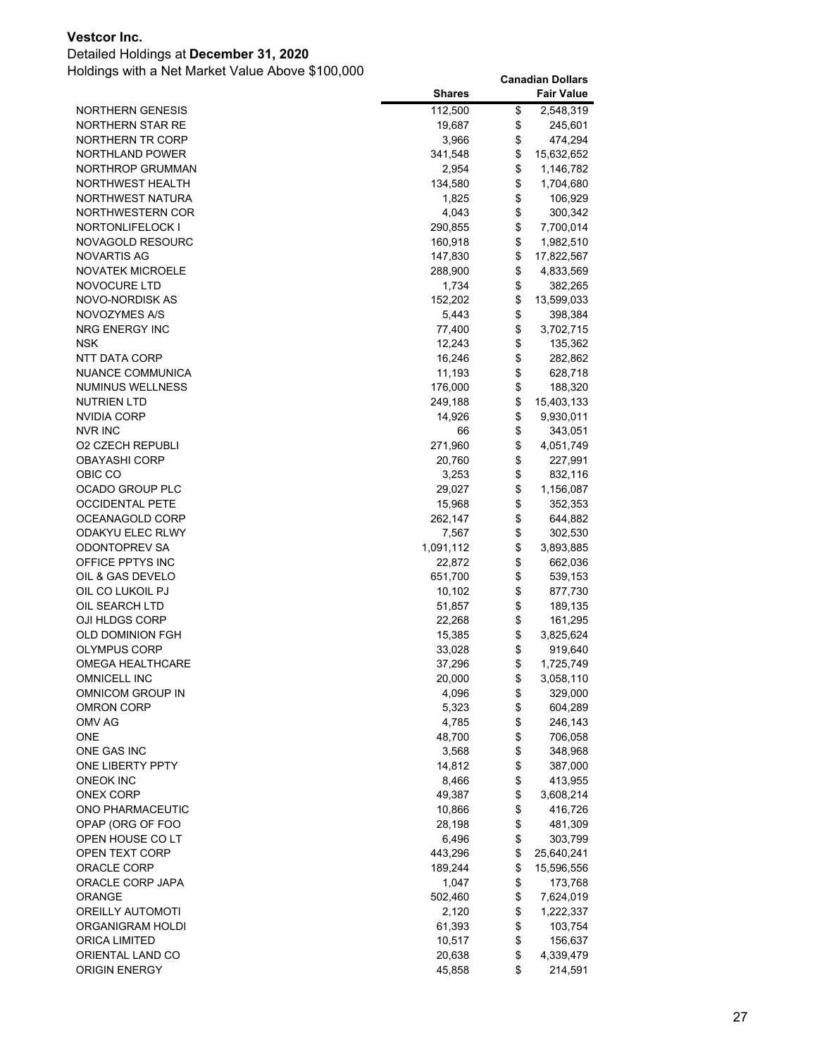**Vestcor Inc.**

Detailed Holdings at **December 31, 2020**

Holdings with a Net Market Value Above $100,000

| | Shares | Canadian Dollars Fair Value |
|---|---|---|
| NORTHERN GENESIS | 112,500 | $ 2,548,319 |
| NORTHERN STAR RE | 19,687 | $ 245,601 |
| NORTHERN TR CORP | 3,966 | $ 474,294 |
| NORTHLAND POWER | 341,548 | $ 15,632,652 |
| NORTHROP GRUMMAN | 2,954 | $ 1,146,782 |
| NORTHWEST HEALTH | 134,580 | $ 1,704,680 |
| NORTHWEST NATURA | 1,825 | $ 106,929 |
| NORTHWESTERN COR | 4,043 | $ 300,342 |
| NORTONLIFELOCK I | 290,855 | $ 7,700,014 |
| NOVAGOLD RESOURC | 160,918 | $ 1,982,510 |
| NOVARTIS AG | 147,830 | $ 17,822,567 |
| NOVATEK MICROELE | 288,900 | $ 4,833,569 |
| NOVOCURE LTD | 1,734 | $ 382,265 |
| NOVO-NORDISK AS | 152,202 | $ 13,599,033 |
| NOVOZYMES A/S | 5,443 | $ 398,384 |
| NRG ENERGY INC | 77,400 | $ 3,702,715 |
| NSK | 12,243 | $ 135,362 |
| NTT DATA CORP | 16,246 | $ 282,862 |
| NUANCE COMMUNICA | 11,193 | $ 628,718 |
| NUMINUS WELLNESS | 176,000 | $ 188,320 |
| NUTRIEN LTD | 249,188 | $ 15,403,133 |
| NVIDIA CORP | 14,926 | $ 9,930,011 |
| NVR INC | 66 | $ 343,051 |
| O2 CZECH REPUBLI | 271,960 | $ 4,051,749 |
| OBAYASHI CORP | 20,760 | $ 227,991 |
| OBIC CO | 3,253 | $ 832,116 |
| OCADO GROUP PLC | 29,027 | $ 1,156,087 |
| OCCIDENTAL PETE | 15,968 | $ 352,353 |
| OCEANAGOLD CORP | 262,147 | $ 644,882 |
| ODAKYU ELEC RLWY | 7,567 | $ 302,530 |
| ODONTOPREV SA | 1,091,112 | $ 3,893,885 |
| OFFICE PPTYS INC | 22,872 | $ 662,036 |
| OIL & GAS DEVELO | 651,700 | $ 539,153 |
| OIL CO LUKOIL PJ | 10,102 | $ 877,730 |
| OIL SEARCH LTD | 51,857 | $ 189,135 |
| OJI HLDGS CORP | 22,268 | $ 161,295 |
| OLD DOMINION FGH | 15,385 | $ 3,825,624 |
| OLYMPUS CORP | 33,028 | $ 919,640 |
| OMEGA HEALTHCARE | 37,296 | $ 1,725,749 |
| OMNICELL INC | 20,000 | $ 3,058,110 |
| OMNICOM GROUP IN | 4,096 | $ 329,000 |
| OMRON CORP | 5,323 | $ 604,289 |
| OMV AG | 4,785 | $ 246,143 |
| ONE | 48,700 | $ 706,058 |
| ONE GAS INC | 3,568 | $ 348,968 |
| ONE LIBERTY PPTY | 14,812 | $ 387,000 |
| ONEOK INC | 8,466 | $ 413,955 |
| ONEX CORP | 49,387 | $ 3,608,214 |
| ONO PHARMACEUTIC | 10,866 | $ 416,726 |
| OPAP (ORG OF FOO | 28,198 | $ 481,309 |
| OPEN HOUSE CO LT | 6,496 | $ 303,799 |
| OPEN TEXT CORP | 443,296 | $ 25,640,241 |
| ORACLE CORP | 189,244 | $ 15,596,556 |
| ORACLE CORP JAPA | 1,047 | $ 173,768 |
| ORANGE | 502,460 | $ 7,624,019 |
| OREILLY AUTOMOTI | 2,120 | $ 1,222,337 |
| ORGANIGRAM HOLDI | 61,393 | $ 103,754 |
| ORICA LIMITED | 10,517 | $ 156,637 |
| ORIENTAL LAND CO | 20,638 | $ 4,339,479 |
| ORIGIN ENERGY | 45,858 | $ 214,591 |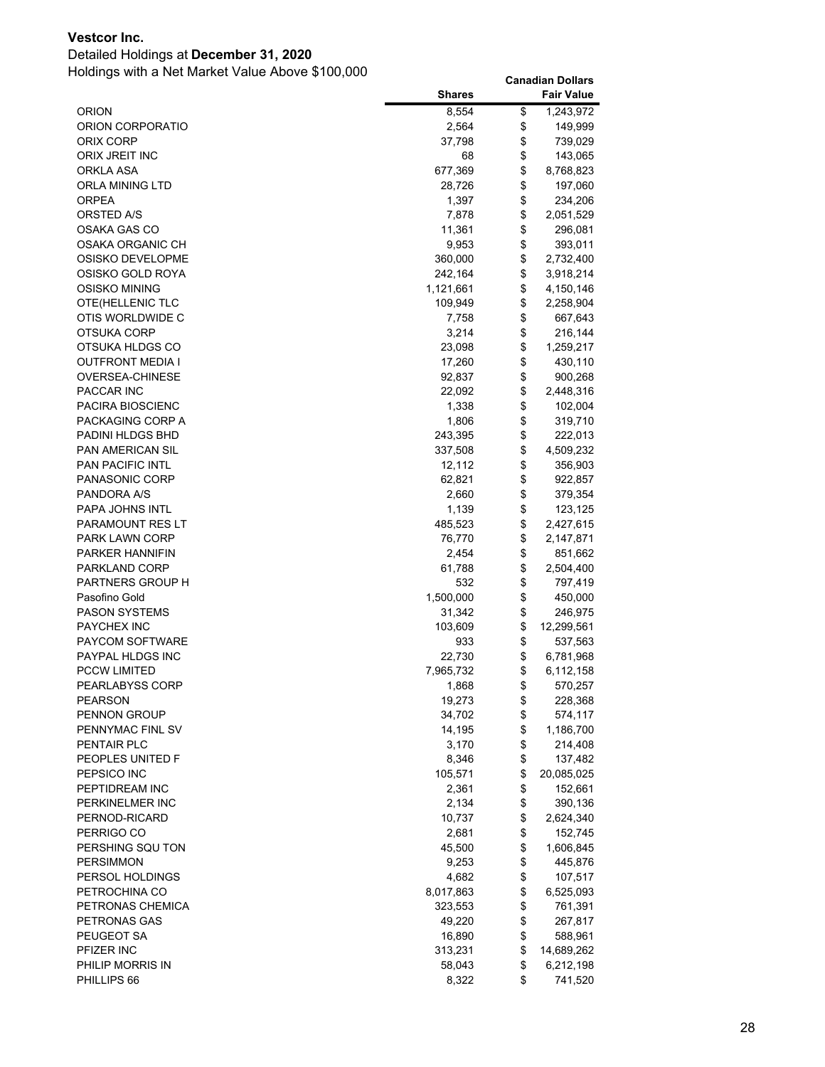**Vestcor Inc.**

Detailed Holdings at **December 31, 2020**

Holdings with a Net Market Value Above $100,000

| | Shares | Canadian Dollars Fair Value |
|---|---|---|
| ORION | 8,554 | $ 1,243,972 |
| ORION CORPORATIO | 2,564 | $ 149,999 |
| ORIX CORP | 37,798 | $ 739,029 |
| ORIX JREIT INC | 68 | $ 143,065 |
| ORKLA ASA | 677,369 | $ 8,768,823 |
| ORLA MINING LTD | 28,726 | $ 197,060 |
| ORPEA | 1,397 | $ 234,206 |
| ORSTED A/S | 7,878 | $ 2,051,529 |
| OSAKA GAS CO | 11,361 | $ 296,081 |
| OSAKA ORGANIC CH | 9,953 | $ 393,011 |
| OSISKO DEVELOPME | 360,000 | $ 2,732,400 |
| OSISKO GOLD ROYA | 242,164 | $ 3,918,214 |
| OSISKO MINING | 1,121,661 | $ 4,150,146 |
| OTE(HELLENIC TLC | 109,949 | $ 2,258,904 |
| OTIS WORLDWIDE C | 7,758 | $ 667,643 |
| OTSUKA CORP | 3,214 | $ 216,144 |
| OTSUKA HLDGS CO | 23,098 | $ 1,259,217 |
| OUTFRONT MEDIA I | 17,260 | $ 430,110 |
| OVERSEA-CHINESE | 92,837 | $ 900,268 |
| PACCAR INC | 22,092 | $ 2,448,316 |
| PACIRA BIOSCIENC | 1,338 | $ 102,004 |
| PACKAGING CORP A | 1,806 | $ 319,710 |
| PADINI HLDGS BHD | 243,395 | $ 222,013 |
| PAN AMERICAN SIL | 337,508 | $ 4,509,232 |
| PAN PACIFIC INTL | 12,112 | $ 356,903 |
| PANASONIC CORP | 62,821 | $ 922,857 |
| PANDORA A/S | 2,660 | $ 379,354 |
| PAPA JOHNS INTL | 1,139 | $ 123,125 |
| PARAMOUNT RES LT | 485,523 | $ 2,427,615 |
| PARK LAWN CORP | 76,770 | $ 2,147,871 |
| PARKER HANNIFIN | 2,454 | $ 851,662 |
| PARKLAND CORP | 61,788 | $ 2,504,400 |
| PARTNERS GROUP H | 532 | $ 797,419 |
| Pasofino Gold | 1,500,000 | $ 450,000 |
| PASON SYSTEMS | 31,342 | $ 246,975 |
| PAYCHEX INC | 103,609 | $ 12,299,561 |
| PAYCOM SOFTWARE | 933 | $ 537,563 |
| PAYPAL HLDGS INC | 22,730 | $ 6,781,968 |
| PCCW LIMITED | 7,965,732 | $ 6,112,158 |
| PEARLABYSS CORP | 1,868 | $ 570,257 |
| PEARSON | 19,273 | $ 228,368 |
| PENNON GROUP | 34,702 | $ 574,117 |
| PENNYMAC FINL SV | 14,195 | $ 1,186,700 |
| PENTAIR PLC | 3,170 | $ 214,408 |
| PEOPLES UNITED F | 8,346 | $ 137,482 |
| PEPSICO INC | 105,571 | $ 20,085,025 |
| PEPTIDREAM INC | 2,361 | $ 152,661 |
| PERKINELMER INC | 2,134 | $ 390,136 |
| PERNOD-RICARD | 10,737 | $ 2,624,340 |
| PERRIGO CO | 2,681 | $ 152,745 |
| PERSHING SQU TON | 45,500 | $ 1,606,845 |
| PERSIMMON | 9,253 | $ 445,876 |
| PERSOL HOLDINGS | 4,682 | $ 107,517 |
| PETROCHINA CO | 8,017,863 | $ 6,525,093 |
| PETRONAS CHEMICA | 323,553 | $ 761,391 |
| PETRONAS GAS | 49,220 | $ 267,817 |
| PEUGEOT SA | 16,890 | $ 588,961 |
| PFIZER INC | 313,231 | $ 14,689,262 |
| PHILIP MORRIS IN | 58,043 | $ 6,212,198 |
| PHILLIPS 66 | 8,322 | $ 741,520 |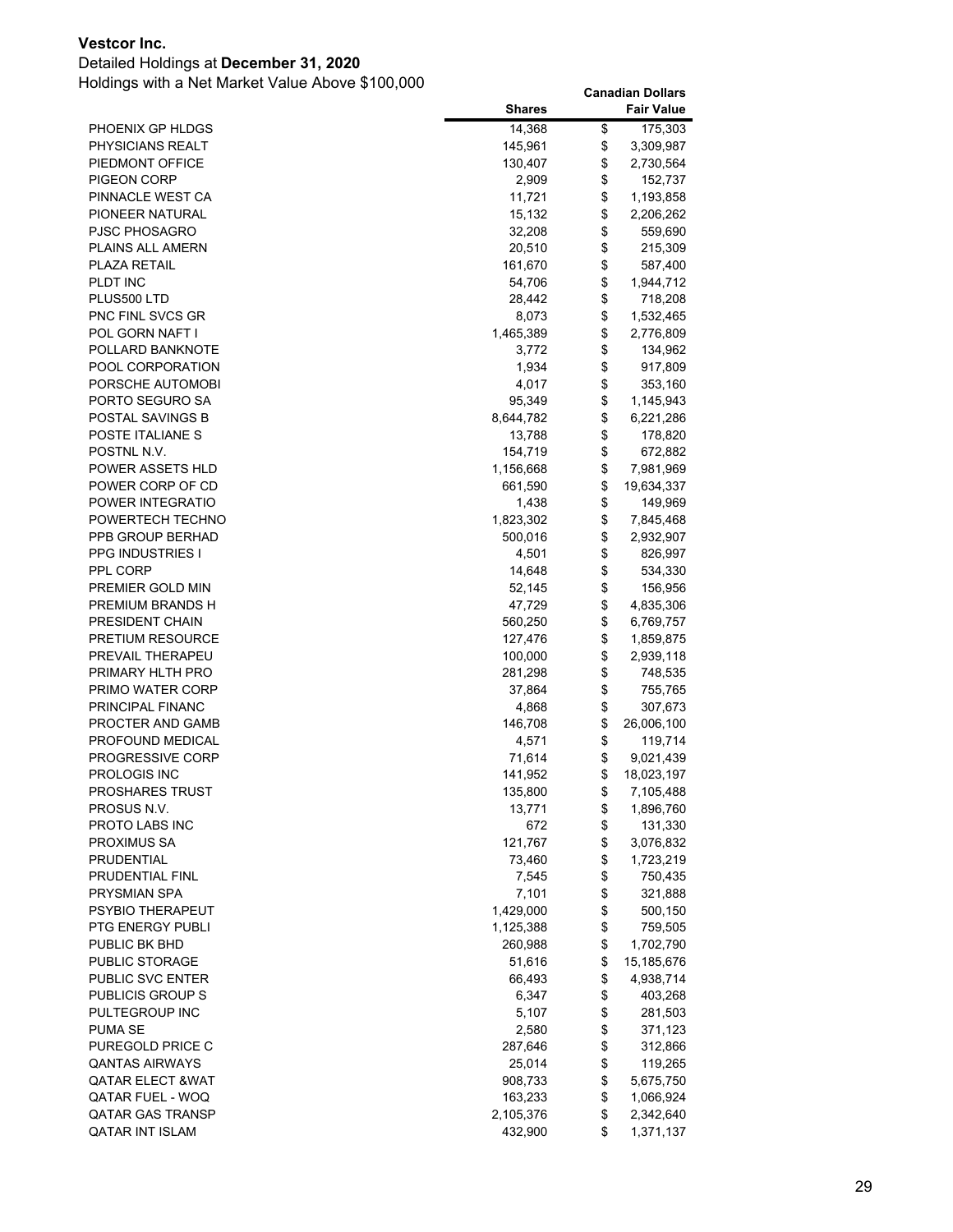**Vestcor Inc.**

Detailed Holdings at **December 31, 2020**

Holdings with a Net Market Value Above $100,000

| | Shares | Canadian Dollars Fair Value |
|---|---:|---:|
| PHOENIX GP HLDGS | 14,368 | $ 175,303 |
| PHYSICIANS REALT | 145,961 | $ 3,309,987 |
| PIEDMONT OFFICE | 130,407 | $ 2,730,564 |
| PIGEON CORP | 2,909 | $ 152,737 |
| PINNACLE WEST CA | 11,721 | $ 1,193,858 |
| PIONEER NATURAL | 15,132 | $ 2,206,262 |
| PJSC PHOSAGRO | 32,208 | $ 559,690 |
| PLAINS ALL AMERN | 20,510 | $ 215,309 |
| PLAZA RETAIL | 161,670 | $ 587,400 |
| PLDT INC | 54,706 | $ 1,944,712 |
| PLUS500 LTD | 28,442 | $ 718,208 |
| PNC FINL SVCS GR | 8,073 | $ 1,532,465 |
| POL GORN NAFT I | 1,465,389 | $ 2,776,809 |
| POLLARD BANKNOTE | 3,772 | $ 134,962 |
| POOL CORPORATION | 1,934 | $ 917,809 |
| PORSCHE AUTOMOBI | 4,017 | $ 353,160 |
| PORTO SEGURO SA | 95,349 | $ 1,145,943 |
| POSTAL SAVINGS B | 8,644,782 | $ 6,221,286 |
| POSTE ITALIANE S | 13,788 | $ 178,820 |
| POSTNL N.V. | 154,719 | $ 672,882 |
| POWER ASSETS HLD | 1,156,668 | $ 7,981,969 |
| POWER CORP OF CD | 661,590 | $ 19,634,337 |
| POWER INTEGRATIO | 1,438 | $ 149,969 |
| POWERTECH TECHNO | 1,823,302 | $ 7,845,468 |
| PPB GROUP BERHAD | 500,016 | $ 2,932,907 |
| PPG INDUSTRIES I | 4,501 | $ 826,997 |
| PPL CORP | 14,648 | $ 534,330 |
| PREMIER GOLD MIN | 52,145 | $ 156,956 |
| PREMIUM BRANDS H | 47,729 | $ 4,835,306 |
| PRESIDENT CHAIN | 560,250 | $ 6,769,757 |
| PRETIUM RESOURCE | 127,476 | $ 1,859,875 |
| PREVAIL THERAPEU | 100,000 | $ 2,939,118 |
| PRIMARY HLTH PRO | 281,298 | $ 748,535 |
| PRIMO WATER CORP | 37,864 | $ 755,765 |
| PRINCIPAL FINANC | 4,868 | $ 307,673 |
| PROCTER AND GAMB | 146,708 | $ 26,006,100 |
| PROFOUND MEDICAL | 4,571 | $ 119,714 |
| PROGRESSIVE CORP | 71,614 | $ 9,021,439 |
| PROLOGIS INC | 141,952 | $ 18,023,197 |
| PROSHARES TRUST | 135,800 | $ 7,105,488 |
| PROSUS N.V. | 13,771 | $ 1,896,760 |
| PROTO LABS INC | 672 | $ 131,330 |
| PROXIMUS SA | 121,767 | $ 3,076,832 |
| PRUDENTIAL | 73,460 | $ 1,723,219 |
| PRUDENTIAL FINL | 7,545 | $ 750,435 |
| PRYSMIAN SPA | 7,101 | $ 321,888 |
| PSYBIO THERAPEUT | 1,429,000 | $ 500,150 |
| PTG ENERGY PUBLI | 1,125,388 | $ 759,505 |
| PUBLIC BK BHD | 260,988 | $ 1,702,790 |
| PUBLIC STORAGE | 51,616 | $ 15,185,676 |
| PUBLIC SVC ENTER | 66,493 | $ 4,938,714 |
| PUBLICIS GROUP S | 6,347 | $ 403,268 |
| PULTEGROUP INC | 5,107 | $ 281,503 |
| PUMA SE | 2,580 | $ 371,123 |
| PUREGOLD PRICE C | 287,646 | $ 312,866 |
| QANTAS AIRWAYS | 25,014 | $ 119,265 |
| QATAR ELECT &WAT | 908,733 | $ 5,675,750 |
| QATAR FUEL - WOQ | 163,233 | $ 1,066,924 |
| QATAR GAS TRANSP | 2,105,376 | $ 2,342,640 |
| QATAR INT ISLAM | 432,900 | $ 1,371,137 |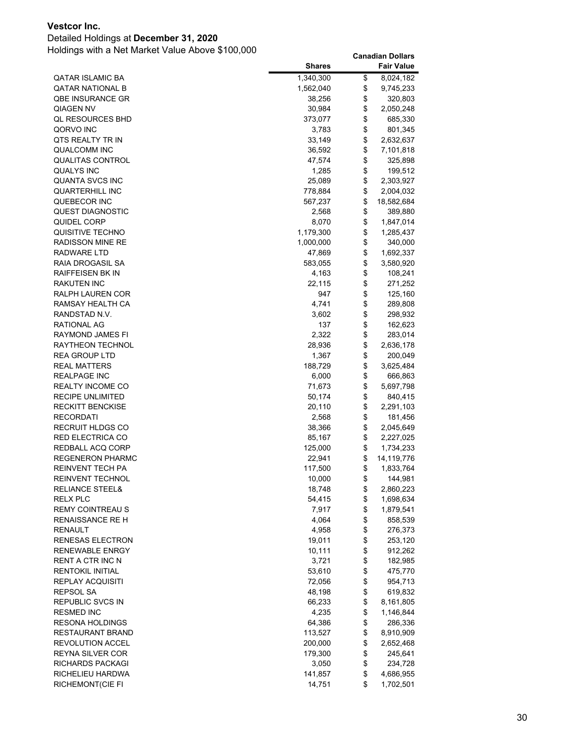**Vestcor Inc.**

Detailed Holdings at **December 31, 2020**

Holdings with a Net Market Value Above $100,000

| | Shares | Canadian Dollars Fair Value |
|---|---|---|
| QATAR ISLAMIC BA | 1,340,300 | $ 8,024,182 |
| QATAR NATIONAL B | 1,562,040 | $ 9,745,233 |
| QBE INSURANCE GR | 38,256 | $ 320,803 |
| QIAGEN NV | 30,984 | $ 2,050,248 |
| QL RESOURCES BHD | 373,077 | $ 685,330 |
| QORVO INC | 3,783 | $ 801,345 |
| QTS REALTY TR IN | 33,149 | $ 2,632,637 |
| QUALCOMM INC | 36,592 | $ 7,101,818 |
| QUALITAS CONTROL | 47,574 | $ 325,898 |
| QUALYS INC | 1,285 | $ 199,512 |
| QUANTA SVCS INC | 25,089 | $ 2,303,927 |
| QUARTERHILL INC | 778,884 | $ 2,004,032 |
| QUEBECOR INC | 567,237 | $ 18,582,684 |
| QUEST DIAGNOSTIC | 2,568 | $ 389,880 |
| QUIDEL CORP | 8,070 | $ 1,847,014 |
| QUISITIVE TECHNO | 1,179,300 | $ 1,285,437 |
| RADISSON MINE RE | 1,000,000 | $ 340,000 |
| RADWARE LTD | 47,869 | $ 1,692,337 |
| RAIA DROGASIL SA | 583,055 | $ 3,580,920 |
| RAIFFEISEN BK IN | 4,163 | $ 108,241 |
| RAKUTEN INC | 22,115 | $ 271,252 |
| RALPH LAUREN COR | 947 | $ 125,160 |
| RAMSAY HEALTH CA | 4,741 | $ 289,808 |
| RANDSTAD N.V. | 3,602 | $ 298,932 |
| RATIONAL AG | 137 | $ 162,623 |
| RAYMOND JAMES FI | 2,322 | $ 283,014 |
| RAYTHEON TECHNOL | 28,936 | $ 2,636,178 |
| REA GROUP LTD | 1,367 | $ 200,049 |
| REAL MATTERS | 188,729 | $ 3,625,484 |
| REALPAGE INC | 6,000 | $ 666,863 |
| REALTY INCOME CO | 71,673 | $ 5,697,798 |
| RECIPE UNLIMITED | 50,174 | $ 840,415 |
| RECKITT BENCKISE | 20,110 | $ 2,291,103 |
| RECORDATI | 2,568 | $ 181,456 |
| RECRUIT HLDGS CO | 38,366 | $ 2,045,649 |
| RED ELECTRICA CO | 85,167 | $ 2,227,025 |
| REDBALL ACQ CORP | 125,000 | $ 1,734,233 |
| REGENERON PHARMC | 22,941 | $ 14,119,776 |
| REINVENT TECH PA | 117,500 | $ 1,833,764 |
| REINVENT TECHNOL | 10,000 | $ 144,981 |
| RELIANCE STEEL& | 18,748 | $ 2,860,223 |
| RELX PLC | 54,415 | $ 1,698,634 |
| REMY COINTREAU S | 7,917 | $ 1,879,541 |
| RENAISSANCE RE H | 4,064 | $ 858,539 |
| RENAULT | 4,958 | $ 276,373 |
| RENESAS ELECTRON | 19,011 | $ 253,120 |
| RENEWABLE ENRGY | 10,111 | $ 912,262 |
| RENT A CTR INC N | 3,721 | $ 182,985 |
| RENTOKIL INITIAL | 53,610 | $ 475,770 |
| REPLAY ACQUISITI | 72,056 | $ 954,713 |
| REPSOL SA | 48,198 | $ 619,832 |
| REPUBLIC SVCS IN | 66,233 | $ 8,161,805 |
| RESMED INC | 4,235 | $ 1,146,844 |
| RESONA HOLDINGS | 64,386 | $ 286,336 |
| RESTAURANT BRAND | 113,527 | $ 8,910,909 |
| REVOLUTION ACCEL | 200,000 | $ 2,652,468 |
| REYNA SILVER COR | 179,300 | $ 245,641 |
| RICHARDS PACKAGI | 3,050 | $ 234,728 |
| RICHELIEU HARDWA | 141,857 | $ 4,686,955 |
| RICHEMONT(CIE FI | 14,751 | $ 1,702,501 |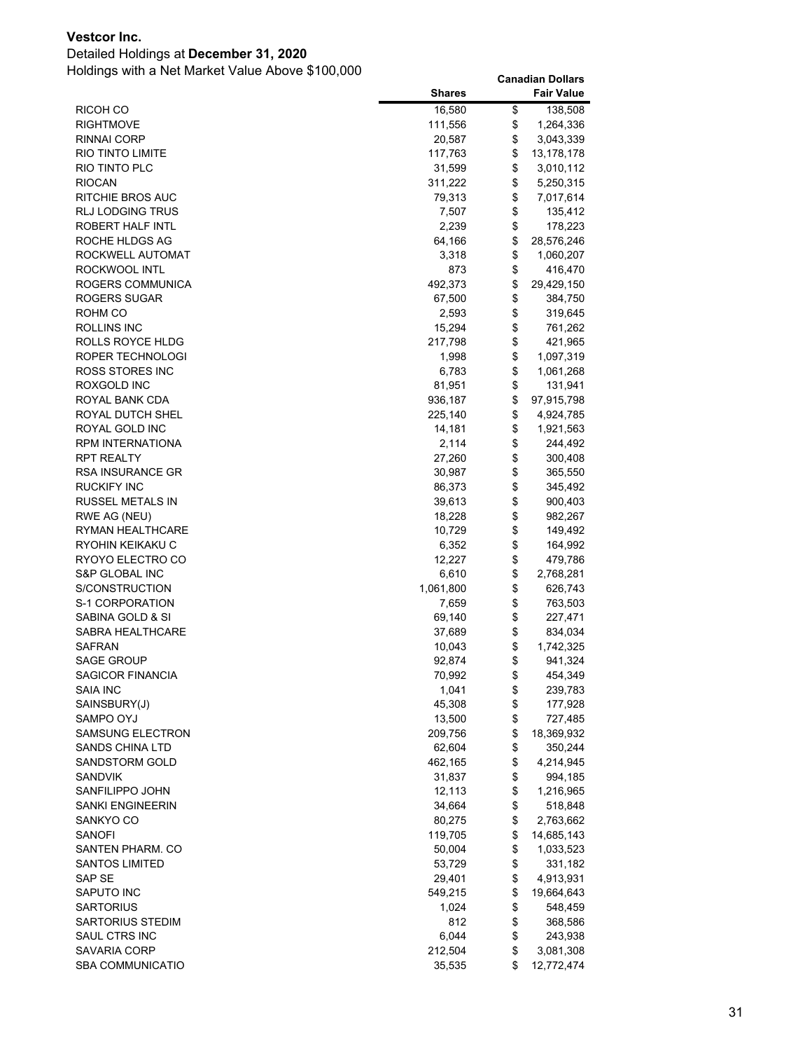**Vestcor Inc.**

Detailed Holdings at **December 31, 2020**

Holdings with a Net Market Value Above $100,000

| | Shares | Canadian Dollars Fair Value |
|---|---:|---:|
| RICOH CO | 16,580 | $ 138,508 |
| RIGHTMOVE | 111,556 | $ 1,264,336 |
| RINNAI CORP | 20,587 | $ 3,043,339 |
| RIO TINTO LIMITE | 117,763 | $ 13,178,178 |
| RIO TINTO PLC | 31,599 | $ 3,010,112 |
| RIOCAN | 311,222 | $ 5,250,315 |
| RITCHIE BROS AUC | 79,313 | $ 7,017,614 |
| RLJ LODGING TRUS | 7,507 | $ 135,412 |
| ROBERT HALF INTL | 2,239 | $ 178,223 |
| ROCHE HLDGS AG | 64,166 | $ 28,576,246 |
| ROCKWELL AUTOMAT | 3,318 | $ 1,060,207 |
| ROCKWOOL INTL | 873 | $ 416,470 |
| ROGERS COMMUNICA | 492,373 | $ 29,429,150 |
| ROGERS SUGAR | 67,500 | $ 384,750 |
| ROHM CO | 2,593 | $ 319,645 |
| ROLLINS INC | 15,294 | $ 761,262 |
| ROLLS ROYCE HLDG | 217,798 | $ 421,965 |
| ROPER TECHNOLOGI | 1,998 | $ 1,097,319 |
| ROSS STORES INC | 6,783 | $ 1,061,268 |
| ROXGOLD INC | 81,951 | $ 131,941 |
| ROYAL BANK CDA | 936,187 | $ 97,915,798 |
| ROYAL DUTCH SHEL | 225,140 | $ 4,924,785 |
| ROYAL GOLD INC | 14,181 | $ 1,921,563 |
| RPM INTERNATIONA | 2,114 | $ 244,492 |
| RPT REALTY | 27,260 | $ 300,408 |
| RSA INSURANCE GR | 30,987 | $ 365,550 |
| RUCKIFY INC | 86,373 | $ 345,492 |
| RUSSEL METALS IN | 39,613 | $ 900,403 |
| RWE AG (NEU) | 18,228 | $ 982,267 |
| RYMAN HEALTHCARE | 10,729 | $ 149,492 |
| RYOHIN KEIKAKU C | 6,352 | $ 164,992 |
| RYOYO ELECTRO CO | 12,227 | $ 479,786 |
| S&P GLOBAL INC | 6,610 | $ 2,768,281 |
| S/CONSTRUCTION | 1,061,800 | $ 626,743 |
| S-1 CORPORATION | 7,659 | $ 763,503 |
| SABINA GOLD & SI | 69,140 | $ 227,471 |
| SABRA HEALTHCARE | 37,689 | $ 834,034 |
| SAFRAN | 10,043 | $ 1,742,325 |
| SAGE GROUP | 92,874 | $ 941,324 |
| SAGICOR FINANCIA | 70,992 | $ 454,349 |
| SAIA INC | 1,041 | $ 239,783 |
| SAINSBURY(J) | 45,308 | $ 177,928 |
| SAMPO OYJ | 13,500 | $ 727,485 |
| SAMSUNG ELECTRON | 209,756 | $ 18,369,932 |
| SANDS CHINA LTD | 62,604 | $ 350,244 |
| SANDSTORM GOLD | 462,165 | $ 4,214,945 |
| SANDVIK | 31,837 | $ 994,185 |
| SANFILIPPO JOHN | 12,113 | $ 1,216,965 |
| SANKI ENGINEERIN | 34,664 | $ 518,848 |
| SANKYO CO | 80,275 | $ 2,763,662 |
| SANOFI | 119,705 | $ 14,685,143 |
| SANTEN PHARM. CO | 50,004 | $ 1,033,523 |
| SANTOS LIMITED | 53,729 | $ 331,182 |
| SAP SE | 29,401 | $ 4,913,931 |
| SAPUTO INC | 549,215 | $ 19,664,643 |
| SARTORIUS | 1,024 | $ 548,459 |
| SARTORIUS STEDIM | 812 | $ 368,586 |
| SAUL CTRS INC | 6,044 | $ 243,938 |
| SAVARIA CORP | 212,504 | $ 3,081,308 |
| SBA COMMUNICATIO | 35,535 | $ 12,772,474 |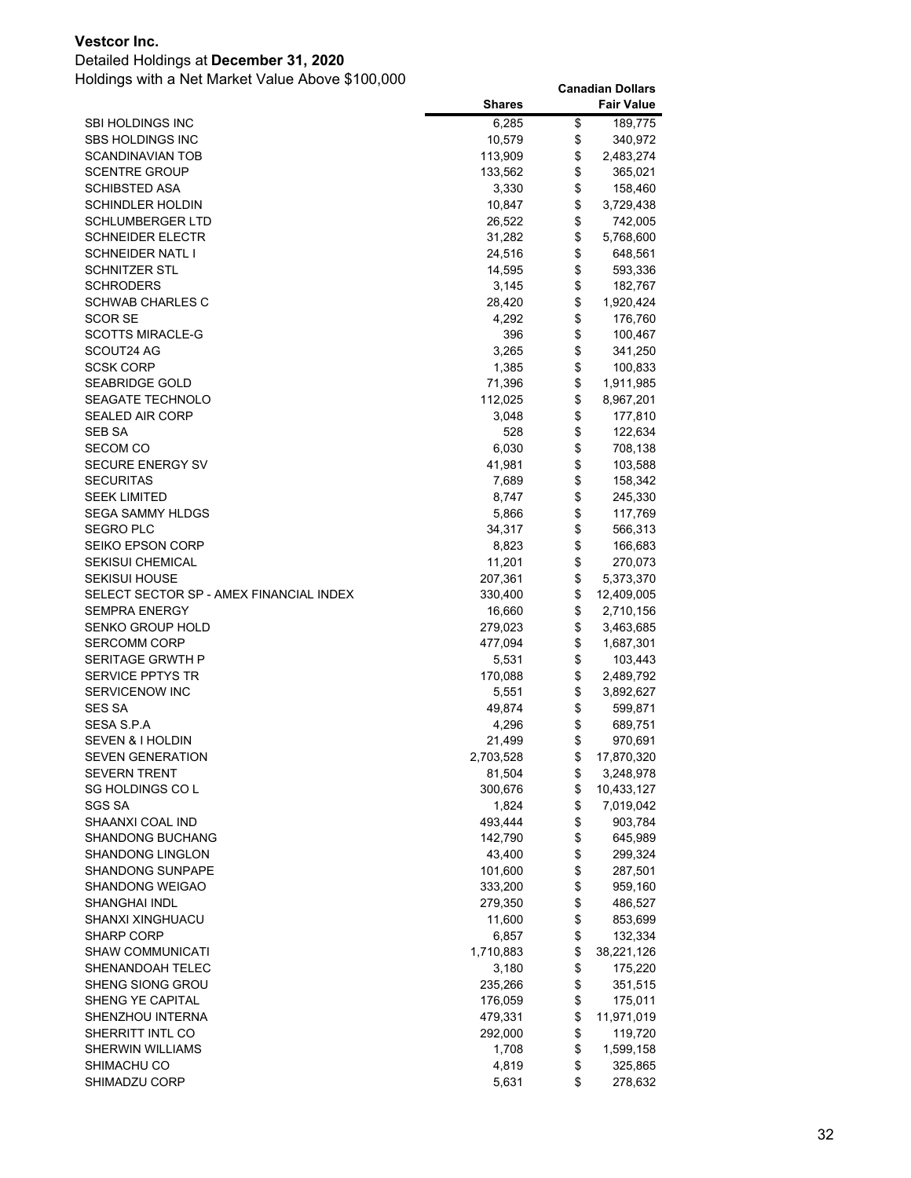**Vestcor Inc.**

Detailed Holdings at **December 31, 2020**

Holdings with a Net Market Value Above $100,000

| | Shares | Canadian Dollars Fair Value |
|---|---|---|
| SBI HOLDINGS INC | 6,285 | $ 189,775 |
| SBS HOLDINGS INC | 10,579 | $ 340,972 |
| SCANDINAVIAN TOB | 113,909 | $ 2,483,274 |
| SCENTRE GROUP | 133,562 | $ 365,021 |
| SCHIBSTED ASA | 3,330 | $ 158,460 |
| SCHINDLER HOLDIN | 10,847 | $ 3,729,438 |
| SCHLUMBERGER LTD | 26,522 | $ 742,005 |
| SCHNEIDER ELECTR | 31,282 | $ 5,768,600 |
| SCHNEIDER NATL I | 24,516 | $ 648,561 |
| SCHNITZER STL | 14,595 | $ 593,336 |
| SCHRODERS | 3,145 | $ 182,767 |
| SCHWAB CHARLES C | 28,420 | $ 1,920,424 |
| SCOR SE | 4,292 | $ 176,760 |
| SCOTTS MIRACLE-G | 396 | $ 100,467 |
| SCOUT24 AG | 3,265 | $ 341,250 |
| SCSK CORP | 1,385 | $ 100,833 |
| SEABRIDGE GOLD | 71,396 | $ 1,911,985 |
| SEAGATE TECHNOLO | 112,025 | $ 8,967,201 |
| SEALED AIR CORP | 3,048 | $ 177,810 |
| SEB SA | 528 | $ 122,634 |
| SECOM CO | 6,030 | $ 708,138 |
| SECURE ENERGY SV | 41,981 | $ 103,588 |
| SECURITAS | 7,689 | $ 158,342 |
| SEEK LIMITED | 8,747 | $ 245,330 |
| SEGA SAMMY HLDGS | 5,866 | $ 117,769 |
| SEGRO PLC | 34,317 | $ 566,313 |
| SEIKO EPSON CORP | 8,823 | $ 166,683 |
| SEKISUI CHEMICAL | 11,201 | $ 270,073 |
| SEKISUI HOUSE | 207,361 | $ 5,373,370 |
| SELECT SECTOR SP - AMEX FINANCIAL INDEX | 330,400 | $ 12,409,005 |
| SEMPRA ENERGY | 16,660 | $ 2,710,156 |
| SENKO GROUP HOLD | 279,023 | $ 3,463,685 |
| SERCOMM CORP | 477,094 | $ 1,687,301 |
| SERITAGE GRWTH P | 5,531 | $ 103,443 |
| SERVICE PPTYS TR | 170,088 | $ 2,489,792 |
| SERVICENOW INC | 5,551 | $ 3,892,627 |
| SES SA | 49,874 | $ 599,871 |
| SESA S.P.A | 4,296 | $ 689,751 |
| SEVEN & I HOLDIN | 21,499 | $ 970,691 |
| SEVEN GENERATION | 2,703,528 | $ 17,870,320 |
| SEVERN TRENT | 81,504 | $ 3,248,978 |
| SG HOLDINGS CO L | 300,676 | $ 10,433,127 |
| SGS SA | 1,824 | $ 7,019,042 |
| SHAANXI COAL IND | 493,444 | $ 903,784 |
| SHANDONG BUCHANG | 142,790 | $ 645,989 |
| SHANDONG LINGLON | 43,400 | $ 299,324 |
| SHANDONG SUNPAPE | 101,600 | $ 287,501 |
| SHANDONG WEIGAO | 333,200 | $ 959,160 |
| SHANGHAI INDL | 279,350 | $ 486,527 |
| SHANXI XINGHUACU | 11,600 | $ 853,699 |
| SHARP CORP | 6,857 | $ 132,334 |
| SHAW COMMUNICATI | 1,710,883 | $ 38,221,126 |
| SHENANDOAH TELEC | 3,180 | $ 175,220 |
| SHENG SIONG GROU | 235,266 | $ 351,515 |
| SHENG YE CAPITAL | 176,059 | $ 175,011 |
| SHENZHOU INTERNA | 479,331 | $ 11,971,019 |
| SHERRITT INTL CO | 292,000 | $ 119,720 |
| SHERWIN WILLIAMS | 1,708 | $ 1,599,158 |
| SHIMACHU CO | 4,819 | $ 325,865 |
| SHIMADZU CORP | 5,631 | $ 278,632 |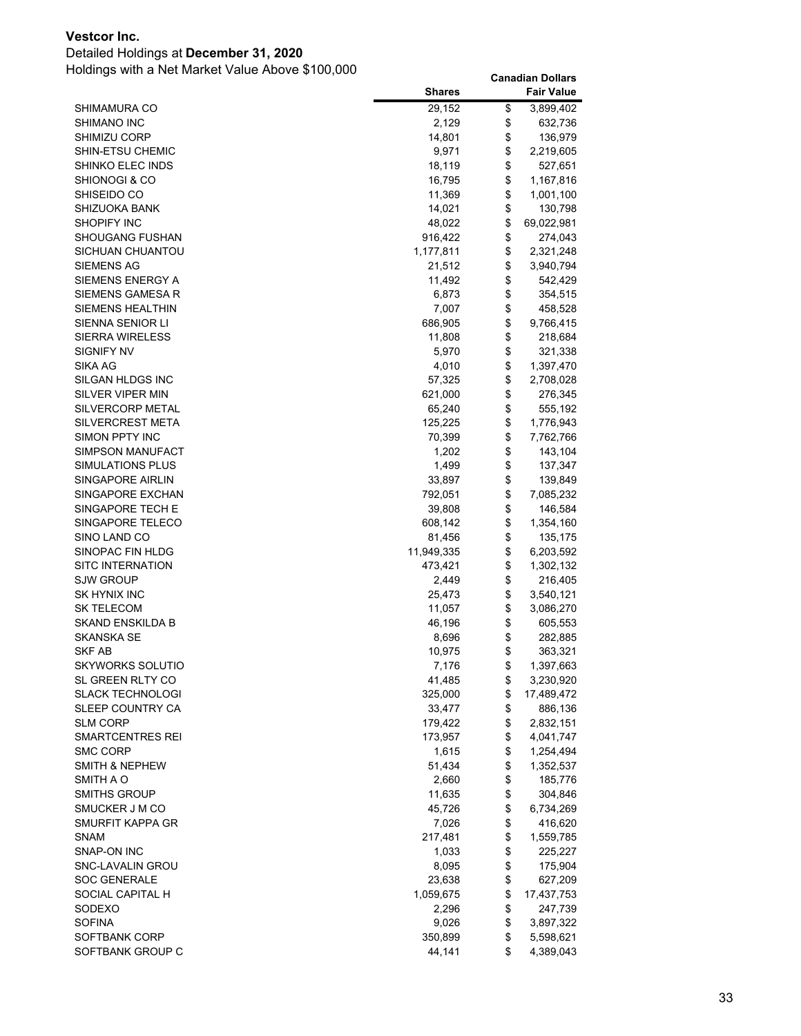**Vestcor Inc.**

Detailed Holdings at **December 31, 2020**

Holdings with a Net Market Value Above $100,000

| | Shares | Canadian Dollars Fair Value |
|---|---|---|
| SHIMAMURA CO | 29,152 | $ 3,899,402 |
| SHIMANO INC | 2,129 | $ 632,736 |
| SHIMIZU CORP | 14,801 | $ 136,979 |
| SHIN-ETSU CHEMIC | 9,971 | $ 2,219,605 |
| SHINKO ELEC INDS | 18,119 | $ 527,651 |
| SHIONOGI & CO | 16,795 | $ 1,167,816 |
| SHISEIDO CO | 11,369 | $ 1,001,100 |
| SHIZUOKA BANK | 14,021 | $ 130,798 |
| SHOPIFY INC | 48,022 | $ 69,022,981 |
| SHOUGANG FUSHAN | 916,422 | $ 274,043 |
| SICHUAN CHUANTOU | 1,177,811 | $ 2,321,248 |
| SIEMENS AG | 21,512 | $ 3,940,794 |
| SIEMENS ENERGY A | 11,492 | $ 542,429 |
| SIEMENS GAMESA R | 6,873 | $ 354,515 |
| SIEMENS HEALTHIN | 7,007 | $ 458,528 |
| SIENNA SENIOR LI | 686,905 | $ 9,766,415 |
| SIERRA WIRELESS | 11,808 | $ 218,684 |
| SIGNIFY NV | 5,970 | $ 321,338 |
| SIKA AG | 4,010 | $ 1,397,470 |
| SILGAN HLDGS INC | 57,325 | $ 2,708,028 |
| SILVER VIPER MIN | 621,000 | $ 276,345 |
| SILVERCORP METAL | 65,240 | $ 555,192 |
| SILVERCREST META | 125,225 | $ 1,776,943 |
| SIMON PPTY INC | 70,399 | $ 7,762,766 |
| SIMPSON MANUFACT | 1,202 | $ 143,104 |
| SIMULATIONS PLUS | 1,499 | $ 137,347 |
| SINGAPORE AIRLIN | 33,897 | $ 139,849 |
| SINGAPORE EXCHAN | 792,051 | $ 7,085,232 |
| SINGAPORE TECH E | 39,808 | $ 146,584 |
| SINGAPORE TELECO | 608,142 | $ 1,354,160 |
| SINO LAND CO | 81,456 | $ 135,175 |
| SINOPAC FIN HLDG | 11,949,335 | $ 6,203,592 |
| SITC INTERNATION | 473,421 | $ 1,302,132 |
| SJW GROUP | 2,449 | $ 216,405 |
| SK HYNIX INC | 25,473 | $ 3,540,121 |
| SK TELECOM | 11,057 | $ 3,086,270 |
| SKAND ENSKILDA B | 46,196 | $ 605,553 |
| SKANSKA SE | 8,696 | $ 282,885 |
| SKF AB | 10,975 | $ 363,321 |
| SKYWORKS SOLUTIO | 7,176 | $ 1,397,663 |
| SL GREEN RLTY CO | 41,485 | $ 3,230,920 |
| SLACK TECHNOLOGI | 325,000 | $ 17,489,472 |
| SLEEP COUNTRY CA | 33,477 | $ 886,136 |
| SLM CORP | 179,422 | $ 2,832,151 |
| SMARTCENTRES REI | 173,957 | $ 4,041,747 |
| SMC CORP | 1,615 | $ 1,254,494 |
| SMITH & NEPHEW | 51,434 | $ 1,352,537 |
| SMITH A O | 2,660 | $ 185,776 |
| SMITHS GROUP | 11,635 | $ 304,846 |
| SMUCKER J M CO | 45,726 | $ 6,734,269 |
| SMURFIT KAPPA GR | 7,026 | $ 416,620 |
| SNAM | 217,481 | $ 1,559,785 |
| SNAP-ON INC | 1,033 | $ 225,227 |
| SNC-LAVALIN GROU | 8,095 | $ 175,904 |
| SOC GENERALE | 23,638 | $ 627,209 |
| SOCIAL CAPITAL H | 1,059,675 | $ 17,437,753 |
| SODEXO | 2,296 | $ 247,739 |
| SOFINA | 9,026 | $ 3,897,322 |
| SOFTBANK CORP | 350,899 | $ 5,598,621 |
| SOFTBANK GROUP C | 44,141 | $ 4,389,043 |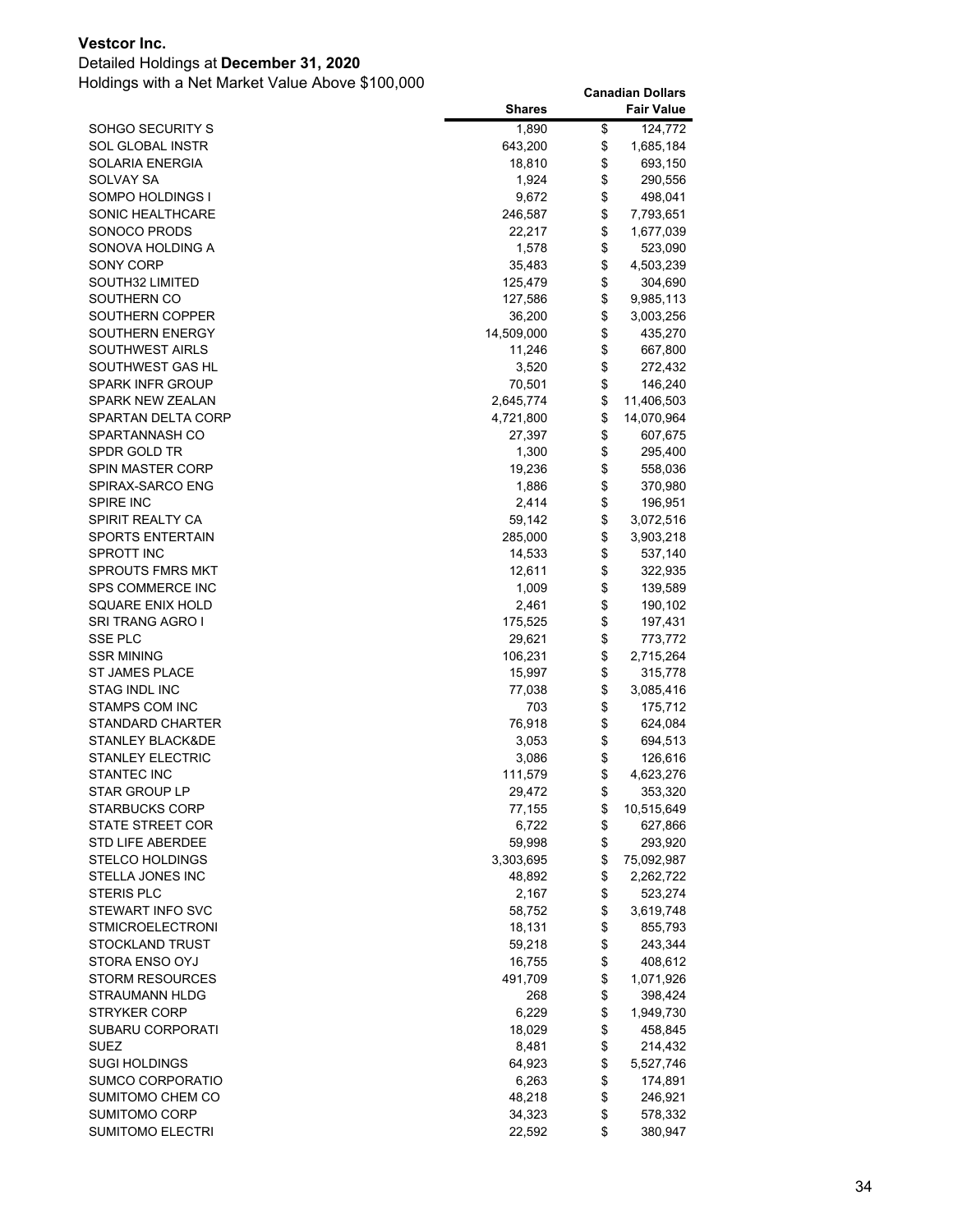**Vestcor Inc.**

Detailed Holdings at **December 31, 2020**

Holdings with a Net Market Value Above $100,000

| | Shares | Canadian Dollars Fair Value |
|---|---:|---:|
| SOHGO SECURITY S | 1,890 | $ 124,772 |
| SOL GLOBAL INSTR | 643,200 | $ 1,685,184 |
| SOLARIA ENERGIA | 18,810 | $ 693,150 |
| SOLVAY SA | 1,924 | $ 290,556 |
| SOMPO HOLDINGS I | 9,672 | $ 498,041 |
| SONIC HEALTHCARE | 246,587 | $ 7,793,651 |
| SONOCO PRODS | 22,217 | $ 1,677,039 |
| SONOVA HOLDING A | 1,578 | $ 523,090 |
| SONY CORP | 35,483 | $ 4,503,239 |
| SOUTH32 LIMITED | 125,479 | $ 304,690 |
| SOUTHERN CO | 127,586 | $ 9,985,113 |
| SOUTHERN COPPER | 36,200 | $ 3,003,256 |
| SOUTHERN ENERGY | 14,509,000 | $ 435,270 |
| SOUTHWEST AIRLS | 11,246 | $ 667,800 |
| SOUTHWEST GAS HL | 3,520 | $ 272,432 |
| SPARK INFR GROUP | 70,501 | $ 146,240 |
| SPARK NEW ZEALAN | 2,645,774 | $ 11,406,503 |
| SPARTAN DELTA CORP | 4,721,800 | $ 14,070,964 |
| SPARTANNASH CO | 27,397 | $ 607,675 |
| SPDR GOLD TR | 1,300 | $ 295,400 |
| SPIN MASTER CORP | 19,236 | $ 558,036 |
| SPIRAX-SARCO ENG | 1,886 | $ 370,980 |
| SPIRE INC | 2,414 | $ 196,951 |
| SPIRIT REALTY CA | 59,142 | $ 3,072,516 |
| SPORTS ENTERTAIN | 285,000 | $ 3,903,218 |
| SPROTT INC | 14,533 | $ 537,140 |
| SPROUTS FMRS MKT | 12,611 | $ 322,935 |
| SPS COMMERCE INC | 1,009 | $ 139,589 |
| SQUARE ENIX HOLD | 2,461 | $ 190,102 |
| SRI TRANG AGRO I | 175,525 | $ 197,431 |
| SSE PLC | 29,621 | $ 773,772 |
| SSR MINING | 106,231 | $ 2,715,264 |
| ST JAMES PLACE | 15,997 | $ 315,778 |
| STAG INDL INC | 77,038 | $ 3,085,416 |
| STAMPS COM INC | 703 | $ 175,712 |
| STANDARD CHARTER | 76,918 | $ 624,084 |
| STANLEY BLACK&DE | 3,053 | $ 694,513 |
| STANLEY ELECTRIC | 3,086 | $ 126,616 |
| STANTEC INC | 111,579 | $ 4,623,276 |
| STAR GROUP LP | 29,472 | $ 353,320 |
| STARBUCKS CORP | 77,155 | $ 10,515,649 |
| STATE STREET COR | 6,722 | $ 627,866 |
| STD LIFE ABERDEE | 59,998 | $ 293,920 |
| STELCO HOLDINGS | 3,303,695 | $ 75,092,987 |
| STELLA JONES INC | 48,892 | $ 2,262,722 |
| STERIS PLC | 2,167 | $ 523,274 |
| STEWART INFO SVC | 58,752 | $ 3,619,748 |
| STMICROELECTRONI | 18,131 | $ 855,793 |
| STOCKLAND TRUST | 59,218 | $ 243,344 |
| STORA ENSO OYJ | 16,755 | $ 408,612 |
| STORM RESOURCES | 491,709 | $ 1,071,926 |
| STRAUMANN HLDG | 268 | $ 398,424 |
| STRYKER CORP | 6,229 | $ 1,949,730 |
| SUBARU CORPORATI | 18,029 | $ 458,845 |
| SUEZ | 8,481 | $ 214,432 |
| SUGI HOLDINGS | 64,923 | $ 5,527,746 |
| SUMCO CORPORATIO | 6,263 | $ 174,891 |
| SUMITOMO CHEM CO | 48,218 | $ 246,921 |
| SUMITOMO CORP | 34,323 | $ 578,332 |
| SUMITOMO ELECTRI | 22,592 | $ 380,947 |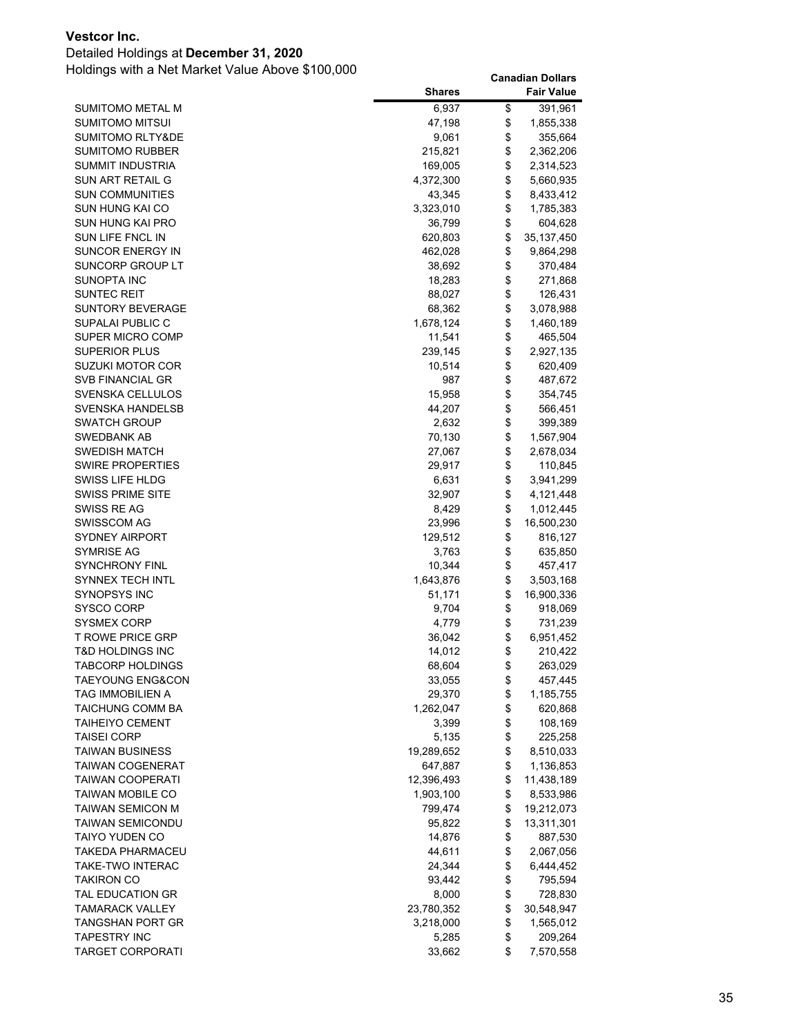**Vestcor Inc.**

Detailed Holdings at **December 31, 2020**

Holdings with a Net Market Value Above $100,000

| | Shares | Canadian Dollars Fair Value |
|---|---|---|
| SUMITOMO METAL M | 6,937 | $ 391,961 |
| SUMITOMO MITSUI | 47,198 | $ 1,855,338 |
| SUMITOMO RLTY&DE | 9,061 | $ 355,664 |
| SUMITOMO RUBBER | 215,821 | $ 2,362,206 |
| SUMMIT INDUSTRIA | 169,005 | $ 2,314,523 |
| SUN ART RETAIL G | 4,372,300 | $ 5,660,935 |
| SUN COMMUNITIES | 43,345 | $ 8,433,412 |
| SUN HUNG KAI CO | 3,323,010 | $ 1,785,383 |
| SUN HUNG KAI PRO | 36,799 | $ 604,628 |
| SUN LIFE FNCL IN | 620,803 | $ 35,137,450 |
| SUNCOR ENERGY IN | 462,028 | $ 9,864,298 |
| SUNCORP GROUP LT | 38,692 | $ 370,484 |
| SUNOPTA INC | 18,283 | $ 271,868 |
| SUNTEC REIT | 88,027 | $ 126,431 |
| SUNTORY BEVERAGE | 68,362 | $ 3,078,988 |
| SUPALAI PUBLIC C | 1,678,124 | $ 1,460,189 |
| SUPER MICRO COMP | 11,541 | $ 465,504 |
| SUPERIOR PLUS | 239,145 | $ 2,927,135 |
| SUZUKI MOTOR COR | 10,514 | $ 620,409 |
| SVB FINANCIAL GR | 987 | $ 487,672 |
| SVENSKA CELLULOS | 15,958 | $ 354,745 |
| SVENSKA HANDELSB | 44,207 | $ 566,451 |
| SWATCH GROUP | 2,632 | $ 399,389 |
| SWEDBANK AB | 70,130 | $ 1,567,904 |
| SWEDISH MATCH | 27,067 | $ 2,678,034 |
| SWIRE PROPERTIES | 29,917 | $ 110,845 |
| SWISS LIFE HLDG | 6,631 | $ 3,941,299 |
| SWISS PRIME SITE | 32,907 | $ 4,121,448 |
| SWISS RE AG | 8,429 | $ 1,012,445 |
| SWISSCOM AG | 23,996 | $ 16,500,230 |
| SYDNEY AIRPORT | 129,512 | $ 816,127 |
| SYMRISE AG | 3,763 | $ 635,850 |
| SYNCHRONY FINL | 10,344 | $ 457,417 |
| SYNNEX TECH INTL | 1,643,876 | $ 3,503,168 |
| SYNOPSYS INC | 51,171 | $ 16,900,336 |
| SYSCO CORP | 9,704 | $ 918,069 |
| SYSMEX CORP | 4,779 | $ 731,239 |
| T ROWE PRICE GRP | 36,042 | $ 6,951,452 |
| T&D HOLDINGS INC | 14,012 | $ 210,422 |
| TABCORP HOLDINGS | 68,604 | $ 263,029 |
| TAEYOUNG ENG&CON | 33,055 | $ 457,445 |
| TAG IMMOBILIEN A | 29,370 | $ 1,185,755 |
| TAICHUNG COMM BA | 1,262,047 | $ 620,868 |
| TAIHEIYO CEMENT | 3,399 | $ 108,169 |
| TAISEI CORP | 5,135 | $ 225,258 |
| TAIWAN BUSINESS | 19,289,652 | $ 8,510,033 |
| TAIWAN COGENERAT | 647,887 | $ 1,136,853 |
| TAIWAN COOPERATI | 12,396,493 | $ 11,438,189 |
| TAIWAN MOBILE CO | 1,903,100 | $ 8,533,986 |
| TAIWAN SEMICON M | 799,474 | $ 19,212,073 |
| TAIWAN SEMICONDU | 95,822 | $ 13,311,301 |
| TAIYO YUDEN CO | 14,876 | $ 887,530 |
| TAKEDA PHARMACEU | 44,611 | $ 2,067,056 |
| TAKE-TWO INTERAC | 24,344 | $ 6,444,452 |
| TAKIRON CO | 93,442 | $ 795,594 |
| TAL EDUCATION GR | 8,000 | $ 728,830 |
| TAMARACK VALLEY | 23,780,352 | $ 30,548,947 |
| TANGSHAN PORT GR | 3,218,000 | $ 1,565,012 |
| TAPESTRY INC | 5,285 | $ 209,264 |
| TARGET CORPORATI | 33,662 | $ 7,570,558 |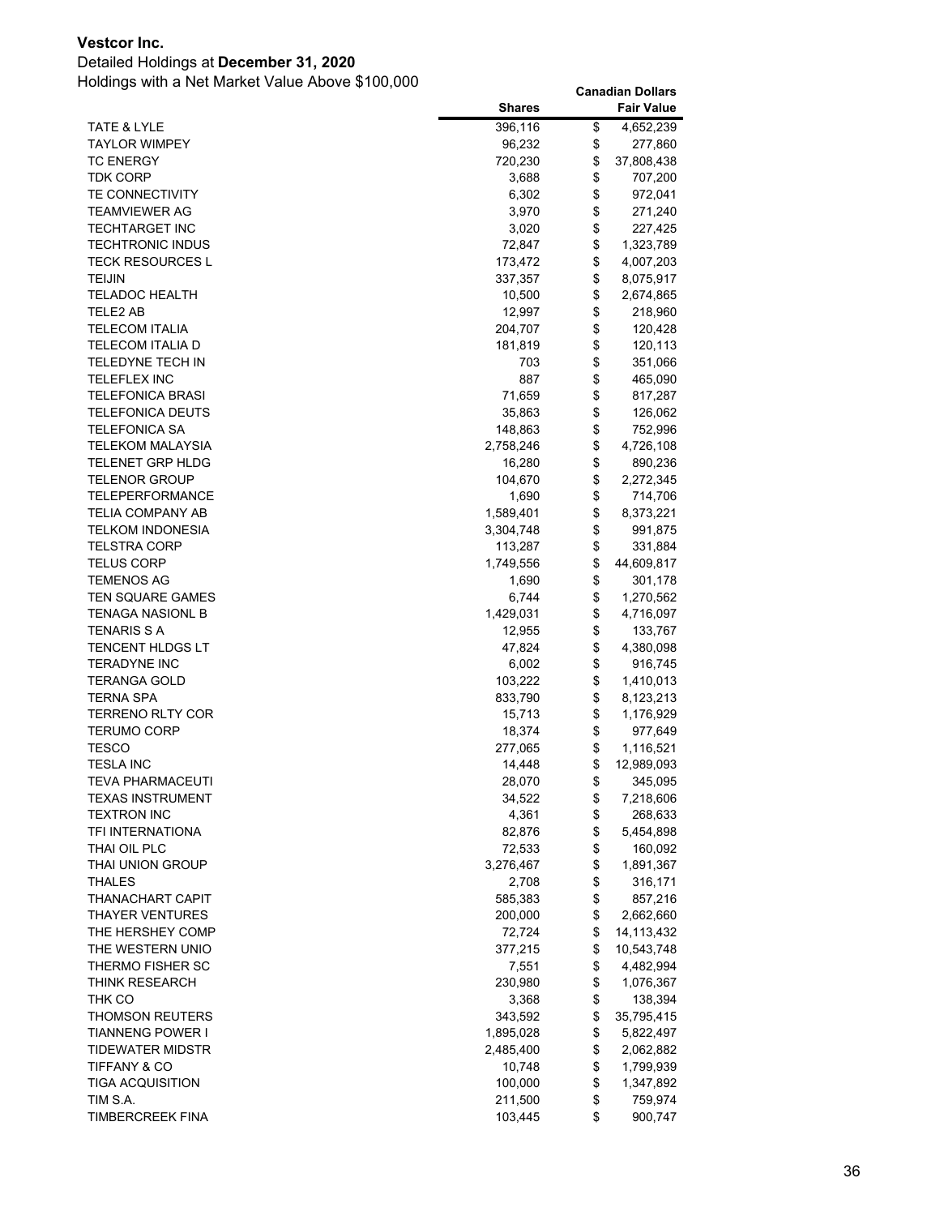**Vestcor Inc.**

Detailed Holdings at **December 31, 2020**

Holdings with a Net Market Value Above $100,000

| | Shares | Canadian Dollars Fair Value |
|---|---|---|
| TATE & LYLE | 396,116 | $ 4,652,239 |
| TAYLOR WIMPEY | 96,232 | $ 277,860 |
| TC ENERGY | 720,230 | $ 37,808,438 |
| TDK CORP | 3,688 | $ 707,200 |
| TE CONNECTIVITY | 6,302 | $ 972,041 |
| TEAMVIEWER AG | 3,970 | $ 271,240 |
| TECHTARGET INC | 3,020 | $ 227,425 |
| TECHTRONIC INDUS | 72,847 | $ 1,323,789 |
| TECK RESOURCES L | 173,472 | $ 4,007,203 |
| TEIJIN | 337,357 | $ 8,075,917 |
| TELADOC HEALTH | 10,500 | $ 2,674,865 |
| TELE2 AB | 12,997 | $ 218,960 |
| TELECOM ITALIA | 204,707 | $ 120,428 |
| TELECOM ITALIA D | 181,819 | $ 120,113 |
| TELEDYNE TECH IN | 703 | $ 351,066 |
| TELEFLEX INC | 887 | $ 465,090 |
| TELEFONICA BRASI | 71,659 | $ 817,287 |
| TELEFONICA DEUTS | 35,863 | $ 126,062 |
| TELEFONICA SA | 148,863 | $ 752,996 |
| TELEKOM MALAYSIA | 2,758,246 | $ 4,726,108 |
| TELENET GRP HLDG | 16,280 | $ 890,236 |
| TELENOR GROUP | 104,670 | $ 2,272,345 |
| TELEPERFORMANCE | 1,690 | $ 714,706 |
| TELIA COMPANY AB | 1,589,401 | $ 8,373,221 |
| TELKOM INDONESIA | 3,304,748 | $ 991,875 |
| TELSTRA CORP | 113,287 | $ 331,884 |
| TELUS CORP | 1,749,556 | $ 44,609,817 |
| TEMENOS AG | 1,690 | $ 301,178 |
| TEN SQUARE GAMES | 6,744 | $ 1,270,562 |
| TENAGA NASIONL B | 1,429,031 | $ 4,716,097 |
| TENARIS S A | 12,955 | $ 133,767 |
| TENCENT HLDGS LT | 47,824 | $ 4,380,098 |
| TERADYNE INC | 6,002 | $ 916,745 |
| TERANGA GOLD | 103,222 | $ 1,410,013 |
| TERNA SPA | 833,790 | $ 8,123,213 |
| TERRENO RLTY COR | 15,713 | $ 1,176,929 |
| TERUMO CORP | 18,374 | $ 977,649 |
| TESCO | 277,065 | $ 1,116,521 |
| TESLA INC | 14,448 | $ 12,989,093 |
| TEVA PHARMACEUTI | 28,070 | $ 345,095 |
| TEXAS INSTRUMENT | 34,522 | $ 7,218,606 |
| TEXTRON INC | 4,361 | $ 268,633 |
| TFI INTERNATIONA | 82,876 | $ 5,454,898 |
| THAI OIL PLC | 72,533 | $ 160,092 |
| THAI UNION GROUP | 3,276,467 | $ 1,891,367 |
| THALES | 2,708 | $ 316,171 |
| THANACHART CAPIT | 585,383 | $ 857,216 |
| THAYER VENTURES | 200,000 | $ 2,662,660 |
| THE HERSHEY COMP | 72,724 | $ 14,113,432 |
| THE WESTERN UNIO | 377,215 | $ 10,543,748 |
| THERMO FISHER SC | 7,551 | $ 4,482,994 |
| THINK RESEARCH | 230,980 | $ 1,076,367 |
| THK CO | 3,368 | $ 138,394 |
| THOMSON REUTERS | 343,592 | $ 35,795,415 |
| TIANNENG POWER I | 1,895,028 | $ 5,822,497 |
| TIDEWATER MIDSTR | 2,485,400 | $ 2,062,882 |
| TIFFANY & CO | 10,748 | $ 1,799,939 |
| TIGA ACQUISITION | 100,000 | $ 1,347,892 |
| TIM S.A. | 211,500 | $ 759,974 |
| TIMBERCREEK FINA | 103,445 | $ 900,747 |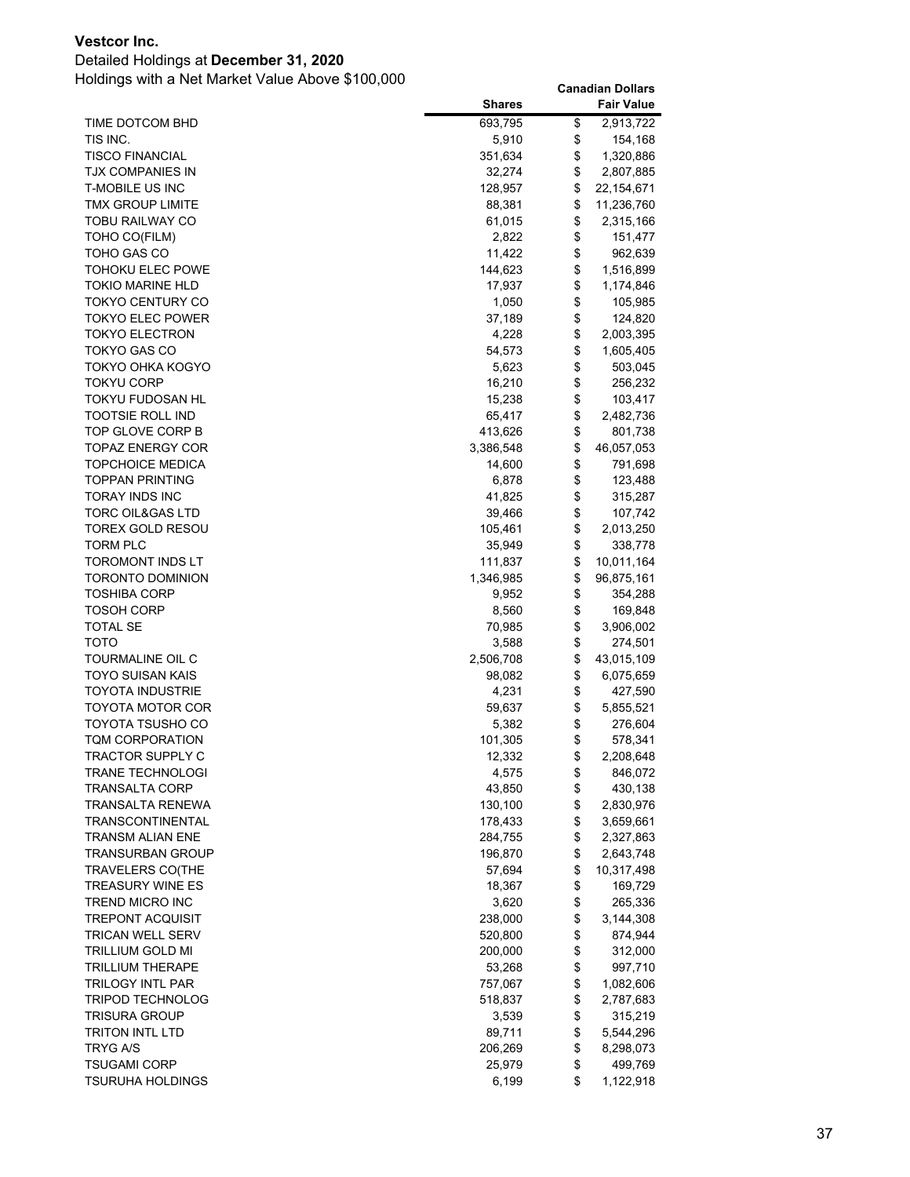**Vestcor Inc.**

Detailed Holdings at **December 31, 2020**

Holdings with a Net Market Value Above $100,000

| | Shares | Canadian Dollars Fair Value |
|---|---|---|
| TIME DOTCOM BHD | 693,795 | $ 2,913,722 |
| TIS INC. | 5,910 | $ 154,168 |
| TISCO FINANCIAL | 351,634 | $ 1,320,886 |
| TJX COMPANIES IN | 32,274 | $ 2,807,885 |
| T-MOBILE US INC | 128,957 | $ 22,154,671 |
| TMX GROUP LIMITE | 88,381 | $ 11,236,760 |
| TOBU RAILWAY CO | 61,015 | $ 2,315,166 |
| TOHO CO(FILM) | 2,822 | $ 151,477 |
| TOHO GAS CO | 11,422 | $ 962,639 |
| TOHOKU ELEC POWE | 144,623 | $ 1,516,899 |
| TOKIO MARINE HLD | 17,937 | $ 1,174,846 |
| TOKYO CENTURY CO | 1,050 | $ 105,985 |
| TOKYO ELEC POWER | 37,189 | $ 124,820 |
| TOKYO ELECTRON | 4,228 | $ 2,003,395 |
| TOKYO GAS CO | 54,573 | $ 1,605,405 |
| TOKYO OHKA KOGYO | 5,623 | $ 503,045 |
| TOKYU CORP | 16,210 | $ 256,232 |
| TOKYU FUDOSAN HL | 15,238 | $ 103,417 |
| TOOTSIE ROLL IND | 65,417 | $ 2,482,736 |
| TOP GLOVE CORP B | 413,626 | $ 801,738 |
| TOPAZ ENERGY COR | 3,386,548 | $ 46,057,053 |
| TOPCHOICE MEDICA | 14,600 | $ 791,698 |
| TOPPAN PRINTING | 6,878 | $ 123,488 |
| TORAY INDS INC | 41,825 | $ 315,287 |
| TORC OIL&GAS LTD | 39,466 | $ 107,742 |
| TOREX GOLD RESOU | 105,461 | $ 2,013,250 |
| TORM PLC | 35,949 | $ 338,778 |
| TOROMONT INDS LT | 111,837 | $ 10,011,164 |
| TORONTO DOMINION | 1,346,985 | $ 96,875,161 |
| TOSHIBA CORP | 9,952 | $ 354,288 |
| TOSOH CORP | 8,560 | $ 169,848 |
| TOTAL SE | 70,985 | $ 3,906,002 |
| TOTO | 3,588 | $ 274,501 |
| TOURMALINE OIL C | 2,506,708 | $ 43,015,109 |
| TOYO SUISAN KAIS | 98,082 | $ 6,075,659 |
| TOYOTA INDUSTRIE | 4,231 | $ 427,590 |
| TOYOTA MOTOR COR | 59,637 | $ 5,855,521 |
| TOYOTA TSUSHO CO | 5,382 | $ 276,604 |
| TQM CORPORATION | 101,305 | $ 578,341 |
| TRACTOR SUPPLY C | 12,332 | $ 2,208,648 |
| TRANE TECHNOLOGI | 4,575 | $ 846,072 |
| TRANSALTA CORP | 43,850 | $ 430,138 |
| TRANSALTA RENEWA | 130,100 | $ 2,830,976 |
| TRANSCONTINENTAL | 178,433 | $ 3,659,661 |
| TRANSM ALIAN ENE | 284,755 | $ 2,327,863 |
| TRANSURBAN GROUP | 196,870 | $ 2,643,748 |
| TRAVELERS CO(THE | 57,694 | $ 10,317,498 |
| TREASURY WINE ES | 18,367 | $ 169,729 |
| TREND MICRO INC | 3,620 | $ 265,336 |
| TREPONT ACQUISIT | 238,000 | $ 3,144,308 |
| TRICAN WELL SERV | 520,800 | $ 874,944 |
| TRILLIUM GOLD MI | 200,000 | $ 312,000 |
| TRILLIUM THERAPE | 53,268 | $ 997,710 |
| TRILOGY INTL PAR | 757,067 | $ 1,082,606 |
| TRIPOD TECHNOLOG | 518,837 | $ 2,787,683 |
| TRISURA GROUP | 3,539 | $ 315,219 |
| TRITON INTL LTD | 89,711 | $ 5,544,296 |
| TRYG A/S | 206,269 | $ 8,298,073 |
| TSUGAMI CORP | 25,979 | $ 499,769 |
| TSURUHA HOLDINGS | 6,199 | $ 1,122,918 |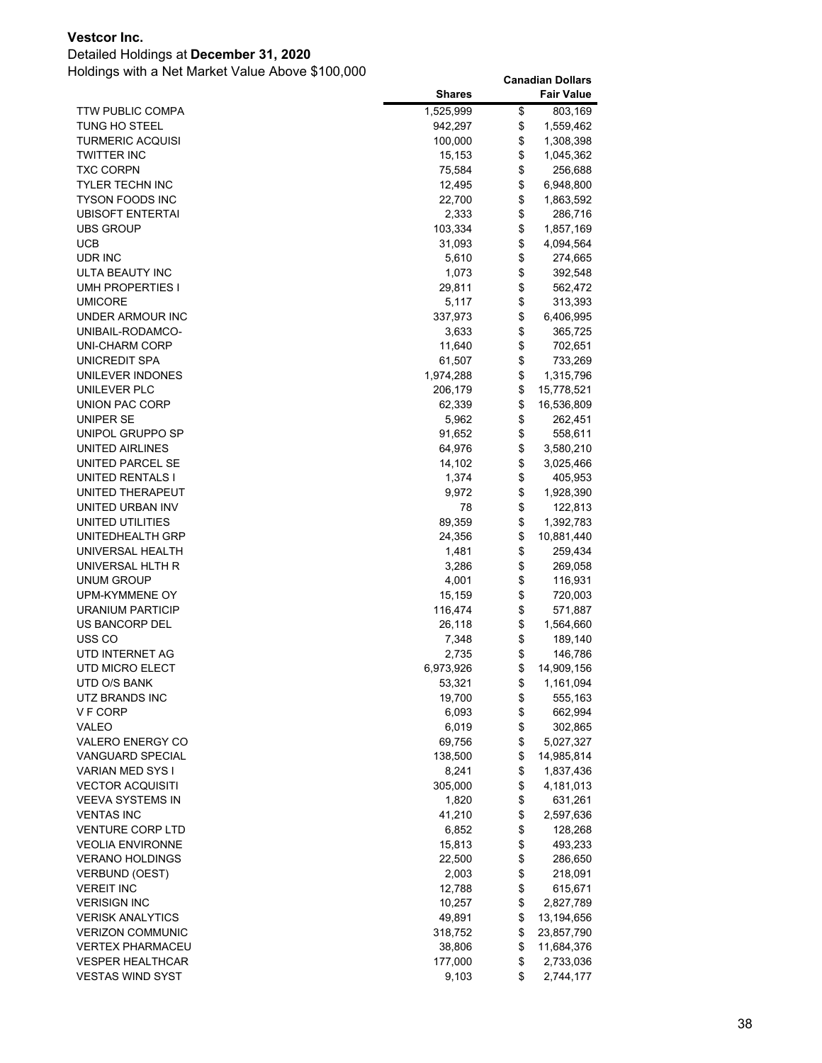**Vestcor Inc.**

Detailed Holdings at **December 31, 2020**

Holdings with a Net Market Value Above $100,000

| | Shares | Canadian Dollars Fair Value |
|---|---|---|
| TTW PUBLIC COMPA | 1,525,999 | $ 803,169 |
| TUNG HO STEEL | 942,297 | $ 1,559,462 |
| TURMERIC ACQUISI | 100,000 | $ 1,308,398 |
| TWITTER INC | 15,153 | $ 1,045,362 |
| TXC CORPN | 75,584 | $ 256,688 |
| TYLER TECHN INC | 12,495 | $ 6,948,800 |
| TYSON FOODS INC | 22,700 | $ 1,863,592 |
| UBISOFT ENTERTAI | 2,333 | $ 286,716 |
| UBS GROUP | 103,334 | $ 1,857,169 |
| UCB | 31,093 | $ 4,094,564 |
| UDR INC | 5,610 | $ 274,665 |
| ULTA BEAUTY INC | 1,073 | $ 392,548 |
| UMH PROPERTIES I | 29,811 | $ 562,472 |
| UMICORE | 5,117 | $ 313,393 |
| UNDER ARMOUR INC | 337,973 | $ 6,406,995 |
| UNIBAIL-RODAMCO- | 3,633 | $ 365,725 |
| UNI-CHARM CORP | 11,640 | $ 702,651 |
| UNICREDIT SPA | 61,507 | $ 733,269 |
| UNILEVER INDONES | 1,974,288 | $ 1,315,796 |
| UNILEVER PLC | 206,179 | $ 15,778,521 |
| UNION PAC CORP | 62,339 | $ 16,536,809 |
| UNIPER SE | 5,962 | $ 262,451 |
| UNIPOL GRUPPO SP | 91,652 | $ 558,611 |
| UNITED AIRLINES | 64,976 | $ 3,580,210 |
| UNITED PARCEL SE | 14,102 | $ 3,025,466 |
| UNITED RENTALS I | 1,374 | $ 405,953 |
| UNITED THERAPEUT | 9,972 | $ 1,928,390 |
| UNITED URBAN INV | 78 | $ 122,813 |
| UNITED UTILITIES | 89,359 | $ 1,392,783 |
| UNITEDHEALTH GRP | 24,356 | $ 10,881,440 |
| UNIVERSAL HEALTH | 1,481 | $ 259,434 |
| UNIVERSAL HLTH R | 3,286 | $ 269,058 |
| UNUM GROUP | 4,001 | $ 116,931 |
| UPM-KYMMENE OY | 15,159 | $ 720,003 |
| URANIUM PARTICIP | 116,474 | $ 571,887 |
| US BANCORP DEL | 26,118 | $ 1,564,660 |
| USS CO | 7,348 | $ 189,140 |
| UTD INTERNET AG | 2,735 | $ 146,786 |
| UTD MICRO ELECT | 6,973,926 | $ 14,909,156 |
| UTD O/S BANK | 53,321 | $ 1,161,094 |
| UTZ BRANDS INC | 19,700 | $ 555,163 |
| V F CORP | 6,093 | $ 662,994 |
| VALEO | 6,019 | $ 302,865 |
| VALERO ENERGY CO | 69,756 | $ 5,027,327 |
| VANGUARD SPECIAL | 138,500 | $ 14,985,814 |
| VARIAN MED SYS I | 8,241 | $ 1,837,436 |
| VECTOR ACQUISITI | 305,000 | $ 4,181,013 |
| VEEVA SYSTEMS IN | 1,820 | $ 631,261 |
| VENTAS INC | 41,210 | $ 2,597,636 |
| VENTURE CORP LTD | 6,852 | $ 128,268 |
| VEOLIA ENVIRONNE | 15,813 | $ 493,233 |
| VERANO HOLDINGS | 22,500 | $ 286,650 |
| VERBUND (OEST) | 2,003 | $ 218,091 |
| VEREIT INC | 12,788 | $ 615,671 |
| VERISIGN INC | 10,257 | $ 2,827,789 |
| VERISK ANALYTICS | 49,891 | $ 13,194,656 |
| VERIZON COMMUNIC | 318,752 | $ 23,857,790 |
| VERTEX PHARMACEU | 38,806 | $ 11,684,376 |
| VESPER HEALTHCAR | 177,000 | $ 2,733,036 |
| VESTAS WIND SYST | 9,103 | $ 2,744,177 |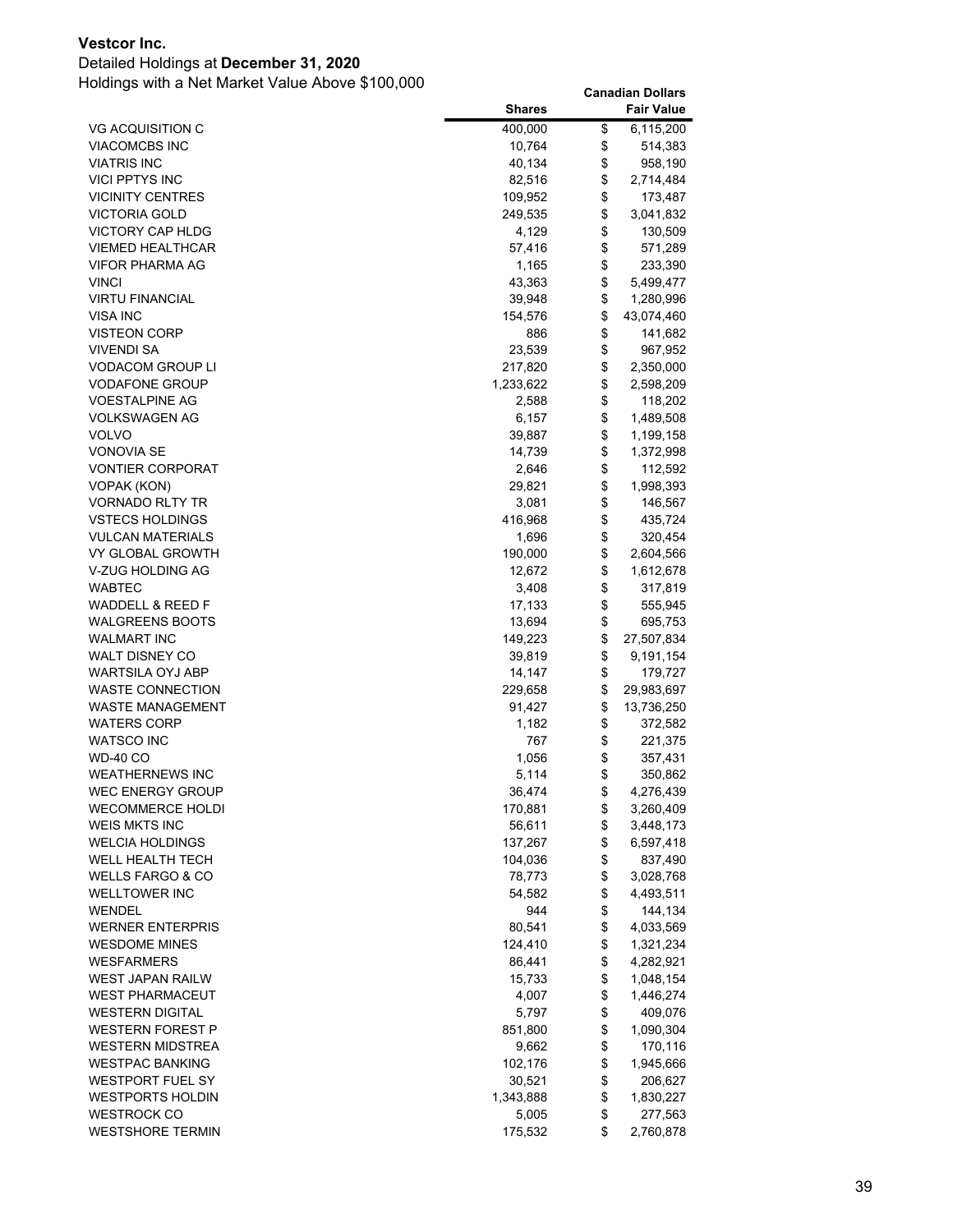**Vestcor Inc.**

Detailed Holdings at **December 31, 2020**

Holdings with a Net Market Value Above $100,000

| | Shares | Canadian Dollars Fair Value |
|---|---|---|
| VG ACQUISITION C | 400,000 | $ 6,115,200 |
| VIACOMCBS INC | 10,764 | $ 514,383 |
| VIATRIS INC | 40,134 | $ 958,190 |
| VICI PPTYS INC | 82,516 | $ 2,714,484 |
| VICINITY CENTRES | 109,952 | $ 173,487 |
| VICTORIA GOLD | 249,535 | $ 3,041,832 |
| VICTORY CAP HLDG | 4,129 | $ 130,509 |
| VIEMED HEALTHCAR | 57,416 | $ 571,289 |
| VIFOR PHARMA AG | 1,165 | $ 233,390 |
| VINCI | 43,363 | $ 5,499,477 |
| VIRTU FINANCIAL | 39,948 | $ 1,280,996 |
| VISA INC | 154,576 | $ 43,074,460 |
| VISTEON CORP | 886 | $ 141,682 |
| VIVENDI SA | 23,539 | $ 967,952 |
| VODACOM GROUP LI | 217,820 | $ 2,350,000 |
| VODAFONE GROUP | 1,233,622 | $ 2,598,209 |
| VOESTALPINE AG | 2,588 | $ 118,202 |
| VOLKSWAGEN AG | 6,157 | $ 1,489,508 |
| VOLVO | 39,887 | $ 1,199,158 |
| VONOVIA SE | 14,739 | $ 1,372,998 |
| VONTIER CORPORAT | 2,646 | $ 112,592 |
| VOPAK (KON) | 29,821 | $ 1,998,393 |
| VORNADO RLTY TR | 3,081 | $ 146,567 |
| VSTECS HOLDINGS | 416,968 | $ 435,724 |
| VULCAN MATERIALS | 1,696 | $ 320,454 |
| VY GLOBAL GROWTH | 190,000 | $ 2,604,566 |
| V-ZUG HOLDING AG | 12,672 | $ 1,612,678 |
| WABTEC | 3,408 | $ 317,819 |
| WADDELL & REED F | 17,133 | $ 555,945 |
| WALGREENS BOOTS | 13,694 | $ 695,753 |
| WALMART INC | 149,223 | $ 27,507,834 |
| WALT DISNEY CO | 39,819 | $ 9,191,154 |
| WARTSILA OYJ ABP | 14,147 | $ 179,727 |
| WASTE CONNECTION | 229,658 | $ 29,983,697 |
| WASTE MANAGEMENT | 91,427 | $ 13,736,250 |
| WATERS CORP | 1,182 | $ 372,582 |
| WATSCO INC | 767 | $ 221,375 |
| WD-40 CO | 1,056 | $ 357,431 |
| WEATHERNEWS INC | 5,114 | $ 350,862 |
| WEC ENERGY GROUP | 36,474 | $ 4,276,439 |
| WECOMMERCE HOLDI | 170,881 | $ 3,260,409 |
| WEIS MKTS INC | 56,611 | $ 3,448,173 |
| WELCIA HOLDINGS | 137,267 | $ 6,597,418 |
| WELL HEALTH TECH | 104,036 | $ 837,490 |
| WELLS FARGO & CO | 78,773 | $ 3,028,768 |
| WELLTOWER INC | 54,582 | $ 4,493,511 |
| WENDEL | 944 | $ 144,134 |
| WERNER ENTERPRIS | 80,541 | $ 4,033,569 |
| WESDOME MINES | 124,410 | $ 1,321,234 |
| WESFARMERS | 86,441 | $ 4,282,921 |
| WEST JAPAN RAILW | 15,733 | $ 1,048,154 |
| WEST PHARMACEUT | 4,007 | $ 1,446,274 |
| WESTERN DIGITAL | 5,797 | $ 409,076 |
| WESTERN FOREST P | 851,800 | $ 1,090,304 |
| WESTERN MIDSTREA | 9,662 | $ 170,116 |
| WESTPAC BANKING | 102,176 | $ 1,945,666 |
| WESTPORT FUEL SY | 30,521 | $ 206,627 |
| WESTPORTS HOLDIN | 1,343,888 | $ 1,830,227 |
| WESTROCK CO | 5,005 | $ 277,563 |
| WESTSHORE TERMIN | 175,532 | $ 2,760,878 |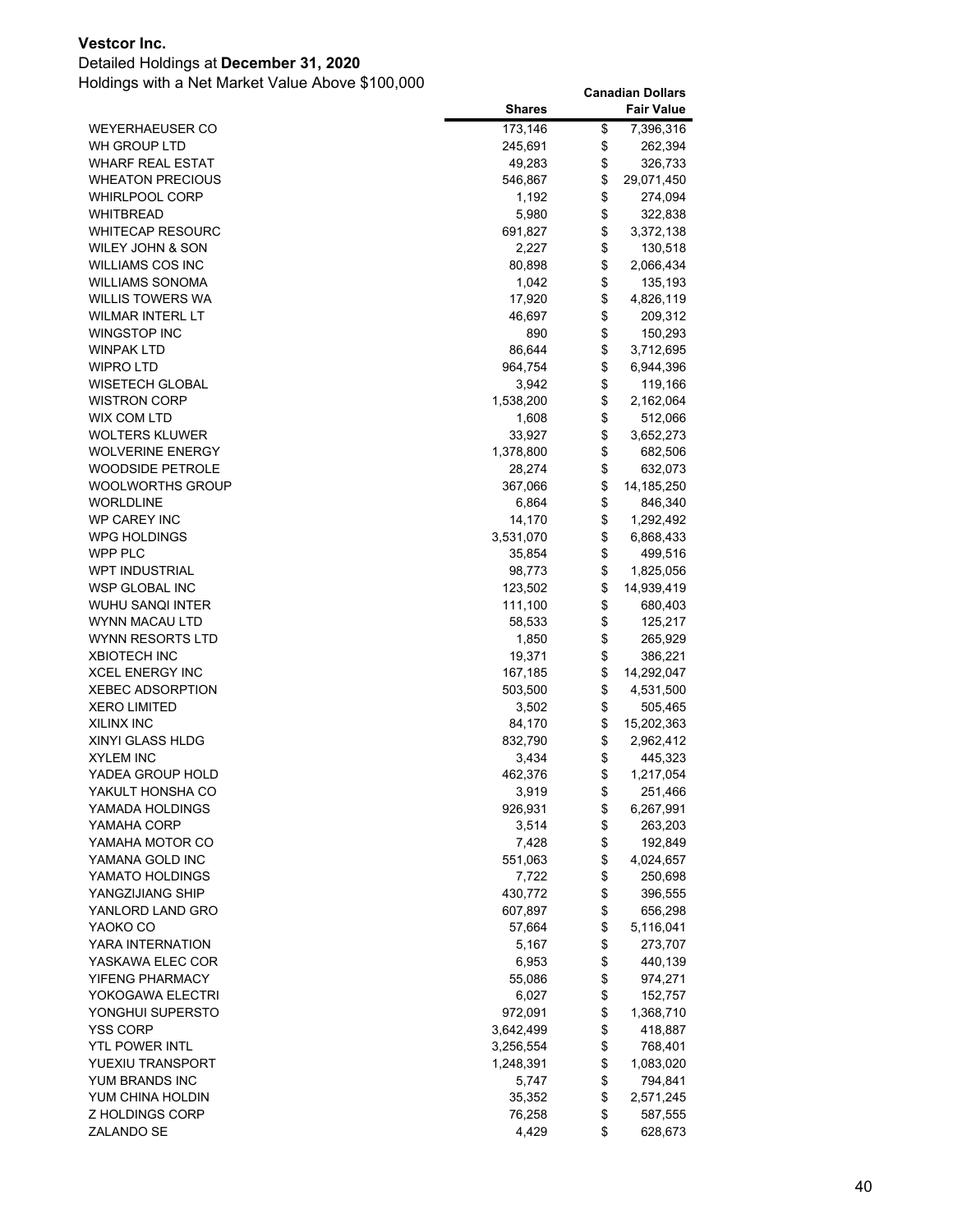**Vestcor Inc.**

Detailed Holdings at **December 31, 2020**

Holdings with a Net Market Value Above $100,000

| | Shares | Canadian Dollars Fair Value |
|---|---|---|
| WEYERHAEUSER CO | 173,146 | $ 7,396,316 |
| WH GROUP LTD | 245,691 | $ 262,394 |
| WHARF REAL ESTAT | 49,283 | $ 326,733 |
| WHEATON PRECIOUS | 546,867 | $ 29,071,450 |
| WHIRLPOOL CORP | 1,192 | $ 274,094 |
| WHITBREAD | 5,980 | $ 322,838 |
| WHITECAP RESOURC | 691,827 | $ 3,372,138 |
| WILEY JOHN & SON | 2,227 | $ 130,518 |
| WILLIAMS COS INC | 80,898 | $ 2,066,434 |
| WILLIAMS SONOMA | 1,042 | $ 135,193 |
| WILLIS TOWERS WA | 17,920 | $ 4,826,119 |
| WILMAR INTERL LT | 46,697 | $ 209,312 |
| WINGSTOP INC | 890 | $ 150,293 |
| WINPAK LTD | 86,644 | $ 3,712,695 |
| WIPRO LTD | 964,754 | $ 6,944,396 |
| WISETECH GLOBAL | 3,942 | $ 119,166 |
| WISTRON CORP | 1,538,200 | $ 2,162,064 |
| WIX COM LTD | 1,608 | $ 512,066 |
| WOLTERS KLUWER | 33,927 | $ 3,652,273 |
| WOLVERINE ENERGY | 1,378,800 | $ 682,506 |
| WOODSIDE PETROLE | 28,274 | $ 632,073 |
| WOOLWORTHS GROUP | 367,066 | $ 14,185,250 |
| WORLDLINE | 6,864 | $ 846,340 |
| WP CAREY INC | 14,170 | $ 1,292,492 |
| WPG HOLDINGS | 3,531,070 | $ 6,868,433 |
| WPP PLC | 35,854 | $ 499,516 |
| WPT INDUSTRIAL | 98,773 | $ 1,825,056 |
| WSP GLOBAL INC | 123,502 | $ 14,939,419 |
| WUHU SANQI INTER | 111,100 | $ 680,403 |
| WYNN MACAU LTD | 58,533 | $ 125,217 |
| WYNN RESORTS LTD | 1,850 | $ 265,929 |
| XBIOTECH INC | 19,371 | $ 386,221 |
| XCEL ENERGY INC | 167,185 | $ 14,292,047 |
| XEBEC ADSORPTION | 503,500 | $ 4,531,500 |
| XERO LIMITED | 3,502 | $ 505,465 |
| XILINX INC | 84,170 | $ 15,202,363 |
| XINYI GLASS HLDG | 832,790 | $ 2,962,412 |
| XYLEM INC | 3,434 | $ 445,323 |
| YADEA GROUP HOLD | 462,376 | $ 1,217,054 |
| YAKULT HONSHA CO | 3,919 | $ 251,466 |
| YAMADA HOLDINGS | 926,931 | $ 6,267,991 |
| YAMAHA CORP | 3,514 | $ 263,203 |
| YAMAHA MOTOR CO | 7,428 | $ 192,849 |
| YAMANA GOLD INC | 551,063 | $ 4,024,657 |
| YAMATO HOLDINGS | 7,722 | $ 250,698 |
| YANGZIJIANG SHIP | 430,772 | $ 396,555 |
| YANLORD LAND GRO | 607,897 | $ 656,298 |
| YAOKO CO | 57,664 | $ 5,116,041 |
| YARA INTERNATION | 5,167 | $ 273,707 |
| YASKAWA ELEC COR | 6,953 | $ 440,139 |
| YIFENG PHARMACY | 55,086 | $ 974,271 |
| YOKOGAWA ELECTRI | 6,027 | $ 152,757 |
| YONGHUI SUPERSTO | 972,091 | $ 1,368,710 |
| YSS CORP | 3,642,499 | $ 418,887 |
| YTL POWER INTL | 3,256,554 | $ 768,401 |
| YUEXIU TRANSPORT | 1,248,391 | $ 1,083,020 |
| YUM BRANDS INC | 5,747 | $ 794,841 |
| YUM CHINA HOLDIN | 35,352 | $ 2,571,245 |
| Z HOLDINGS CORP | 76,258 | $ 587,555 |
| ZALANDO SE | 4,429 | $ 628,673 |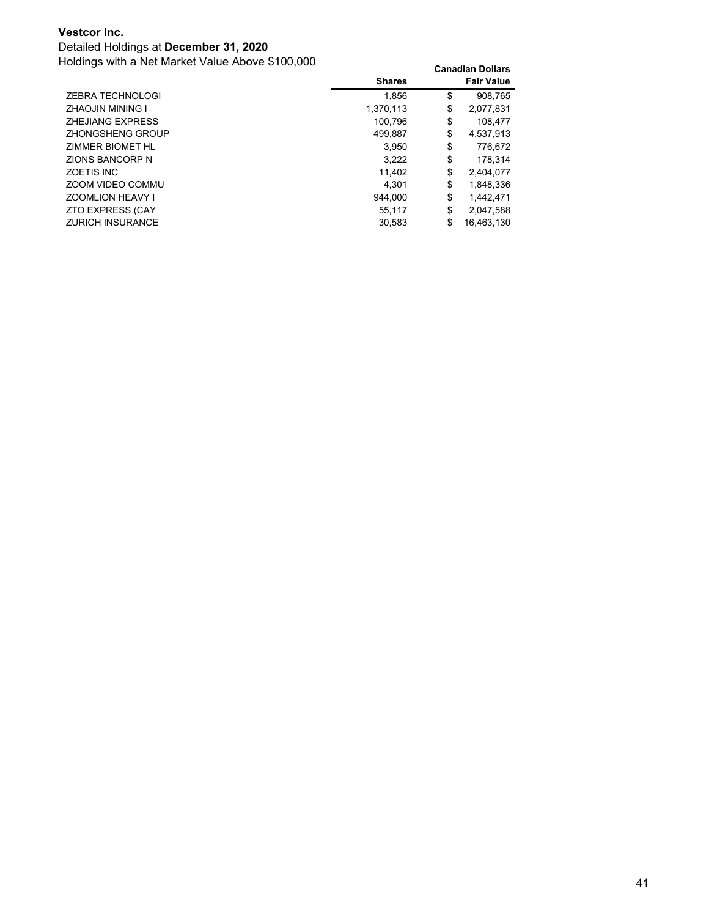**Vestcor Inc.**

Detailed Holdings at **December 31, 2020**

Holdings with a Net Market Value Above $100,000

| | Shares | Canadian Dollars Fair Value |
|---|---|---|
| ZEBRA TECHNOLOGI | 1,856 | $ 908,765 |
| ZHAOJIN MINING I | 1,370,113 | $ 2,077,831 |
| ZHEJIANG EXPRESS | 100,796 | $ 108,477 |
| ZHONGSHENG GROUP | 499,887 | $ 4,537,913 |
| ZIMMER BIOMET HL | 3,950 | $ 776,672 |
| ZIONS BANCORP N | 3,222 | $ 178,314 |
| ZOETIS INC | 11,402 | $ 2,404,077 |
| ZOOM VIDEO COMMU | 4,301 | $ 1,848,336 |
| ZOOMLION HEAVY I | 944,000 | $ 1,442,471 |
| ZTO EXPRESS (CAY | 55,117 | $ 2,047,588 |
| ZURICH INSURANCE | 30,583 | $ 16,463,130 |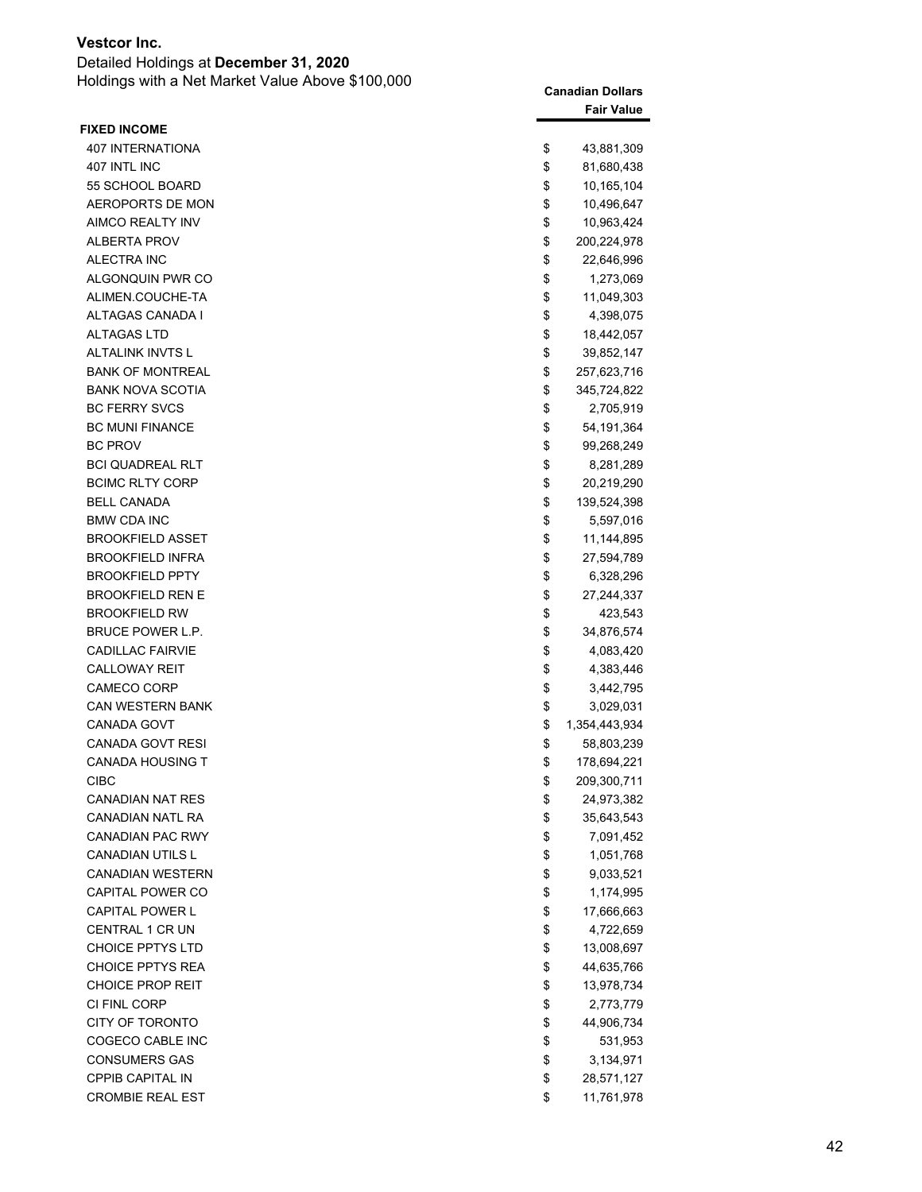**Vestcor Inc.**
Detailed Holdings at **December 31, 2020**
Holdings with a Net Market Value Above $100,000

| | Canadian Dollars Fair Value |
|---|---|
| **FIXED INCOME** | |
| 407 INTERNATIONA | $ 43,881,309 |
| 407 INTL INC | $ 81,680,438 |
| 55 SCHOOL BOARD | $ 10,165,104 |
| AEROPORTS DE MON | $ 10,496,647 |
| AIMCO REALTY INV | $ 10,963,424 |
| ALBERTA PROV | $ 200,224,978 |
| ALECTRA INC | $ 22,646,996 |
| ALGONQUIN PWR CO | $ 1,273,069 |
| ALIMEN.COUCHE-TA | $ 11,049,303 |
| ALTAGAS CANADA I | $ 4,398,075 |
| ALTAGAS LTD | $ 18,442,057 |
| ALTALINK INVTS L | $ 39,852,147 |
| BANK OF MONTREAL | $ 257,623,716 |
| BANK NOVA SCOTIA | $ 345,724,822 |
| BC FERRY SVCS | $ 2,705,919 |
| BC MUNI FINANCE | $ 54,191,364 |
| BC PROV | $ 99,268,249 |
| BCI QUADREAL RLT | $ 8,281,289 |
| BCIMC RLTY CORP | $ 20,219,290 |
| BELL CANADA | $ 139,524,398 |
| BMW CDA INC | $ 5,597,016 |
| BROOKFIELD ASSET | $ 11,144,895 |
| BROOKFIELD INFRA | $ 27,594,789 |
| BROOKFIELD PPTY | $ 6,328,296 |
| BROOKFIELD REN E | $ 27,244,337 |
| BROOKFIELD RW | $ 423,543 |
| BRUCE POWER L.P. | $ 34,876,574 |
| CADILLAC FAIRVIE | $ 4,083,420 |
| CALLOWAY REIT | $ 4,383,446 |
| CAMECO CORP | $ 3,442,795 |
| CAN WESTERN BANK | $ 3,029,031 |
| CANADA GOVT | $ 1,354,443,934 |
| CANADA GOVT RESI | $ 58,803,239 |
| CANADA HOUSING T | $ 178,694,221 |
| CIBC | $ 209,300,711 |
| CANADIAN NAT RES | $ 24,973,382 |
| CANADIAN NATL RA | $ 35,643,543 |
| CANADIAN PAC RWY | $ 7,091,452 |
| CANADIAN UTILS L | $ 1,051,768 |
| CANADIAN WESTERN | $ 9,033,521 |
| CAPITAL POWER CO | $ 1,174,995 |
| CAPITAL POWER L | $ 17,666,663 |
| CENTRAL 1 CR UN | $ 4,722,659 |
| CHOICE PPTYS LTD | $ 13,008,697 |
| CHOICE PPTYS REA | $ 44,635,766 |
| CHOICE PROP REIT | $ 13,978,734 |
| CI FINL CORP | $ 2,773,779 |
| CITY OF TORONTO | $ 44,906,734 |
| COGECO CABLE INC | $ 531,953 |
| CONSUMERS GAS | $ 3,134,971 |
| CPPIB CAPITAL IN | $ 28,571,127 |
| CROMBIE REAL EST | $ 11,761,978 |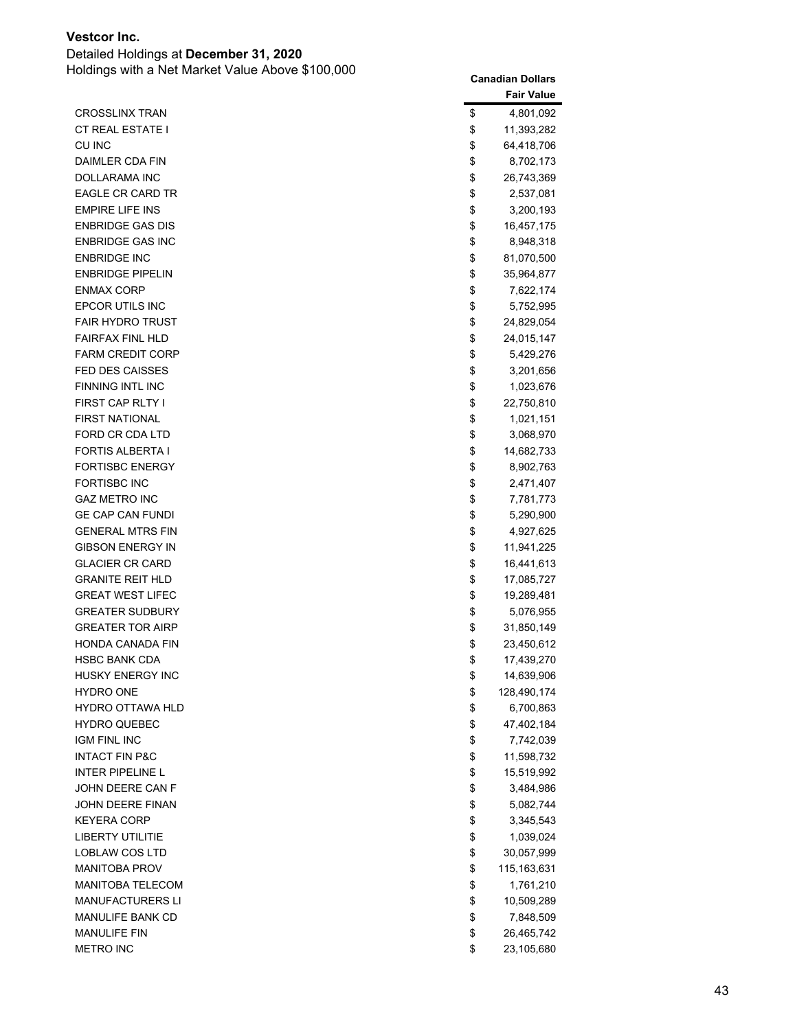**Vestcor Inc.**

Detailed Holdings at **December 31, 2020**

Holdings with a Net Market Value Above $100,000

| | Canadian Dollars Fair Value |
|---|---|
| CROSSLINX TRAN | $ 4,801,092 |
| CT REAL ESTATE I | $ 11,393,282 |
| CU INC | $ 64,418,706 |
| DAIMLER CDA FIN | $ 8,702,173 |
| DOLLARAMA INC | $ 26,743,369 |
| EAGLE CR CARD TR | $ 2,537,081 |
| EMPIRE LIFE INS | $ 3,200,193 |
| ENBRIDGE GAS DIS | $ 16,457,175 |
| ENBRIDGE GAS INC | $ 8,948,318 |
| ENBRIDGE INC | $ 81,070,500 |
| ENBRIDGE PIPELIN | $ 35,964,877 |
| ENMAX CORP | $ 7,622,174 |
| EPCOR UTILS INC | $ 5,752,995 |
| FAIR HYDRO TRUST | $ 24,829,054 |
| FAIRFAX FINL HLD | $ 24,015,147 |
| FARM CREDIT CORP | $ 5,429,276 |
| FED DES CAISSES | $ 3,201,656 |
| FINNING INTL INC | $ 1,023,676 |
| FIRST CAP RLTY I | $ 22,750,810 |
| FIRST NATIONAL | $ 1,021,151 |
| FORD CR CDA LTD | $ 3,068,970 |
| FORTIS ALBERTA I | $ 14,682,733 |
| FORTISBC ENERGY | $ 8,902,763 |
| FORTISBC INC | $ 2,471,407 |
| GAZ METRO INC | $ 7,781,773 |
| GE CAP CAN FUNDI | $ 5,290,900 |
| GENERAL MTRS FIN | $ 4,927,625 |
| GIBSON ENERGY IN | $ 11,941,225 |
| GLACIER CR CARD | $ 16,441,613 |
| GRANITE REIT HLD | $ 17,085,727 |
| GREAT WEST LIFEC | $ 19,289,481 |
| GREATER SUDBURY | $ 5,076,955 |
| GREATER TOR AIRP | $ 31,850,149 |
| HONDA CANADA FIN | $ 23,450,612 |
| HSBC BANK CDA | $ 17,439,270 |
| HUSKY ENERGY INC | $ 14,639,906 |
| HYDRO ONE | $ 128,490,174 |
| HYDRO OTTAWA HLD | $ 6,700,863 |
| HYDRO QUEBEC | $ 47,402,184 |
| IGM FINL INC | $ 7,742,039 |
| INTACT FIN P&C | $ 11,598,732 |
| INTER PIPELINE L | $ 15,519,992 |
| JOHN DEERE CAN F | $ 3,484,986 |
| JOHN DEERE FINAN | $ 5,082,744 |
| KEYERA CORP | $ 3,345,543 |
| LIBERTY UTILITIE | $ 1,039,024 |
| LOBLAW COS LTD | $ 30,057,999 |
| MANITOBA PROV | $ 115,163,631 |
| MANITOBA TELECOM | $ 1,761,210 |
| MANUFACTURERS LI | $ 10,509,289 |
| MANULIFE BANK CD | $ 7,848,509 |
| MANULIFE FIN | $ 26,465,742 |
| METRO INC | $ 23,105,680 |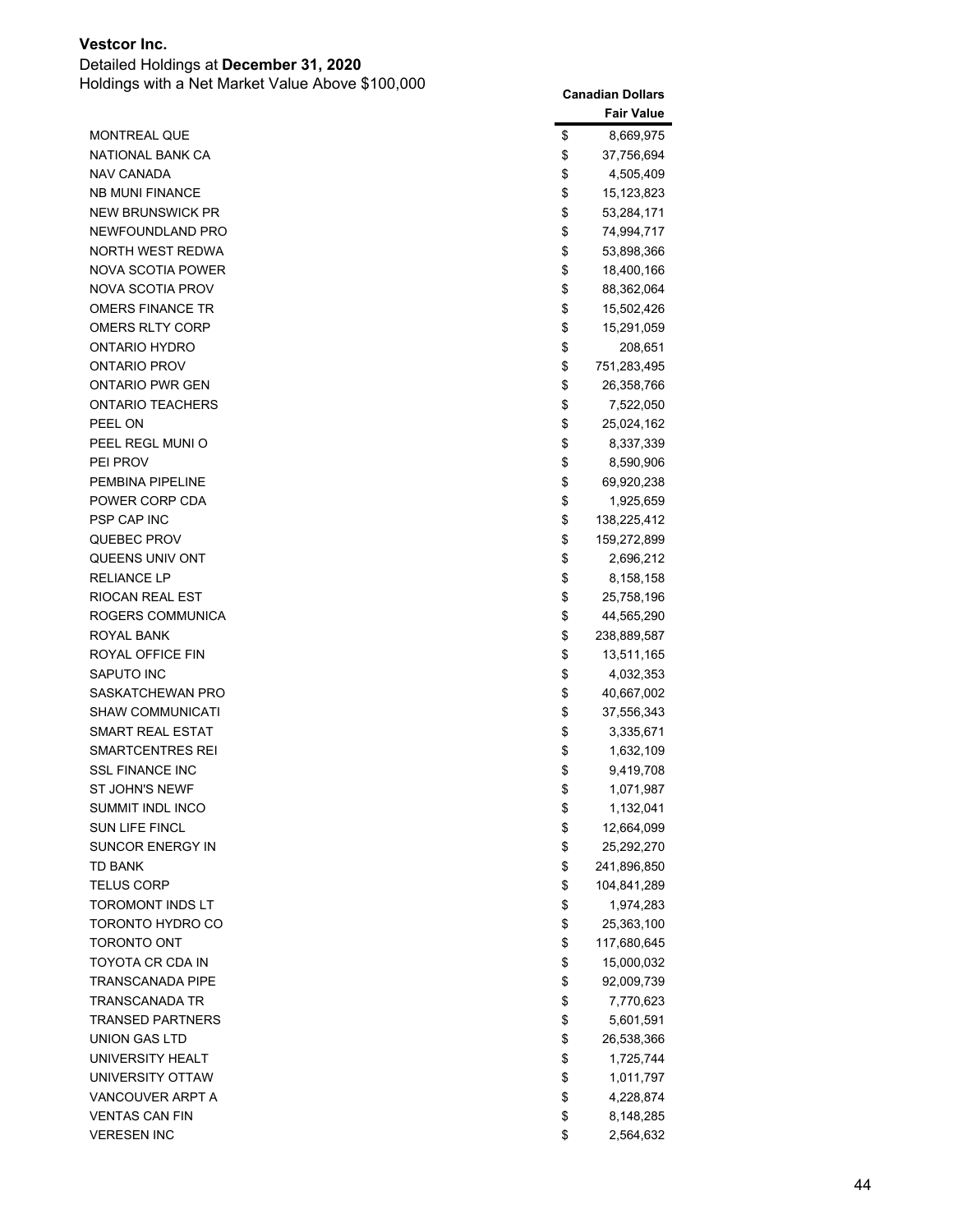**Vestcor Inc.**

Detailed Holdings at **December 31, 2020**

Holdings with a Net Market Value Above $100,000

| | Canadian Dollars Fair Value |
|---|---|
| MONTREAL QUE | $ 8,669,975 |
| NATIONAL BANK CA | $ 37,756,694 |
| NAV CANADA | $ 4,505,409 |
| NB MUNI FINANCE | $ 15,123,823 |
| NEW BRUNSWICK PR | $ 53,284,171 |
| NEWFOUNDLAND PRO | $ 74,994,717 |
| NORTH WEST REDWA | $ 53,898,366 |
| NOVA SCOTIA POWER | $ 18,400,166 |
| NOVA SCOTIA PROV | $ 88,362,064 |
| OMERS FINANCE TR | $ 15,502,426 |
| OMERS RLTY CORP | $ 15,291,059 |
| ONTARIO HYDRO | $ 208,651 |
| ONTARIO PROV | $ 751,283,495 |
| ONTARIO PWR GEN | $ 26,358,766 |
| ONTARIO TEACHERS | $ 7,522,050 |
| PEEL ON | $ 25,024,162 |
| PEEL REGL MUNI O | $ 8,337,339 |
| PEI PROV | $ 8,590,906 |
| PEMBINA PIPELINE | $ 69,920,238 |
| POWER CORP CDA | $ 1,925,659 |
| PSP CAP INC | $ 138,225,412 |
| QUEBEC PROV | $ 159,272,899 |
| QUEENS UNIV ONT | $ 2,696,212 |
| RELIANCE LP | $ 8,158,158 |
| RIOCAN REAL EST | $ 25,758,196 |
| ROGERS COMMUNICA | $ 44,565,290 |
| ROYAL BANK | $ 238,889,587 |
| ROYAL OFFICE FIN | $ 13,511,165 |
| SAPUTO INC | $ 4,032,353 |
| SASKATCHEWAN PRO | $ 40,667,002 |
| SHAW COMMUNICATI | $ 37,556,343 |
| SMART REAL ESTAT | $ 3,335,671 |
| SMARTCENTRES REI | $ 1,632,109 |
| SSL FINANCE INC | $ 9,419,708 |
| ST JOHN'S NEWF | $ 1,071,987 |
| SUMMIT INDL INCO | $ 1,132,041 |
| SUN LIFE FINCL | $ 12,664,099 |
| SUNCOR ENERGY IN | $ 25,292,270 |
| TD BANK | $ 241,896,850 |
| TELUS CORP | $ 104,841,289 |
| TOROMONT INDS LT | $ 1,974,283 |
| TORONTO HYDRO CO | $ 25,363,100 |
| TORONTO ONT | $ 117,680,645 |
| TOYOTA CR CDA IN | $ 15,000,032 |
| TRANSCANADA PIPE | $ 92,009,739 |
| TRANSCANADA TR | $ 7,770,623 |
| TRANSED PARTNERS | $ 5,601,591 |
| UNION GAS LTD | $ 26,538,366 |
| UNIVERSITY HEALT | $ 1,725,744 |
| UNIVERSITY OTTAW | $ 1,011,797 |
| VANCOUVER ARPT A | $ 4,228,874 |
| VENTAS CAN FIN | $ 8,148,285 |
| VERESEN INC | $ 2,564,632 |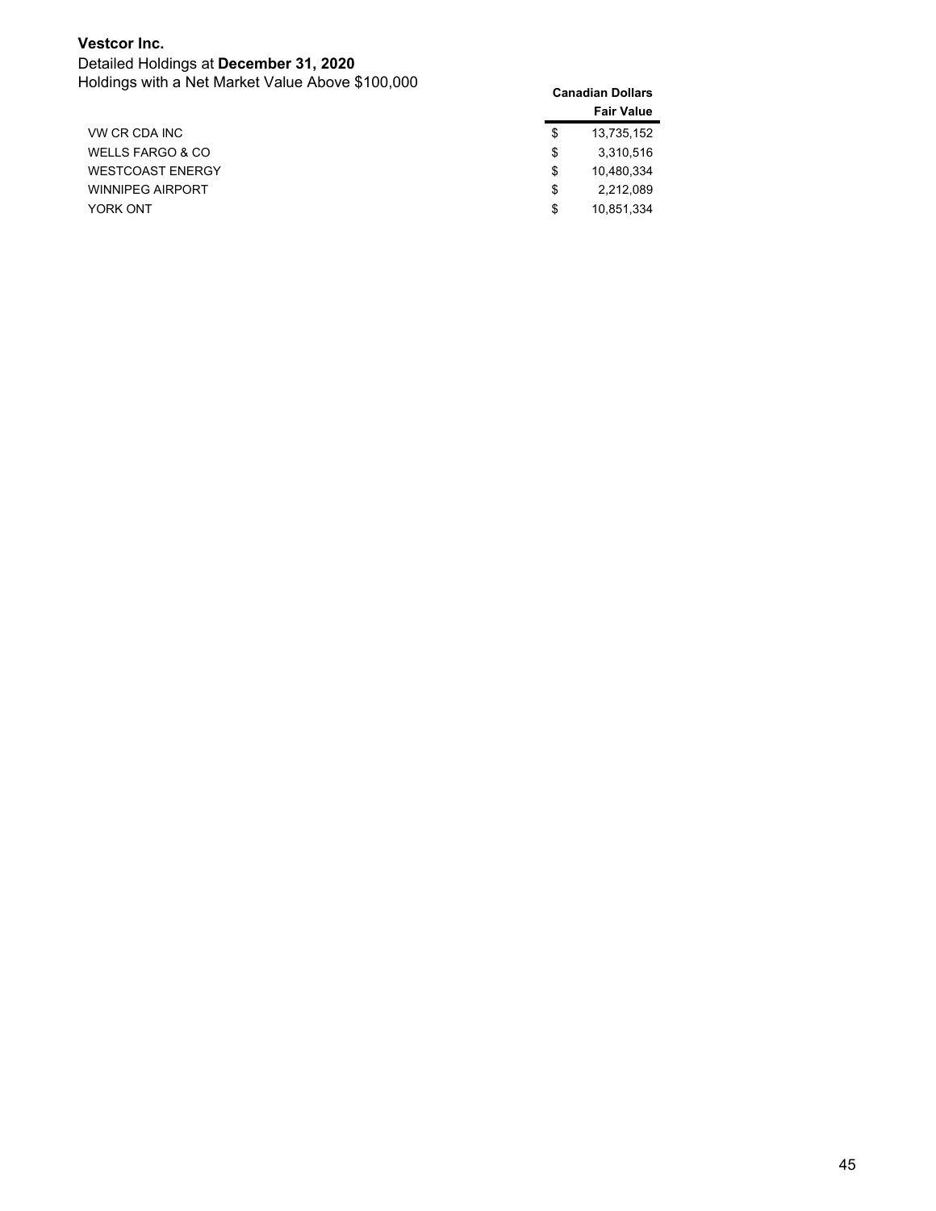**Vestcor Inc.**

Detailed Holdings at **December 31, 2020**

Holdings with a Net Market Value Above $100,000

| | Canadian Dollars |
|---|---|
| | **Fair Value** |
| VW CR CDA INC | $ 13,735,152 |
| WELLS FARGO & CO | $ 3,310,516 |
| WESTCOAST ENERGY | $ 10,480,334 |
| WINNIPEG AIRPORT | $ 2,212,089 |
| YORK ONT | $ 10,851,334 |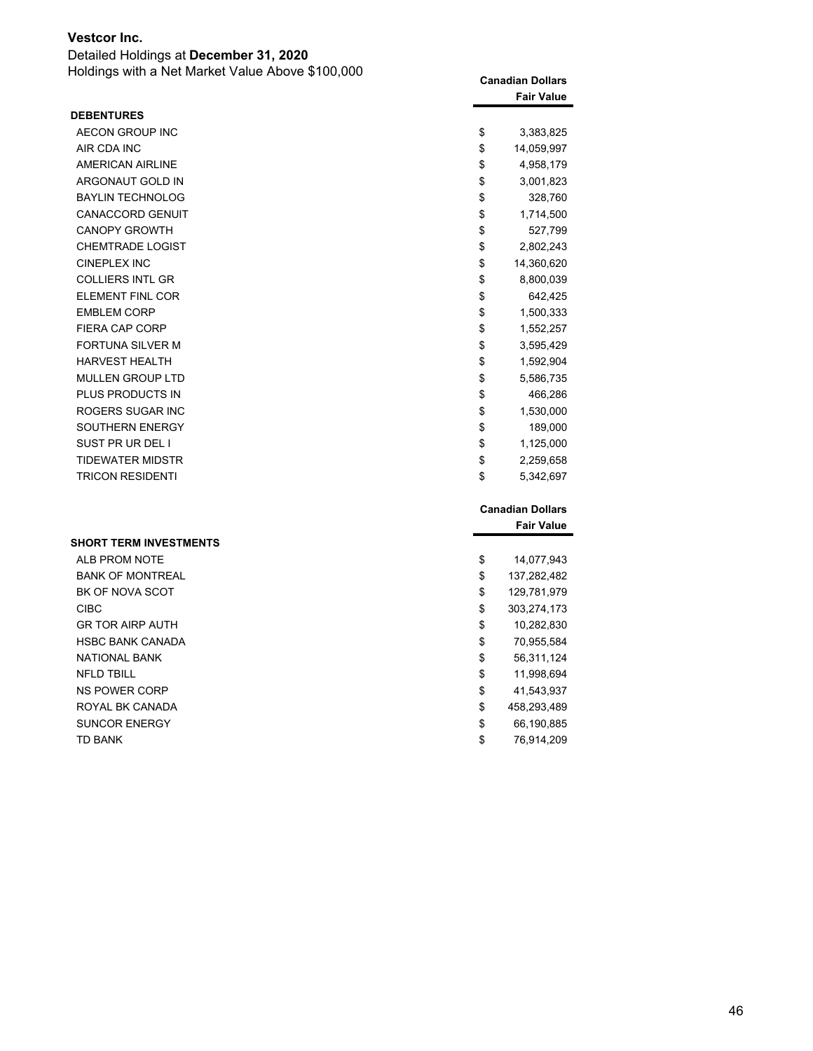**Vestcor Inc.**

Detailed Holdings at **December 31, 2020**

Holdings with a Net Market Value Above $100,000

| | Canadian Dollars Fair Value |
|---|---|
| **DEBENTURES** | |
| AECON GROUP INC | $ 3,383,825 |
| AIR CDA INC | $ 14,059,997 |
| AMERICAN AIRLINE | $ 4,958,179 |
| ARGONAUT GOLD IN | $ 3,001,823 |
| BAYLIN TECHNOLOG | $ 328,760 |
| CANACCORD GENUIT | $ 1,714,500 |
| CANOPY GROWTH | $ 527,799 |
| CHEMTRADE LOGIST | $ 2,802,243 |
| CINEPLEX INC | $ 14,360,620 |
| COLLIERS INTL GR | $ 8,800,039 |
| ELEMENT FINL COR | $ 642,425 |
| EMBLEM CORP | $ 1,500,333 |
| FIERA CAP CORP | $ 1,552,257 |
| FORTUNA SILVER M | $ 3,595,429 |
| HARVEST HEALTH | $ 1,592,904 |
| MULLEN GROUP LTD | $ 5,586,735 |
| PLUS PRODUCTS IN | $ 466,286 |
| ROGERS SUGAR INC | $ 1,530,000 |
| SOUTHERN ENERGY | $ 189,000 |
| SUST PR UR DEL I | $ 1,125,000 |
| TIDEWATER MIDSTR | $ 2,259,658 |
| TRICON RESIDENTI | $ 5,342,697 |

| | Canadian Dollars Fair Value |
|---|---|
| **SHORT TERM INVESTMENTS** | |
| ALB PROM NOTE | $ 14,077,943 |
| BANK OF MONTREAL | $ 137,282,482 |
| BK OF NOVA SCOT | $ 129,781,979 |
| CIBC | $ 303,274,173 |
| GR TOR AIRP AUTH | $ 10,282,830 |
| HSBC BANK CANADA | $ 70,955,584 |
| NATIONAL BANK | $ 56,311,124 |
| NFLD TBILL | $ 11,998,694 |
| NS POWER CORP | $ 41,543,937 |
| ROYAL BK CANADA | $ 458,293,489 |
| SUNCOR ENERGY | $ 66,190,885 |
| TD BANK | $ 76,914,209 |